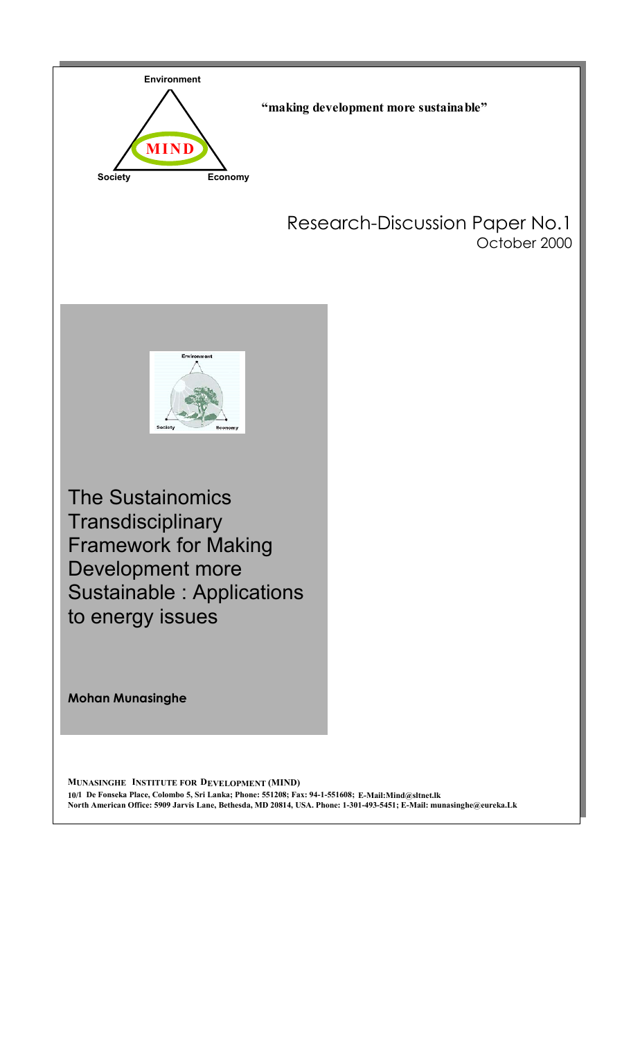Environment

MIND

Society Economy

**"making development more sustainable"**

Research-Discussion Paper No.1

October 2000

# The Sustainomics Transdisciplinary Framework for Making Development more Sustainable : Applications to energy issues

**Mohan Munasinghe**

**MUNASINGHE INSTITUTE FOR DEVELOPMENT (MIND)**

**10/1 De Fonseka Place, Colombo 5, Sri Lanka; Phone: 551208; Fax: 94-1-551608; E-Mail:Mind@sltnet.lk**

**North American Office: 5909 Jarvis Lane, Bethesda, MD 20814, USA. Phone: 1-301-493-5451; E-Mail: munasinghe@eureka.Lk**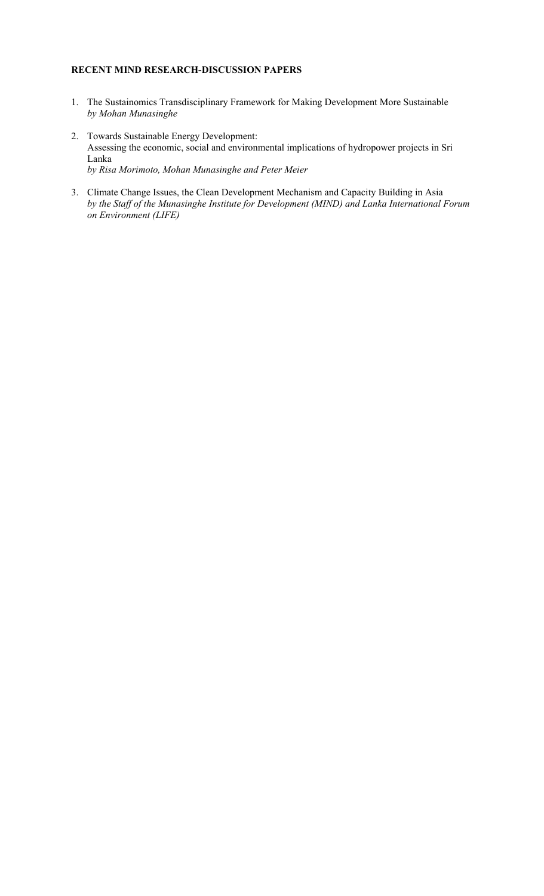**RECENT MIND RESEARCH-DISCUSSION PAPERS**

1. The Sustainomics Transdisciplinary Framework for Making Development More Sustainable
   *by Mohan Munasinghe*

2. Towards Sustainable Energy Development:
   Assessing the economic, social and environmental implications of hydropower projects in Sri Lanka
   *by Risa Morimoto, Mohan Munasinghe and Peter Meier*

3. Climate Change Issues, the Clean Development Mechanism and Capacity Building in Asia
   *by the Staff of the Munasinghe Institute for Development (MIND) and Lanka International Forum on Environment (LIFE)*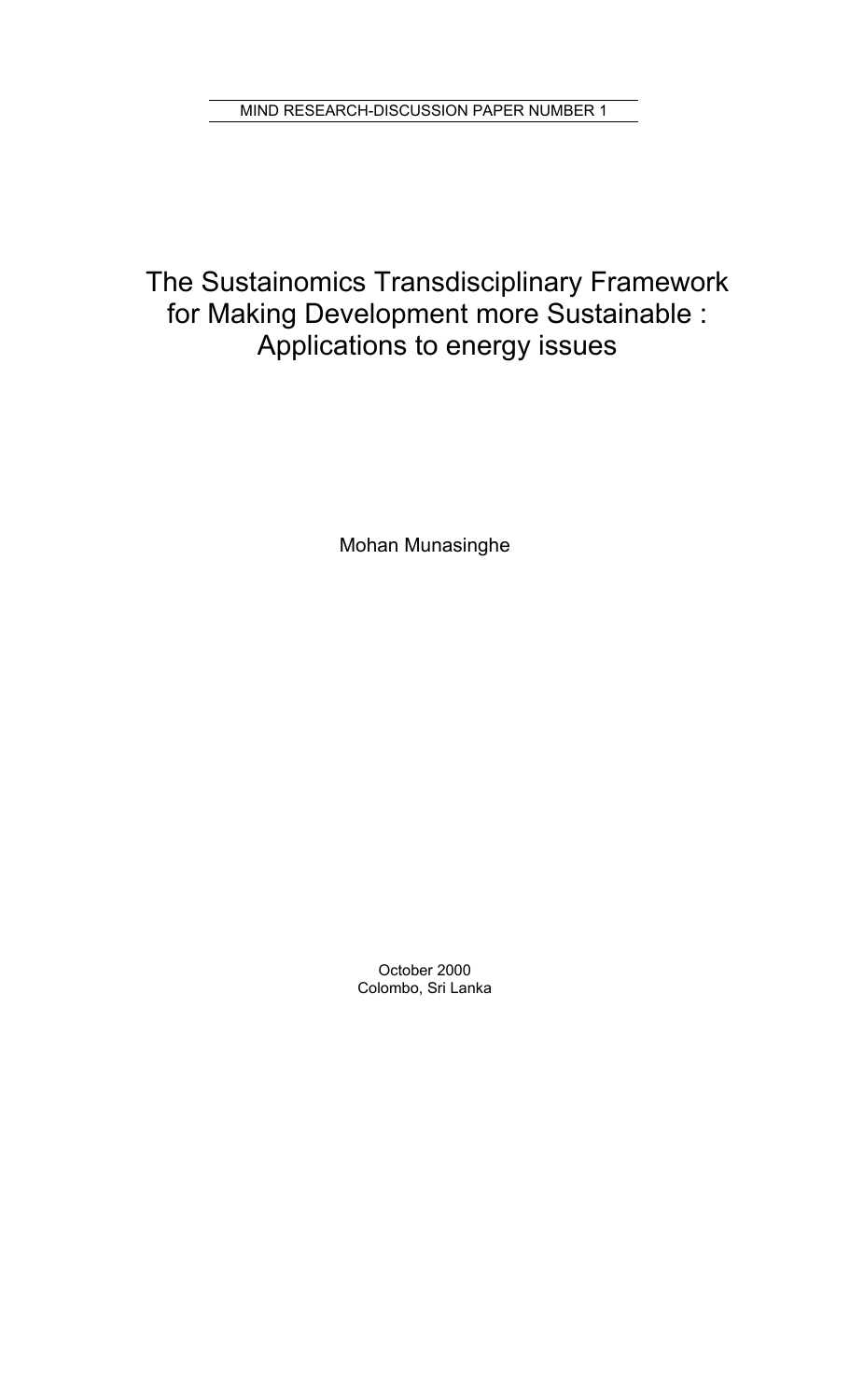MIND RESEARCH-DISCUSSION PAPER NUMBER 1

# The Sustainomics Transdisciplinary Framework for Making Development more Sustainable : Applications to energy issues

Mohan Munasinghe

October 2000
Colombo, Sri Lanka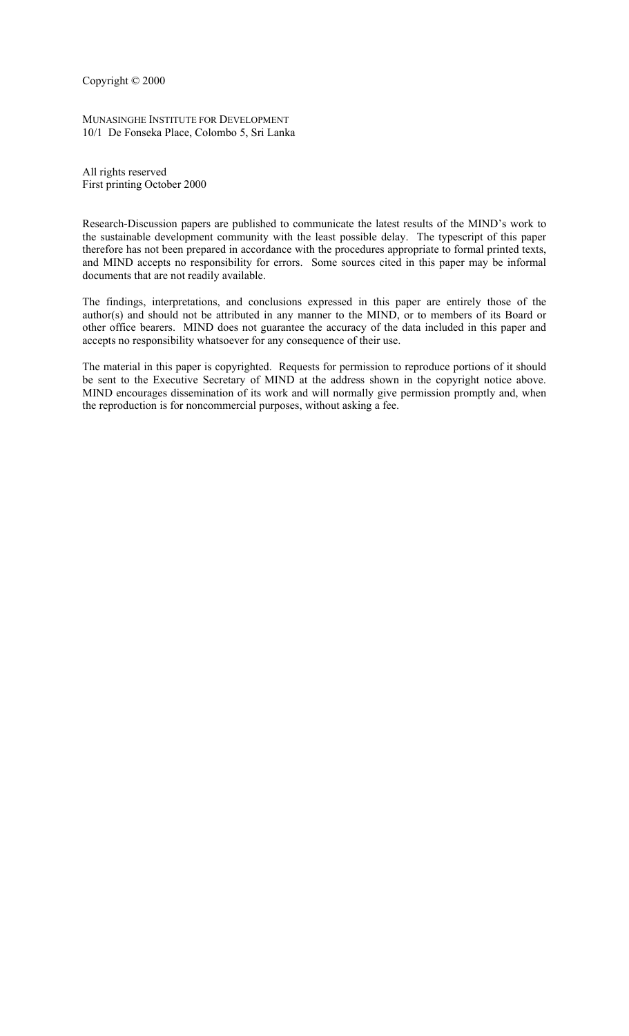Copyright © 2000

MUNASINGHE INSTITUTE FOR DEVELOPMENT
10/1 De Fonseka Place, Colombo 5, Sri Lanka

All rights reserved
First printing October 2000

Research-Discussion papers are published to communicate the latest results of the MIND's work to the sustainable development community with the least possible delay. The typescript of this paper therefore has not been prepared in accordance with the procedures appropriate to formal printed texts, and MIND accepts no responsibility for errors. Some sources cited in this paper may be informal documents that are not readily available.

The findings, interpretations, and conclusions expressed in this paper are entirely those of the author(s) and should not be attributed in any manner to the MIND, or to members of its Board or other office bearers. MIND does not guarantee the accuracy of the data included in this paper and accepts no responsibility whatsoever for any consequence of their use.

The material in this paper is copyrighted. Requests for permission to reproduce portions of it should be sent to the Executive Secretary of MIND at the address shown in the copyright notice above. MIND encourages dissemination of its work and will normally give permission promptly and, when the reproduction is for noncommercial purposes, without asking a fee.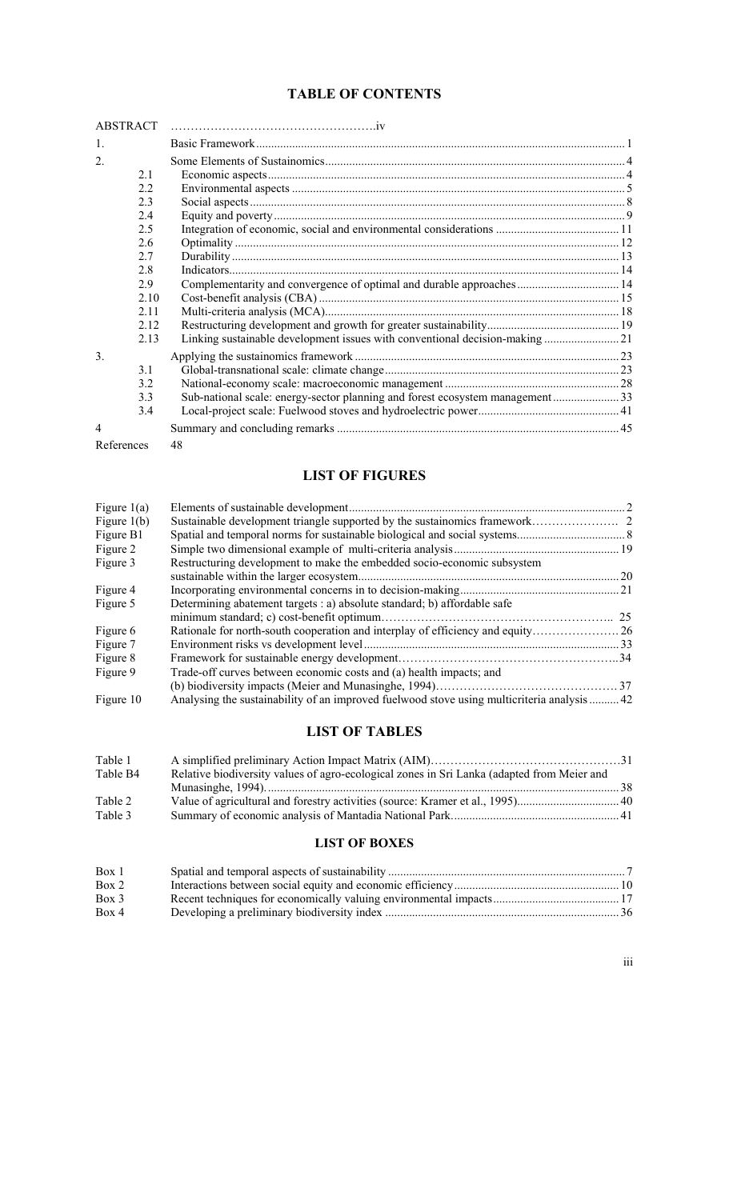## TABLE OF CONTENTS

| | | |
|---|---|---|
| ABSTRACT | | iv |
| 1. | Basic Framework | 1 |
| 2. | Some Elements of Sustainomics | 4 |
| 2.1 | Economic aspects | 4 |
| 2.2 | Environmental aspects | 5 |
| 2.3 | Social aspects | 8 |
| 2.4 | Equity and poverty | 9 |
| 2.5 | Integration of economic, social and environmental considerations | 11 |
| 2.6 | Optimality | 12 |
| 2.7 | Durability | 13 |
| 2.8 | Indicators | 14 |
| 2.9 | Complementarity and convergence of optimal and durable approaches | 14 |
| 2.10 | Cost-benefit analysis (CBA) | 15 |
| 2.11 | Multi-criteria analysis (MCA) | 18 |
| 2.12 | Restructuring development and growth for greater sustainability | 19 |
| 2.13 | Linking sustainable development issues with conventional decision-making | 21 |
| 3. | Applying the sustainomics framework | 23 |
| 3.1 | Global-transnational scale: climate change | 23 |
| 3.2 | National-economy scale: macroeconomic management | 28 |
| 3.3 | Sub-national scale: energy-sector planning and forest ecosystem management | 33 |
| 3.4 | Local-project scale: Fuelwood stoves and hydroelectric power | 41 |
| 4 | Summary and concluding remarks | 45 |
| References | | 48 |

## LIST OF FIGURES

| | | |
|---|---|---|
| Figure 1(a) | Elements of sustainable development | 2 |
| Figure 1(b) | Sustainable development triangle supported by the sustainomics framework | 2 |
| Figure B1 | Spatial and temporal norms for sustainable biological and social systems | 8 |
| Figure 2 | Simple two dimensional example of multi-criteria analysis | 19 |
| Figure 3 | Restructuring development to make the embedded socio-economic subsystem sustainable within the larger ecosystem | 20 |
| Figure 4 | Incorporating environmental concerns in to decision-making | 21 |
| Figure 5 | Determining abatement targets : a) absolute standard; b) affordable safe minimum standard; c) cost-benefit optimum | 25 |
| Figure 6 | Rationale for north-south cooperation and interplay of efficiency and equity | 26 |
| Figure 7 | Environment risks vs development level | 33 |
| Figure 8 | Framework for sustainable energy development | 34 |
| Figure 9 | Trade-off curves between economic costs and (a) health impacts; and (b) biodiversity impacts (Meier and Munasinghe, 1994) | 37 |
| Figure 10 | Analysing the sustainability of an improved fuelwood stove using multicriteria analysis | 42 |

## LIST OF TABLES

| | | |
|---|---|---|
| Table 1 | A simplified preliminary Action Impact Matrix (AIM) | 31 |
| Table B4 | Relative biodiversity values of agro-ecological zones in Sri Lanka (adapted from Meier and Munasinghe, 1994) | 38 |
| Table 2 | Value of agricultural and forestry activities (source: Kramer et al., 1995) | 40 |
| Table 3 | Summary of economic analysis of Mantadia National Park | 41 |

## LIST OF BOXES

| | | |
|---|---|---|
| Box 1 | Spatial and temporal aspects of sustainability | 7 |
| Box 2 | Interactions between social equity and economic efficiency | 10 |
| Box 3 | Recent techniques for economically valuing environmental impacts | 17 |
| Box 4 | Developing a preliminary biodiversity index | 36 |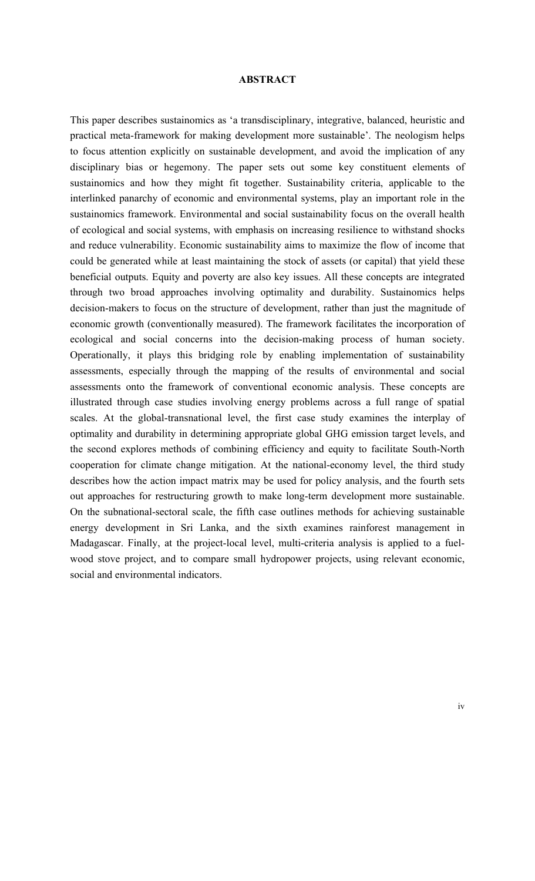## ABSTRACT

This paper describes sustainomics as 'a transdisciplinary, integrative, balanced, heuristic and practical meta-framework for making development more sustainable'. The neologism helps to focus attention explicitly on sustainable development, and avoid the implication of any disciplinary bias or hegemony. The paper sets out some key constituent elements of sustainomics and how they might fit together. Sustainability criteria, applicable to the interlinked panarchy of economic and environmental systems, play an important role in the sustainomics framework. Environmental and social sustainability focus on the overall health of ecological and social systems, with emphasis on increasing resilience to withstand shocks and reduce vulnerability. Economic sustainability aims to maximize the flow of income that could be generated while at least maintaining the stock of assets (or capital) that yield these beneficial outputs. Equity and poverty are also key issues. All these concepts are integrated through two broad approaches involving optimality and durability. Sustainomics helps decision-makers to focus on the structure of development, rather than just the magnitude of economic growth (conventionally measured). The framework facilitates the incorporation of ecological and social concerns into the decision-making process of human society. Operationally, it plays this bridging role by enabling implementation of sustainability assessments, especially through the mapping of the results of environmental and social assessments onto the framework of conventional economic analysis. These concepts are illustrated through case studies involving energy problems across a full range of spatial scales. At the global-transnational level, the first case study examines the interplay of optimality and durability in determining appropriate global GHG emission target levels, and the second explores methods of combining efficiency and equity to facilitate South-North cooperation for climate change mitigation. At the national-economy level, the third study describes how the action impact matrix may be used for policy analysis, and the fourth sets out approaches for restructuring growth to make long-term development more sustainable. On the subnational-sectoral scale, the fifth case outlines methods for achieving sustainable energy development in Sri Lanka, and the sixth examines rainforest management in Madagascar. Finally, at the project-local level, multi-criteria analysis is applied to a fuel-wood stove project, and to compare small hydropower projects, using relevant economic, social and environmental indicators.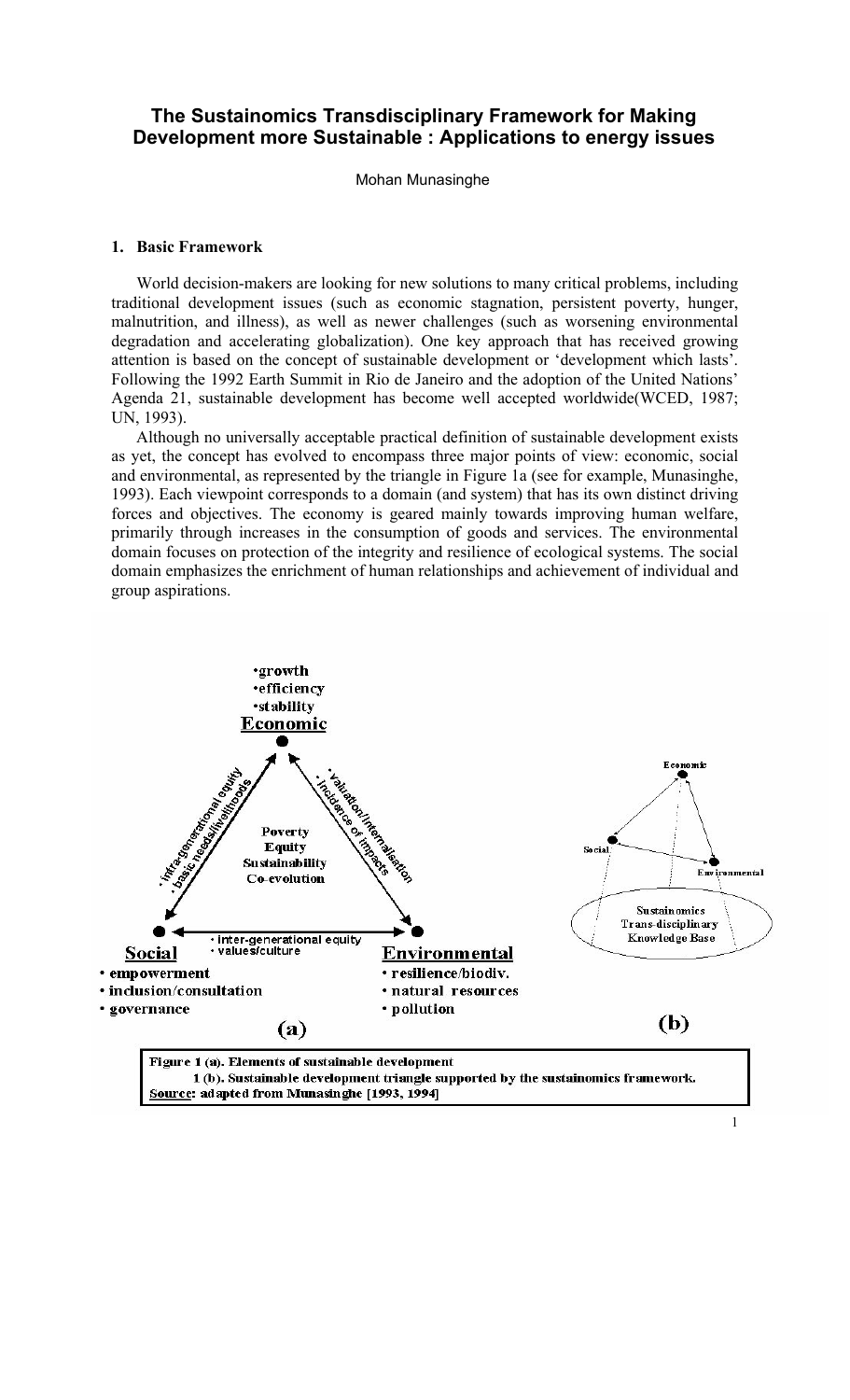# The Sustainomics Transdisciplinary Framework for Making Development more Sustainable : Applications to energy issues

Mohan Munasinghe

## 1. Basic Framework

World decision-makers are looking for new solutions to many critical problems, including traditional development issues (such as economic stagnation, persistent poverty, hunger, malnutrition, and illness), as well as newer challenges (such as worsening environmental degradation and accelerating globalization). One key approach that has received growing attention is based on the concept of sustainable development or 'development which lasts'. Following the 1992 Earth Summit in Rio de Janeiro and the adoption of the United Nations' Agenda 21, sustainable development has become well accepted worldwide(WCED, 1987; UN, 1993).

Although no universally acceptable practical definition of sustainable development exists as yet, the concept has evolved to encompass three major points of view: economic, social and environmental, as represented by the triangle in Figure 1a (see for example, Munasinghe, 1993). Each viewpoint corresponds to a domain (and system) that has its own distinct driving forces and objectives. The economy is geared mainly towards improving human welfare, primarily through increases in the consumption of goods and services. The environmental domain focuses on protection of the integrity and resilience of ecological systems. The social domain emphasizes the enrichment of human relationships and achievement of individual and group aspirations.

**Figure 1 (a). Elements of sustainable development**
**1 (b). Sustainable development triangle supported by the sustainomics framework.**
**Source: adapted from Munasinghe [1993, 1994]**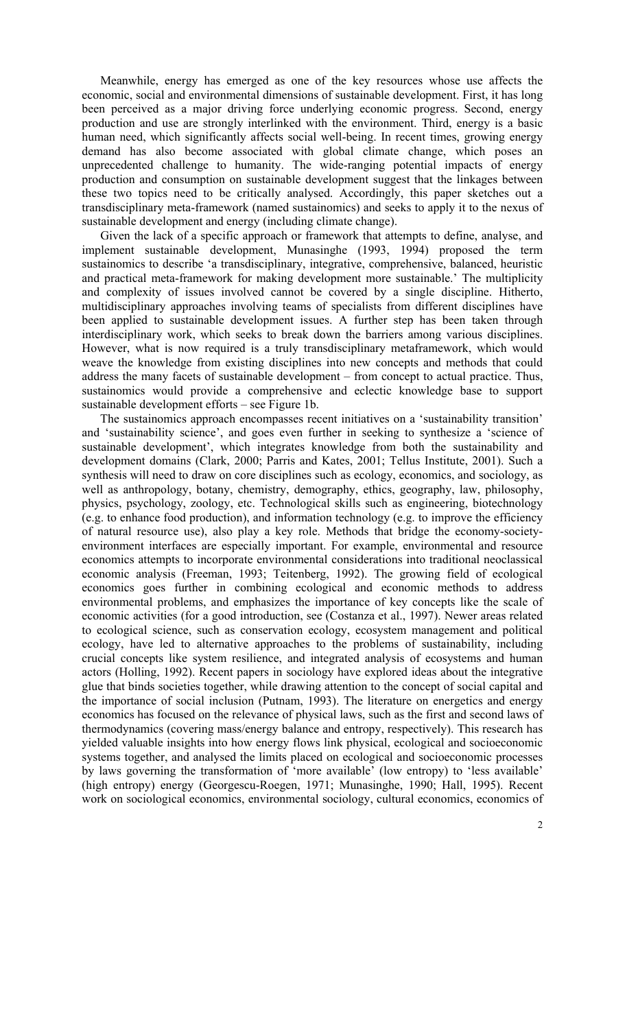Meanwhile, energy has emerged as one of the key resources whose use affects the economic, social and environmental dimensions of sustainable development. First, it has long been perceived as a major driving force underlying economic progress. Second, energy production and use are strongly interlinked with the environment. Third, energy is a basic human need, which significantly affects social well-being. In recent times, growing energy demand has also become associated with global climate change, which poses an unprecedented challenge to humanity. The wide-ranging potential impacts of energy production and consumption on sustainable development suggest that the linkages between these two topics need to be critically analysed. Accordingly, this paper sketches out a transdisciplinary meta-framework (named sustainomics) and seeks to apply it to the nexus of sustainable development and energy (including climate change).

Given the lack of a specific approach or framework that attempts to define, analyse, and implement sustainable development, Munasinghe (1993, 1994) proposed the term sustainomics to describe 'a transdisciplinary, integrative, comprehensive, balanced, heuristic and practical meta-framework for making development more sustainable.' The multiplicity and complexity of issues involved cannot be covered by a single discipline. Hitherto, multidisciplinary approaches involving teams of specialists from different disciplines have been applied to sustainable development issues. A further step has been taken through interdisciplinary work, which seeks to break down the barriers among various disciplines. However, what is now required is a truly transdisciplinary metaframework, which would weave the knowledge from existing disciplines into new concepts and methods that could address the many facets of sustainable development – from concept to actual practice. Thus, sustainomics would provide a comprehensive and eclectic knowledge base to support sustainable development efforts – see Figure 1b.

The sustainomics approach encompasses recent initiatives on a 'sustainability transition' and 'sustainability science', and goes even further in seeking to synthesize a 'science of sustainable development', which integrates knowledge from both the sustainability and development domains (Clark, 2000; Parris and Kates, 2001; Tellus Institute, 2001). Such a synthesis will need to draw on core disciplines such as ecology, economics, and sociology, as well as anthropology, botany, chemistry, demography, ethics, geography, law, philosophy, physics, psychology, zoology, etc. Technological skills such as engineering, biotechnology (e.g. to enhance food production), and information technology (e.g. to improve the efficiency of natural resource use), also play a key role. Methods that bridge the economy-society-environment interfaces are especially important. For example, environmental and resource economics attempts to incorporate environmental considerations into traditional neoclassical economic analysis (Freeman, 1993; Teitenberg, 1992). The growing field of ecological economics goes further in combining ecological and economic methods to address environmental problems, and emphasizes the importance of key concepts like the scale of economic activities (for a good introduction, see (Costanza et al., 1997). Newer areas related to ecological science, such as conservation ecology, ecosystem management and political ecology, have led to alternative approaches to the problems of sustainability, including crucial concepts like system resilience, and integrated analysis of ecosystems and human actors (Holling, 1992). Recent papers in sociology have explored ideas about the integrative glue that binds societies together, while drawing attention to the concept of social capital and the importance of social inclusion (Putnam, 1993). The literature on energetics and energy economics has focused on the relevance of physical laws, such as the first and second laws of thermodynamics (covering mass/energy balance and entropy, respectively). This research has yielded valuable insights into how energy flows link physical, ecological and socioeconomic systems together, and analysed the limits placed on ecological and socioeconomic processes by laws governing the transformation of 'more available' (low entropy) to 'less available' (high entropy) energy (Georgescu-Roegen, 1971; Munasinghe, 1990; Hall, 1995). Recent work on sociological economics, environmental sociology, cultural economics, economics of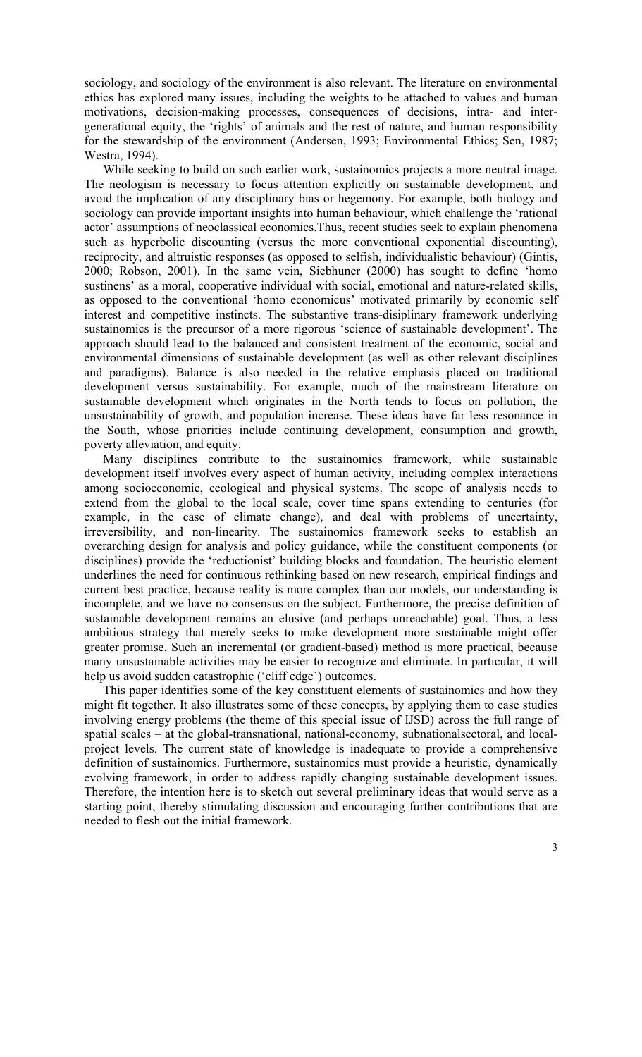sociology, and sociology of the environment is also relevant. The literature on environmental ethics has explored many issues, including the weights to be attached to values and human motivations, decision-making processes, consequences of decisions, intra- and inter-generational equity, the 'rights' of animals and the rest of nature, and human responsibility for the stewardship of the environment (Andersen, 1993; Environmental Ethics; Sen, 1987; Westra, 1994).

While seeking to build on such earlier work, sustainomics projects a more neutral image. The neologism is necessary to focus attention explicitly on sustainable development, and avoid the implication of any disciplinary bias or hegemony. For example, both biology and sociology can provide important insights into human behaviour, which challenge the 'rational actor' assumptions of neoclassical economics.Thus, recent studies seek to explain phenomena such as hyperbolic discounting (versus the more conventional exponential discounting), reciprocity, and altruistic responses (as opposed to selfish, individualistic behaviour) (Gintis, 2000; Robson, 2001). In the same vein, Siebhuner (2000) has sought to define 'homo sustinens' as a moral, cooperative individual with social, emotional and nature-related skills, as opposed to the conventional 'homo economicus' motivated primarily by economic self interest and competitive instincts. The substantive trans-disiplinary framework underlying sustainomics is the precursor of a more rigorous 'science of sustainable development'. The approach should lead to the balanced and consistent treatment of the economic, social and environmental dimensions of sustainable development (as well as other relevant disciplines and paradigms). Balance is also needed in the relative emphasis placed on traditional development versus sustainability. For example, much of the mainstream literature on sustainable development which originates in the North tends to focus on pollution, the unsustainability of growth, and population increase. These ideas have far less resonance in the South, whose priorities include continuing development, consumption and growth, poverty alleviation, and equity.

Many disciplines contribute to the sustainomics framework, while sustainable development itself involves every aspect of human activity, including complex interactions among socioeconomic, ecological and physical systems. The scope of analysis needs to extend from the global to the local scale, cover time spans extending to centuries (for example, in the case of climate change), and deal with problems of uncertainty, irreversibility, and non-linearity. The sustainomics framework seeks to establish an overarching design for analysis and policy guidance, while the constituent components (or disciplines) provide the 'reductionist' building blocks and foundation. The heuristic element underlines the need for continuous rethinking based on new research, empirical findings and current best practice, because reality is more complex than our models, our understanding is incomplete, and we have no consensus on the subject. Furthermore, the precise definition of sustainable development remains an elusive (and perhaps unreachable) goal. Thus, a less ambitious strategy that merely seeks to make development more sustainable might offer greater promise. Such an incremental (or gradient-based) method is more practical, because many unsustainable activities may be easier to recognize and eliminate. In particular, it will help us avoid sudden catastrophic ('cliff edge') outcomes.

This paper identifies some of the key constituent elements of sustainomics and how they might fit together. It also illustrates some of these concepts, by applying them to case studies involving energy problems (the theme of this special issue of IJSD) across the full range of spatial scales – at the global-transnational, national-economy, subnationalsectoral, and local-project levels. The current state of knowledge is inadequate to provide a comprehensive definition of sustainomics. Furthermore, sustainomics must provide a heuristic, dynamically evolving framework, in order to address rapidly changing sustainable development issues. Therefore, the intention here is to sketch out several preliminary ideas that would serve as a starting point, thereby stimulating discussion and encouraging further contributions that are needed to flesh out the initial framework.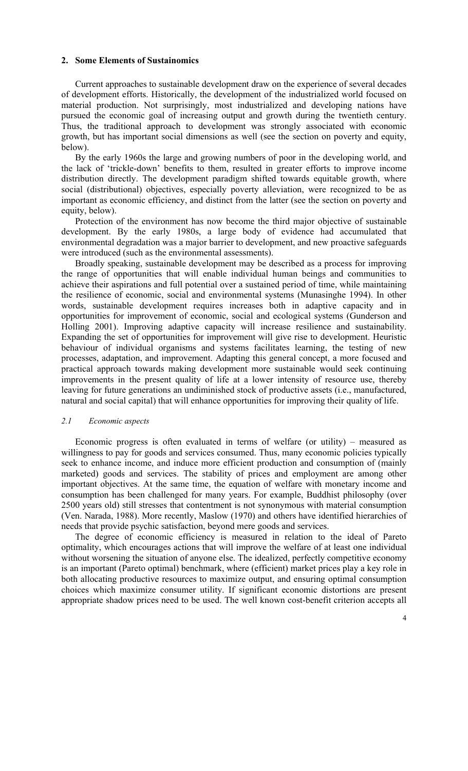## 2. Some Elements of Sustainomics

Current approaches to sustainable development draw on the experience of several decades of development efforts. Historically, the development of the industrialized world focused on material production. Not surprisingly, most industrialized and developing nations have pursued the economic goal of increasing output and growth during the twentieth century. Thus, the traditional approach to development was strongly associated with economic growth, but has important social dimensions as well (see the section on poverty and equity, below).

By the early 1960s the large and growing numbers of poor in the developing world, and the lack of 'trickle-down' benefits to them, resulted in greater efforts to improve income distribution directly. The development paradigm shifted towards equitable growth, where social (distributional) objectives, especially poverty alleviation, were recognized to be as important as economic efficiency, and distinct from the latter (see the section on poverty and equity, below).

Protection of the environment has now become the third major objective of sustainable development. By the early 1980s, a large body of evidence had accumulated that environmental degradation was a major barrier to development, and new proactive safeguards were introduced (such as the environmental assessments).

Broadly speaking, sustainable development may be described as a process for improving the range of opportunities that will enable individual human beings and communities to achieve their aspirations and full potential over a sustained period of time, while maintaining the resilience of economic, social and environmental systems (Munasinghe 1994). In other words, sustainable development requires increases both in adaptive capacity and in opportunities for improvement of economic, social and ecological systems (Gunderson and Holling 2001). Improving adaptive capacity will increase resilience and sustainability. Expanding the set of opportunities for improvement will give rise to development. Heuristic behaviour of individual organisms and systems facilitates learning, the testing of new processes, adaptation, and improvement. Adapting this general concept, a more focused and practical approach towards making development more sustainable would seek continuing improvements in the present quality of life at a lower intensity of resource use, thereby leaving for future generations an undiminished stock of productive assets (i.e., manufactured, natural and social capital) that will enhance opportunities for improving their quality of life.

### 2.1 *Economic aspects*

Economic progress is often evaluated in terms of welfare (or utility) – measured as willingness to pay for goods and services consumed. Thus, many economic policies typically seek to enhance income, and induce more efficient production and consumption of (mainly marketed) goods and services. The stability of prices and employment are among other important objectives. At the same time, the equation of welfare with monetary income and consumption has been challenged for many years. For example, Buddhist philosophy (over 2500 years old) still stresses that contentment is not synonymous with material consumption (Ven. Narada, 1988). More recently, Maslow (1970) and others have identified hierarchies of needs that provide psychic satisfaction, beyond mere goods and services.

The degree of economic efficiency is measured in relation to the ideal of Pareto optimality, which encourages actions that will improve the welfare of at least one individual without worsening the situation of anyone else. The idealized, perfectly competitive economy is an important (Pareto optimal) benchmark, where (efficient) market prices play a key role in both allocating productive resources to maximize output, and ensuring optimal consumption choices which maximize consumer utility. If significant economic distortions are present appropriate shadow prices need to be used. The well known cost-benefit criterion accepts all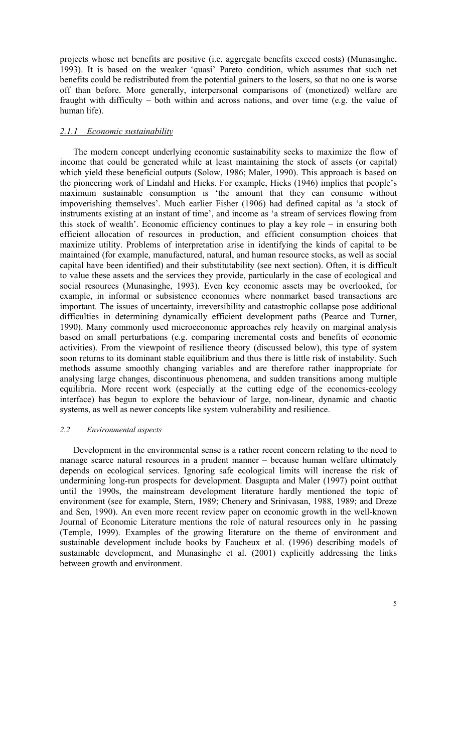projects whose net benefits are positive (i.e. aggregate benefits exceed costs) (Munasinghe, 1993). It is based on the weaker 'quasi' Pareto condition, which assumes that such net benefits could be redistributed from the potential gainers to the losers, so that no one is worse off than before. More generally, interpersonal comparisons of (monetized) welfare are fraught with difficulty – both within and across nations, and over time (e.g. the value of human life).

### *2.1.1 Economic sustainability*

The modern concept underlying economic sustainability seeks to maximize the flow of income that could be generated while at least maintaining the stock of assets (or capital) which yield these beneficial outputs (Solow, 1986; Maler, 1990). This approach is based on the pioneering work of Lindahl and Hicks. For example, Hicks (1946) implies that people's maximum sustainable consumption is 'the amount that they can consume without impoverishing themselves'. Much earlier Fisher (1906) had defined capital as 'a stock of instruments existing at an instant of time', and income as 'a stream of services flowing from this stock of wealth'. Economic efficiency continues to play a key role – in ensuring both efficient allocation of resources in production, and efficient consumption choices that maximize utility. Problems of interpretation arise in identifying the kinds of capital to be maintained (for example, manufactured, natural, and human resource stocks, as well as social capital have been identified) and their substitutability (see next section). Often, it is difficult to value these assets and the services they provide, particularly in the case of ecological and social resources (Munasinghe, 1993). Even key economic assets may be overlooked, for example, in informal or subsistence economies where nonmarket based transactions are important. The issues of uncertainty, irreversibility and catastrophic collapse pose additional difficulties in determining dynamically efficient development paths (Pearce and Turner, 1990). Many commonly used microeconomic approaches rely heavily on marginal analysis based on small perturbations (e.g. comparing incremental costs and benefits of economic activities). From the viewpoint of resilience theory (discussed below), this type of system soon returns to its dominant stable equilibrium and thus there is little risk of instability. Such methods assume smoothly changing variables and are therefore rather inappropriate for analysing large changes, discontinuous phenomena, and sudden transitions among multiple equilibria. More recent work (especially at the cutting edge of the economics-ecology interface) has begun to explore the behaviour of large, non-linear, dynamic and chaotic systems, as well as newer concepts like system vulnerability and resilience.

## *2.2 Environmental aspects*

Development in the environmental sense is a rather recent concern relating to the need to manage scarce natural resources in a prudent manner – because human welfare ultimately depends on ecological services. Ignoring safe ecological limits will increase the risk of undermining long-run prospects for development. Dasgupta and Maler (1997) point outthat until the 1990s, the mainstream development literature hardly mentioned the topic of environment (see for example, Stern, 1989; Chenery and Srinivasan, 1988, 1989; and Dreze and Sen, 1990). An even more recent review paper on economic growth in the well-known Journal of Economic Literature mentions the role of natural resources only in he passing (Temple, 1999). Examples of the growing literature on the theme of environment and sustainable development include books by Faucheux et al. (1996) describing models of sustainable development, and Munasinghe et al. (2001) explicitly addressing the links between growth and environment.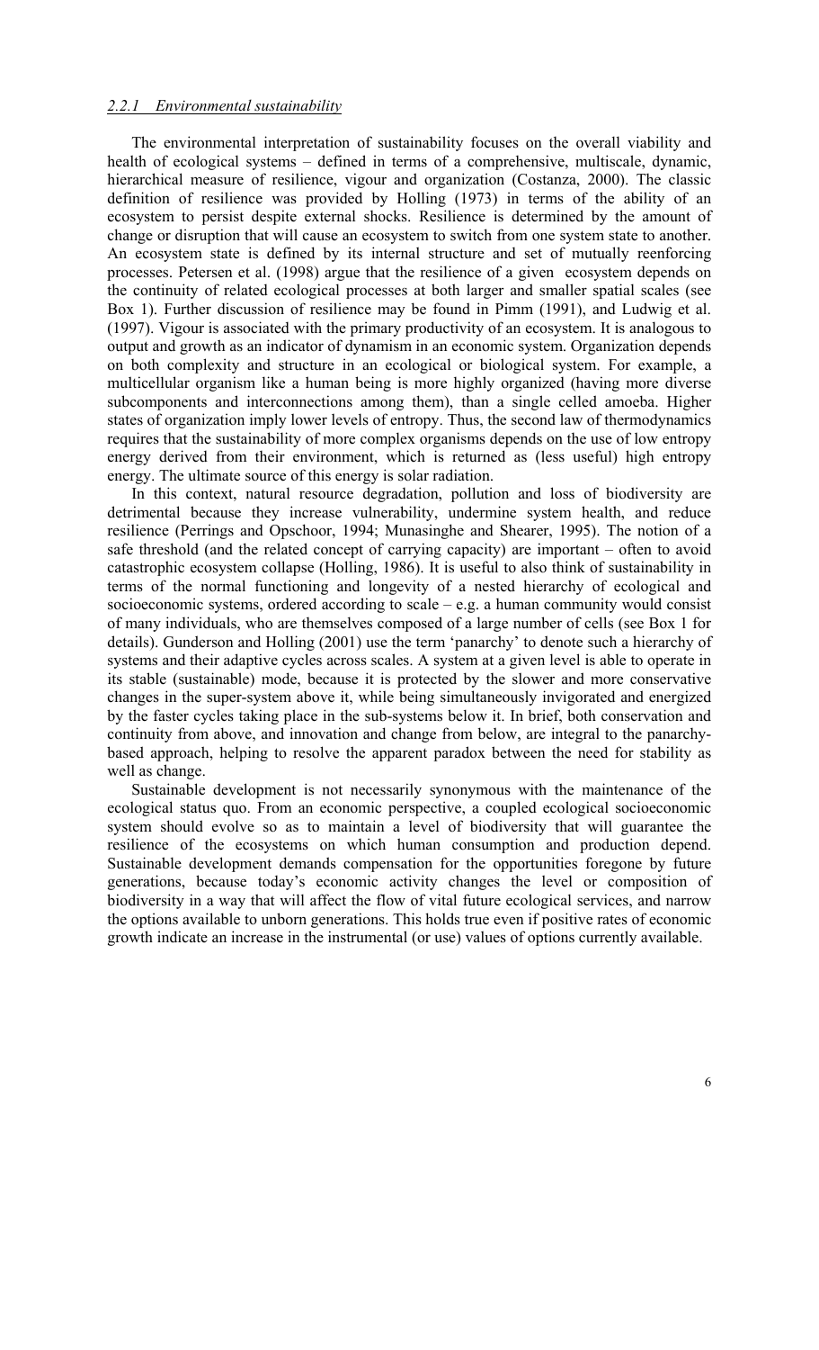### *2.2.1 Environmental sustainability*

The environmental interpretation of sustainability focuses on the overall viability and health of ecological systems – defined in terms of a comprehensive, multiscale, dynamic, hierarchical measure of resilience, vigour and organization (Costanza, 2000). The classic definition of resilience was provided by Holling (1973) in terms of the ability of an ecosystem to persist despite external shocks. Resilience is determined by the amount of change or disruption that will cause an ecosystem to switch from one system state to another. An ecosystem state is defined by its internal structure and set of mutually reenforcing processes. Petersen et al. (1998) argue that the resilience of a given ecosystem depends on the continuity of related ecological processes at both larger and smaller spatial scales (see Box 1). Further discussion of resilience may be found in Pimm (1991), and Ludwig et al. (1997). Vigour is associated with the primary productivity of an ecosystem. It is analogous to output and growth as an indicator of dynamism in an economic system. Organization depends on both complexity and structure in an ecological or biological system. For example, a multicellular organism like a human being is more highly organized (having more diverse subcomponents and interconnections among them), than a single celled amoeba. Higher states of organization imply lower levels of entropy. Thus, the second law of thermodynamics requires that the sustainability of more complex organisms depends on the use of low entropy energy derived from their environment, which is returned as (less useful) high entropy energy. The ultimate source of this energy is solar radiation.

In this context, natural resource degradation, pollution and loss of biodiversity are detrimental because they increase vulnerability, undermine system health, and reduce resilience (Perrings and Opschoor, 1994; Munasinghe and Shearer, 1995). The notion of a safe threshold (and the related concept of carrying capacity) are important – often to avoid catastrophic ecosystem collapse (Holling, 1986). It is useful to also think of sustainability in terms of the normal functioning and longevity of a nested hierarchy of ecological and socioeconomic systems, ordered according to scale – e.g. a human community would consist of many individuals, who are themselves composed of a large number of cells (see Box 1 for details). Gunderson and Holling (2001) use the term 'panarchy' to denote such a hierarchy of systems and their adaptive cycles across scales. A system at a given level is able to operate in its stable (sustainable) mode, because it is protected by the slower and more conservative changes in the super-system above it, while being simultaneously invigorated and energized by the faster cycles taking place in the sub-systems below it. In brief, both conservation and continuity from above, and innovation and change from below, are integral to the panarchy-based approach, helping to resolve the apparent paradox between the need for stability as well as change.

Sustainable development is not necessarily synonymous with the maintenance of the ecological status quo. From an economic perspective, a coupled ecological socioeconomic system should evolve so as to maintain a level of biodiversity that will guarantee the resilience of the ecosystems on which human consumption and production depend. Sustainable development demands compensation for the opportunities foregone by future generations, because today's economic activity changes the level or composition of biodiversity in a way that will affect the flow of vital future ecological services, and narrow the options available to unborn generations. This holds true even if positive rates of economic growth indicate an increase in the instrumental (or use) values of options currently available.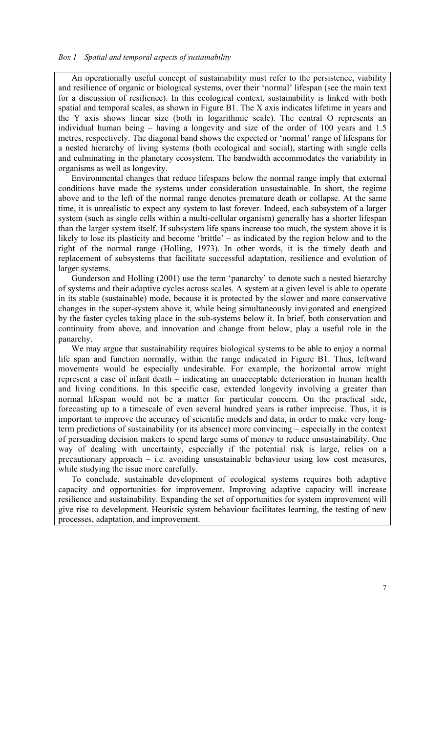*Box 1 Spatial and temporal aspects of sustainability*

An operationally useful concept of sustainability must refer to the persistence, viability and resilience of organic or biological systems, over their 'normal' lifespan (see the main text for a discussion of resilience). In this ecological context, sustainability is linked with both spatial and temporal scales, as shown in Figure B1. The X axis indicates lifetime in years and the Y axis shows linear size (both in logarithmic scale). The central O represents an individual human being – having a longevity and size of the order of 100 years and 1.5 metres, respectively. The diagonal band shows the expected or 'normal' range of lifespans for a nested hierarchy of living systems (both ecological and social), starting with single cells and culminating in the planetary ecosystem. The bandwidth accommodates the variability in organisms as well as longevity.

Environmental changes that reduce lifespans below the normal range imply that external conditions have made the systems under consideration unsustainable. In short, the regime above and to the left of the normal range denotes premature death or collapse. At the same time, it is unrealistic to expect any system to last forever. Indeed, each subsystem of a larger system (such as single cells within a multi-cellular organism) generally has a shorter lifespan than the larger system itself. If subsystem life spans increase too much, the system above it is likely to lose its plasticity and become 'brittle' – as indicated by the region below and to the right of the normal range (Holling, 1973). In other words, it is the timely death and replacement of subsystems that facilitate successful adaptation, resilience and evolution of larger systems.

Gunderson and Holling (2001) use the term 'panarchy' to denote such a nested hierarchy of systems and their adaptive cycles across scales. A system at a given level is able to operate in its stable (sustainable) mode, because it is protected by the slower and more conservative changes in the super-system above it, while being simultaneously invigorated and energized by the faster cycles taking place in the sub-systems below it. In brief, both conservation and continuity from above, and innovation and change from below, play a useful role in the panarchy.

We may argue that sustainability requires biological systems to be able to enjoy a normal life span and function normally, within the range indicated in Figure B1. Thus, leftward movements would be especially undesirable. For example, the horizontal arrow might represent a case of infant death – indicating an unacceptable deterioration in human health and living conditions. In this specific case, extended longevity involving a greater than normal lifespan would not be a matter for particular concern. On the practical side, forecasting up to a timescale of even several hundred years is rather imprecise. Thus, it is important to improve the accuracy of scientific models and data, in order to make very long-term predictions of sustainability (or its absence) more convincing – especially in the context of persuading decision makers to spend larger sums of money to reduce unsustainability. One way of dealing with uncertainty, especially if the potential risk is large, relies on a precautionary approach – i.e. avoiding unsustainable behaviour using low cost measures, while studying the issue more carefully.

To conclude, sustainable development of ecological systems requires both adaptive capacity and opportunities for improvement. Improving adaptive capacity will increase resilience and sustainability. Expanding the set of opportunities for system improvement will give rise to development. Heuristic system behaviour facilitates learning, the testing of new processes, adaptation, and improvement.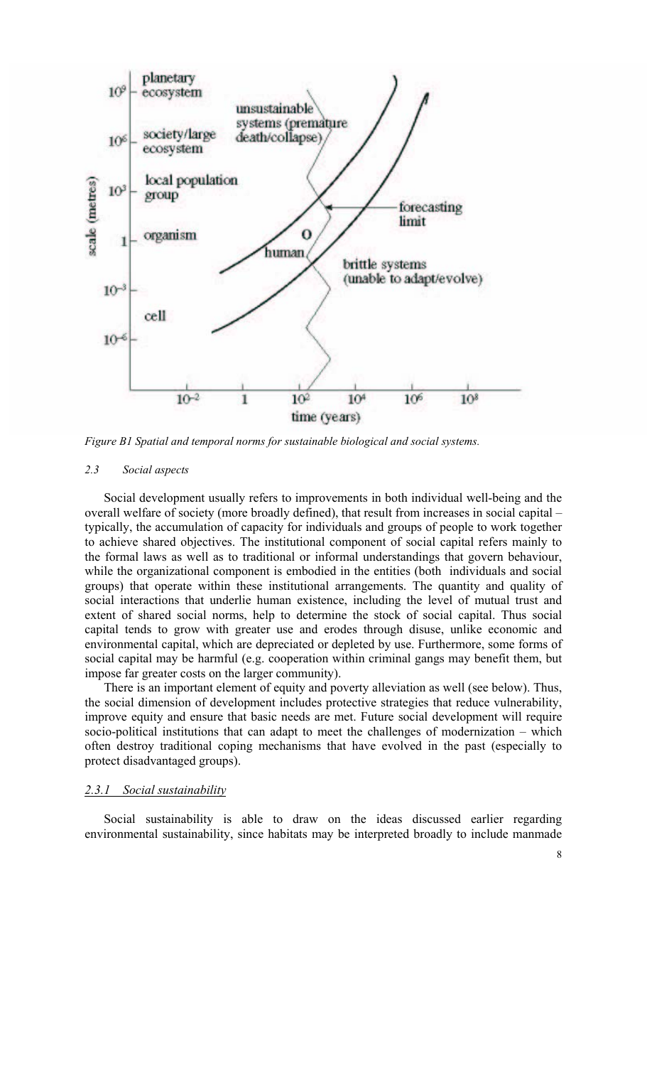*Figure B1 Spatial and temporal norms for sustainable biological and social systems.*

### *2.3 Social aspects*

Social development usually refers to improvements in both individual well-being and the overall welfare of society (more broadly defined), that result from increases in social capital – typically, the accumulation of capacity for individuals and groups of people to work together to achieve shared objectives. The institutional component of social capital refers mainly to the formal laws as well as to traditional or informal understandings that govern behaviour, while the organizational component is embodied in the entities (both individuals and social groups) that operate within these institutional arrangements. The quantity and quality of social interactions that underlie human existence, including the level of mutual trust and extent of shared social norms, help to determine the stock of social capital. Thus social capital tends to grow with greater use and erodes through disuse, unlike economic and environmental capital, which are depreciated or depleted by use. Furthermore, some forms of social capital may be harmful (e.g. cooperation within criminal gangs may benefit them, but impose far greater costs on the larger community).

There is an important element of equity and poverty alleviation as well (see below). Thus, the social dimension of development includes protective strategies that reduce vulnerability, improve equity and ensure that basic needs are met. Future social development will require socio-political institutions that can adapt to meet the challenges of modernization – which often destroy traditional coping mechanisms that have evolved in the past (especially to protect disadvantaged groups).

#### *2.3.1 Social sustainability*

Social sustainability is able to draw on the ideas discussed earlier regarding environmental sustainability, since habitats may be interpreted broadly to include manmade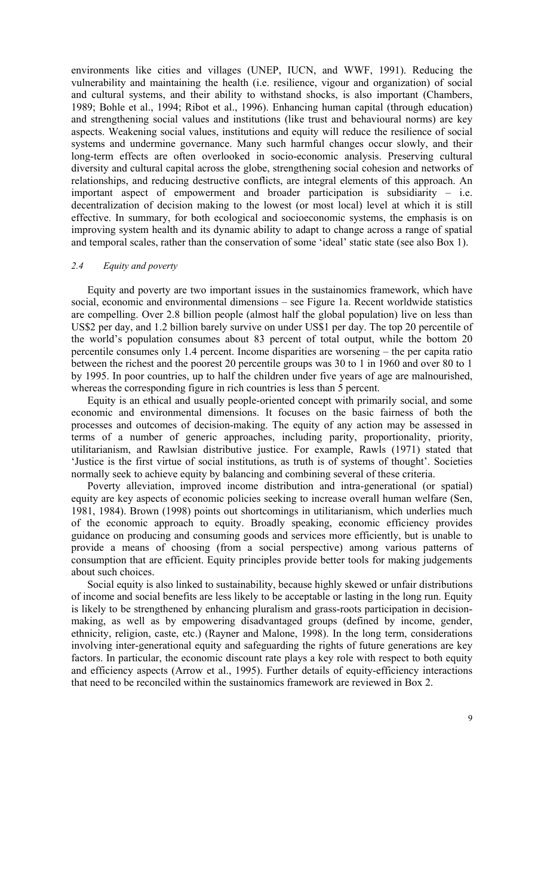environments like cities and villages (UNEP, IUCN, and WWF, 1991). Reducing the vulnerability and maintaining the health (i.e. resilience, vigour and organization) of social and cultural systems, and their ability to withstand shocks, is also important (Chambers, 1989; Bohle et al., 1994; Ribot et al., 1996). Enhancing human capital (through education) and strengthening social values and institutions (like trust and behavioural norms) are key aspects. Weakening social values, institutions and equity will reduce the resilience of social systems and undermine governance. Many such harmful changes occur slowly, and their long-term effects are often overlooked in socio-economic analysis. Preserving cultural diversity and cultural capital across the globe, strengthening social cohesion and networks of relationships, and reducing destructive conflicts, are integral elements of this approach. An important aspect of empowerment and broader participation is subsidiarity – i.e. decentralization of decision making to the lowest (or most local) level at which it is still effective. In summary, for both ecological and socioeconomic systems, the emphasis is on improving system health and its dynamic ability to adapt to change across a range of spatial and temporal scales, rather than the conservation of some 'ideal' static state (see also Box 1).

### *2.4 Equity and poverty*

Equity and poverty are two important issues in the sustainomics framework, which have social, economic and environmental dimensions – see Figure 1a. Recent worldwide statistics are compelling. Over 2.8 billion people (almost half the global population) live on less than US$2 per day, and 1.2 billion barely survive on under US$1 per day. The top 20 percentile of the world's population consumes about 83 percent of total output, while the bottom 20 percentile consumes only 1.4 percent. Income disparities are worsening – the per capita ratio between the richest and the poorest 20 percentile groups was 30 to 1 in 1960 and over 80 to 1 by 1995. In poor countries, up to half the children under five years of age are malnourished, whereas the corresponding figure in rich countries is less than 5 percent.

Equity is an ethical and usually people-oriented concept with primarily social, and some economic and environmental dimensions. It focuses on the basic fairness of both the processes and outcomes of decision-making. The equity of any action may be assessed in terms of a number of generic approaches, including parity, proportionality, priority, utilitarianism, and Rawlsian distributive justice. For example, Rawls (1971) stated that 'Justice is the first virtue of social institutions, as truth is of systems of thought'. Societies normally seek to achieve equity by balancing and combining several of these criteria.

Poverty alleviation, improved income distribution and intra-generational (or spatial) equity are key aspects of economic policies seeking to increase overall human welfare (Sen, 1981, 1984). Brown (1998) points out shortcomings in utilitarianism, which underlies much of the economic approach to equity. Broadly speaking, economic efficiency provides guidance on producing and consuming goods and services more efficiently, but is unable to provide a means of choosing (from a social perspective) among various patterns of consumption that are efficient. Equity principles provide better tools for making judgements about such choices.

Social equity is also linked to sustainability, because highly skewed or unfair distributions of income and social benefits are less likely to be acceptable or lasting in the long run. Equity is likely to be strengthened by enhancing pluralism and grass-roots participation in decision-making, as well as by empowering disadvantaged groups (defined by income, gender, ethnicity, religion, caste, etc.) (Rayner and Malone, 1998). In the long term, considerations involving inter-generational equity and safeguarding the rights of future generations are key factors. In particular, the economic discount rate plays a key role with respect to both equity and efficiency aspects (Arrow et al., 1995). Further details of equity-efficiency interactions that need to be reconciled within the sustainomics framework are reviewed in Box 2.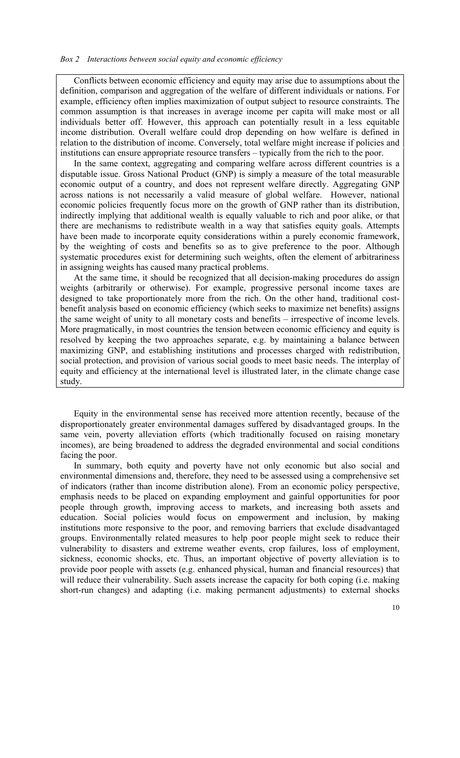*Box 2 Interactions between social equity and economic efficiency*

Conflicts between economic efficiency and equity may arise due to assumptions about the definition, comparison and aggregation of the welfare of different individuals or nations. For example, efficiency often implies maximization of output subject to resource constraints. The common assumption is that increases in average income per capita will make most or all individuals better off. However, this approach can potentially result in a less equitable income distribution. Overall welfare could drop depending on how welfare is defined in relation to the distribution of income. Conversely, total welfare might increase if policies and institutions can ensure appropriate resource transfers – typically from the rich to the poor.

In the same context, aggregating and comparing welfare across different countries is a disputable issue. Gross National Product (GNP) is simply a measure of the total measurable economic output of a country, and does not represent welfare directly. Aggregating GNP across nations is not necessarily a valid measure of global welfare. However, national economic policies frequently focus more on the growth of GNP rather than its distribution, indirectly implying that additional wealth is equally valuable to rich and poor alike, or that there are mechanisms to redistribute wealth in a way that satisfies equity goals. Attempts have been made to incorporate equity considerations within a purely economic framework, by the weighting of costs and benefits so as to give preference to the poor. Although systematic procedures exist for determining such weights, often the element of arbitrariness in assigning weights has caused many practical problems.

At the same time, it should be recognized that all decision-making procedures do assign weights (arbitrarily or otherwise). For example, progressive personal income taxes are designed to take proportionately more from the rich. On the other hand, traditional cost-benefit analysis based on economic efficiency (which seeks to maximize net benefits) assigns the same weight of unity to all monetary costs and benefits – irrespective of income levels. More pragmatically, in most countries the tension between economic efficiency and equity is resolved by keeping the two approaches separate, e.g. by maintaining a balance between maximizing GNP, and establishing institutions and processes charged with redistribution, social protection, and provision of various social goods to meet basic needs. The interplay of equity and efficiency at the international level is illustrated later, in the climate change case study.

Equity in the environmental sense has received more attention recently, because of the disproportionately greater environmental damages suffered by disadvantaged groups. In the same vein, poverty alleviation efforts (which traditionally focused on raising monetary incomes), are being broadened to address the degraded environmental and social conditions facing the poor.

In summary, both equity and poverty have not only economic but also social and environmental dimensions and, therefore, they need to be assessed using a comprehensive set of indicators (rather than income distribution alone). From an economic policy perspective, emphasis needs to be placed on expanding employment and gainful opportunities for poor people through growth, improving access to markets, and increasing both assets and education. Social policies would focus on empowerment and inclusion, by making institutions more responsive to the poor, and removing barriers that exclude disadvantaged groups. Environmentally related measures to help poor people might seek to reduce their vulnerability to disasters and extreme weather events, crop failures, loss of employment, sickness, economic shocks, etc. Thus, an important objective of poverty alleviation is to provide poor people with assets (e.g. enhanced physical, human and financial resources) that will reduce their vulnerability. Such assets increase the capacity for both coping (i.e. making short-run changes) and adapting (i.e. making permanent adjustments) to external shocks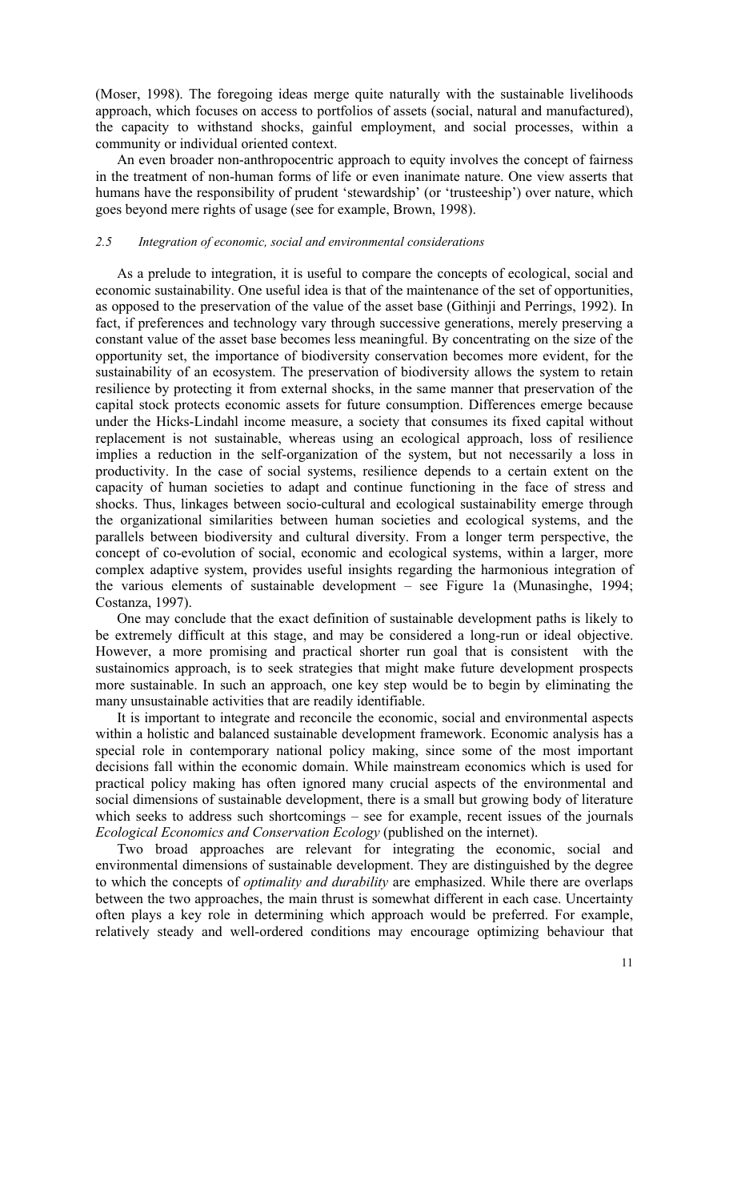(Moser, 1998). The foregoing ideas merge quite naturally with the sustainable livelihoods approach, which focuses on access to portfolios of assets (social, natural and manufactured), the capacity to withstand shocks, gainful employment, and social processes, within a community or individual oriented context.

An even broader non-anthropocentric approach to equity involves the concept of fairness in the treatment of non-human forms of life or even inanimate nature. One view asserts that humans have the responsibility of prudent 'stewardship' (or 'trusteeship') over nature, which goes beyond mere rights of usage (see for example, Brown, 1998).

### *2.5 Integration of economic, social and environmental considerations*

As a prelude to integration, it is useful to compare the concepts of ecological, social and economic sustainability. One useful idea is that of the maintenance of the set of opportunities, as opposed to the preservation of the value of the asset base (Githinji and Perrings, 1992). In fact, if preferences and technology vary through successive generations, merely preserving a constant value of the asset base becomes less meaningful. By concentrating on the size of the opportunity set, the importance of biodiversity conservation becomes more evident, for the sustainability of an ecosystem. The preservation of biodiversity allows the system to retain resilience by protecting it from external shocks, in the same manner that preservation of the capital stock protects economic assets for future consumption. Differences emerge because under the Hicks-Lindahl income measure, a society that consumes its fixed capital without replacement is not sustainable, whereas using an ecological approach, loss of resilience implies a reduction in the self-organization of the system, but not necessarily a loss in productivity. In the case of social systems, resilience depends to a certain extent on the capacity of human societies to adapt and continue functioning in the face of stress and shocks. Thus, linkages between socio-cultural and ecological sustainability emerge through the organizational similarities between human societies and ecological systems, and the parallels between biodiversity and cultural diversity. From a longer term perspective, the concept of co-evolution of social, economic and ecological systems, within a larger, more complex adaptive system, provides useful insights regarding the harmonious integration of the various elements of sustainable development – see Figure 1a (Munasinghe, 1994; Costanza, 1997).

One may conclude that the exact definition of sustainable development paths is likely to be extremely difficult at this stage, and may be considered a long-run or ideal objective. However, a more promising and practical shorter run goal that is consistent with the sustainomics approach, is to seek strategies that might make future development prospects more sustainable. In such an approach, one key step would be to begin by eliminating the many unsustainable activities that are readily identifiable.

It is important to integrate and reconcile the economic, social and environmental aspects within a holistic and balanced sustainable development framework. Economic analysis has a special role in contemporary national policy making, since some of the most important decisions fall within the economic domain. While mainstream economics which is used for practical policy making has often ignored many crucial aspects of the environmental and social dimensions of sustainable development, there is a small but growing body of literature which seeks to address such shortcomings – see for example, recent issues of the journals *Ecological Economics and Conservation Ecology* (published on the internet).

Two broad approaches are relevant for integrating the economic, social and environmental dimensions of sustainable development. They are distinguished by the degree to which the concepts of *optimality and durability* are emphasized. While there are overlaps between the two approaches, the main thrust is somewhat different in each case. Uncertainty often plays a key role in determining which approach would be preferred. For example, relatively steady and well-ordered conditions may encourage optimizing behaviour that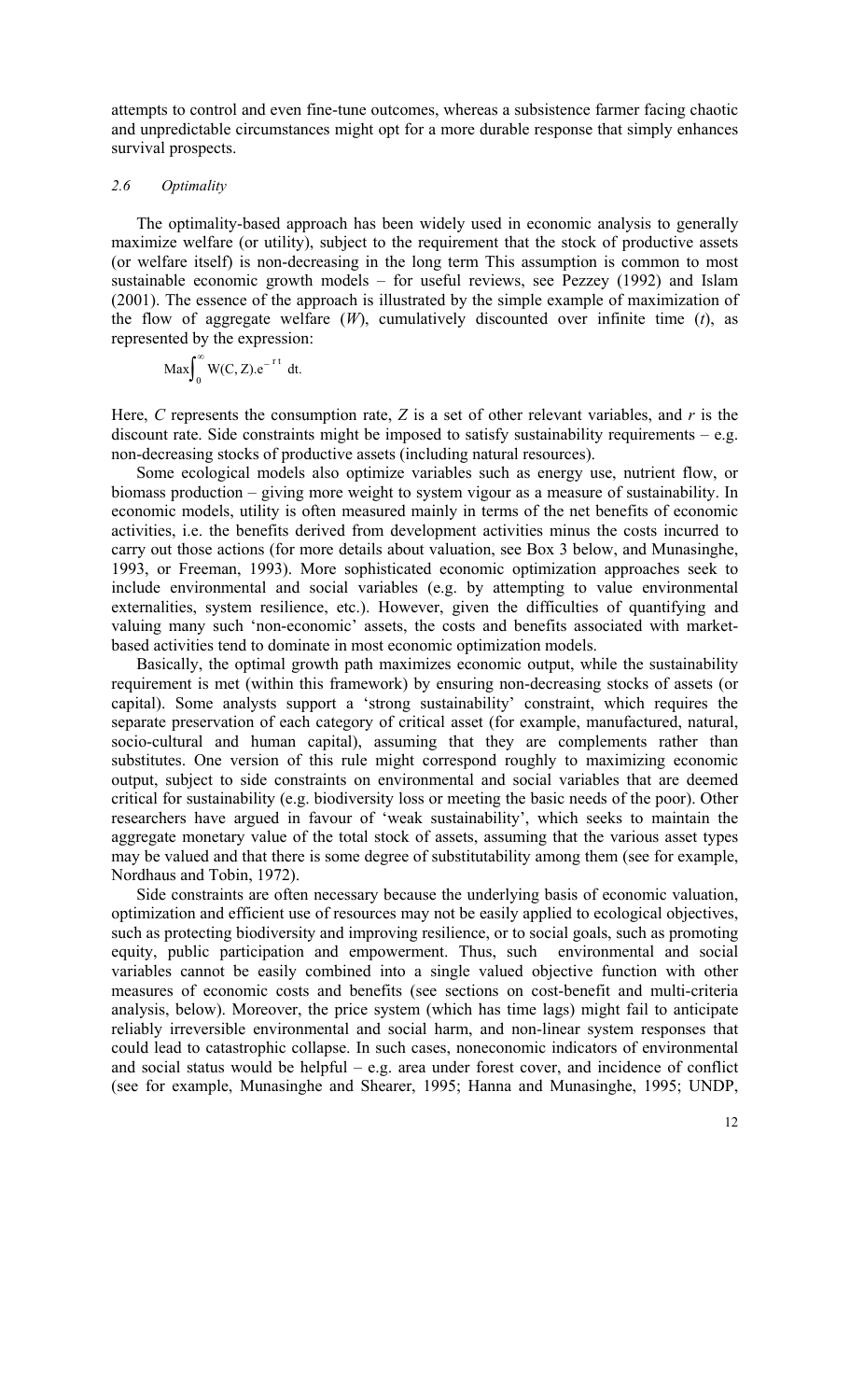attempts to control and even fine-tune outcomes, whereas a subsistence farmer facing chaotic and unpredictable circumstances might opt for a more durable response that simply enhances survival prospects.

### *2.6 Optimality*

The optimality-based approach has been widely used in economic analysis to generally maximize welfare (or utility), subject to the requirement that the stock of productive assets (or welfare itself) is non-decreasing in the long term This assumption is common to most sustainable economic growth models – for useful reviews, see Pezzey (1992) and Islam (2001). The essence of the approach is illustrated by the simple example of maximization of the flow of aggregate welfare ($W$), cumulatively discounted over infinite time ($t$), as represented by the expression:

$$\mathrm{Max}\int_0^{\infty} W(C, Z).e^{-rt}\ dt.$$

Here, $C$ represents the consumption rate, $Z$ is a set of other relevant variables, and $r$ is the discount rate. Side constraints might be imposed to satisfy sustainability requirements – e.g. non-decreasing stocks of productive assets (including natural resources).

Some ecological models also optimize variables such as energy use, nutrient flow, or biomass production – giving more weight to system vigour as a measure of sustainability. In economic models, utility is often measured mainly in terms of the net benefits of economic activities, i.e. the benefits derived from development activities minus the costs incurred to carry out those actions (for more details about valuation, see Box 3 below, and Munasinghe, 1993, or Freeman, 1993). More sophisticated economic optimization approaches seek to include environmental and social variables (e.g. by attempting to value environmental externalities, system resilience, etc.). However, given the difficulties of quantifying and valuing many such 'non-economic' assets, the costs and benefits associated with market-based activities tend to dominate in most economic optimization models.

Basically, the optimal growth path maximizes economic output, while the sustainability requirement is met (within this framework) by ensuring non-decreasing stocks of assets (or capital). Some analysts support a 'strong sustainability' constraint, which requires the separate preservation of each category of critical asset (for example, manufactured, natural, socio-cultural and human capital), assuming that they are complements rather than substitutes. One version of this rule might correspond roughly to maximizing economic output, subject to side constraints on environmental and social variables that are deemed critical for sustainability (e.g. biodiversity loss or meeting the basic needs of the poor). Other researchers have argued in favour of 'weak sustainability', which seeks to maintain the aggregate monetary value of the total stock of assets, assuming that the various asset types may be valued and that there is some degree of substitutability among them (see for example, Nordhaus and Tobin, 1972).

Side constraints are often necessary because the underlying basis of economic valuation, optimization and efficient use of resources may not be easily applied to ecological objectives, such as protecting biodiversity and improving resilience, or to social goals, such as promoting equity, public participation and empowerment. Thus, such environmental and social variables cannot be easily combined into a single valued objective function with other measures of economic costs and benefits (see sections on cost-benefit and multi-criteria analysis, below). Moreover, the price system (which has time lags) might fail to anticipate reliably irreversible environmental and social harm, and non-linear system responses that could lead to catastrophic collapse. In such cases, noneconomic indicators of environmental and social status would be helpful – e.g. area under forest cover, and incidence of conflict (see for example, Munasinghe and Shearer, 1995; Hanna and Munasinghe, 1995; UNDP,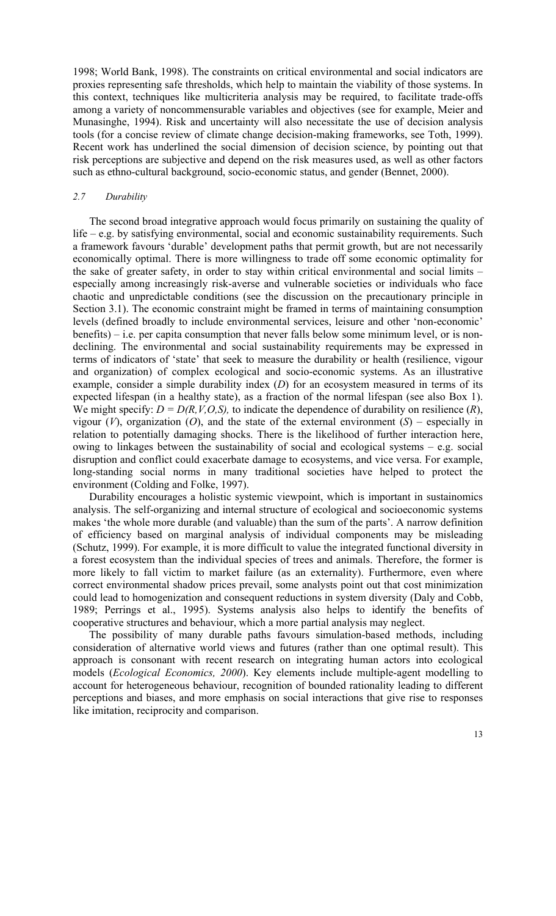1998; World Bank, 1998). The constraints on critical environmental and social indicators are proxies representing safe thresholds, which help to maintain the viability of those systems. In this context, techniques like multicriteria analysis may be required, to facilitate trade-offs among a variety of noncommensurable variables and objectives (see for example, Meier and Munasinghe, 1994). Risk and uncertainty will also necessitate the use of decision analysis tools (for a concise review of climate change decision-making frameworks, see Toth, 1999). Recent work has underlined the social dimension of decision science, by pointing out that risk perceptions are subjective and depend on the risk measures used, as well as other factors such as ethno-cultural background, socio-economic status, and gender (Bennet, 2000).

### *2.7 Durability*

The second broad integrative approach would focus primarily on sustaining the quality of life – e.g. by satisfying environmental, social and economic sustainability requirements. Such a framework favours 'durable' development paths that permit growth, but are not necessarily economically optimal. There is more willingness to trade off some economic optimality for the sake of greater safety, in order to stay within critical environmental and social limits – especially among increasingly risk-averse and vulnerable societies or individuals who face chaotic and unpredictable conditions (see the discussion on the precautionary principle in Section 3.1). The economic constraint might be framed in terms of maintaining consumption levels (defined broadly to include environmental services, leisure and other 'non-economic' benefits) – i.e. per capita consumption that never falls below some minimum level, or is non-declining. The environmental and social sustainability requirements may be expressed in terms of indicators of 'state' that seek to measure the durability or health (resilience, vigour and organization) of complex ecological and socio-economic systems. As an illustrative example, consider a simple durability index ($D$) for an ecosystem measured in terms of its expected lifespan (in a healthy state), as a fraction of the normal lifespan (see also Box 1). We might specify: $D = D(R,V,O,S)$, to indicate the dependence of durability on resilience ($R$), vigour ($V$), organization ($O$), and the state of the external environment ($S$) – especially in relation to potentially damaging shocks. There is the likelihood of further interaction here, owing to linkages between the sustainability of social and ecological systems – e.g. social disruption and conflict could exacerbate damage to ecosystems, and vice versa. For example, long-standing social norms in many traditional societies have helped to protect the environment (Colding and Folke, 1997).

Durability encourages a holistic systemic viewpoint, which is important in sustainomics analysis. The self-organizing and internal structure of ecological and socioeconomic systems makes 'the whole more durable (and valuable) than the sum of the parts'. A narrow definition of efficiency based on marginal analysis of individual components may be misleading (Schutz, 1999). For example, it is more difficult to value the integrated functional diversity in a forest ecosystem than the individual species of trees and animals. Therefore, the former is more likely to fall victim to market failure (as an externality). Furthermore, even where correct environmental shadow prices prevail, some analysts point out that cost minimization could lead to homogenization and consequent reductions in system diversity (Daly and Cobb, 1989; Perrings et al., 1995). Systems analysis also helps to identify the benefits of cooperative structures and behaviour, which a more partial analysis may neglect.

The possibility of many durable paths favours simulation-based methods, including consideration of alternative world views and futures (rather than one optimal result). This approach is consonant with recent research on integrating human actors into ecological models (*Ecological Economics, 2000*). Key elements include multiple-agent modelling to account for heterogeneous behaviour, recognition of bounded rationality leading to different perceptions and biases, and more emphasis on social interactions that give rise to responses like imitation, reciprocity and comparison.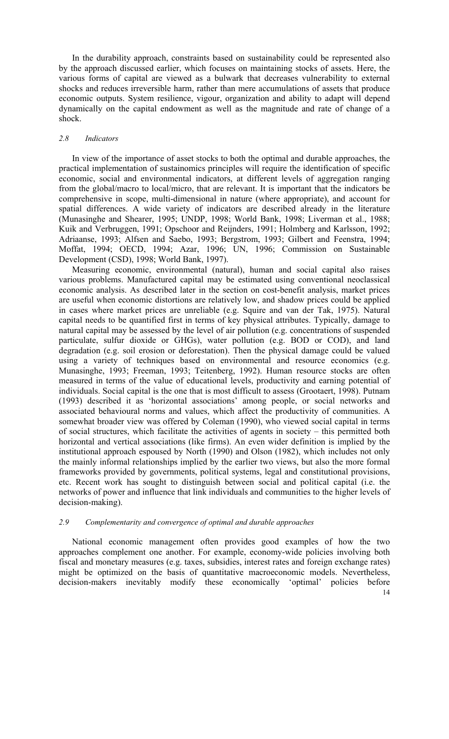In the durability approach, constraints based on sustainability could be represented also by the approach discussed earlier, which focuses on maintaining stocks of assets. Here, the various forms of capital are viewed as a bulwark that decreases vulnerability to external shocks and reduces irreversible harm, rather than mere accumulations of assets that produce economic outputs. System resilience, vigour, organization and ability to adapt will depend dynamically on the capital endowment as well as the magnitude and rate of change of a shock.

### *2.8 Indicators*

In view of the importance of asset stocks to both the optimal and durable approaches, the practical implementation of sustainomics principles will require the identification of specific economic, social and environmental indicators, at different levels of aggregation ranging from the global/macro to local/micro, that are relevant. It is important that the indicators be comprehensive in scope, multi-dimensional in nature (where appropriate), and account for spatial differences. A wide variety of indicators are described already in the literature (Munasinghe and Shearer, 1995; UNDP, 1998; World Bank, 1998; Liverman et al., 1988; Kuik and Verbruggen, 1991; Opschoor and Reijnders, 1991; Holmberg and Karlsson, 1992; Adriaanse, 1993; Alfsen and Saebo, 1993; Bergstrom, 1993; Gilbert and Feenstra, 1994; Moffat, 1994; OECD, 1994; Azar, 1996; UN, 1996; Commission on Sustainable Development (CSD), 1998; World Bank, 1997).

Measuring economic, environmental (natural), human and social capital also raises various problems. Manufactured capital may be estimated using conventional neoclassical economic analysis. As described later in the section on cost-benefit analysis, market prices are useful when economic distortions are relatively low, and shadow prices could be applied in cases where market prices are unreliable (e.g. Squire and van der Tak, 1975). Natural capital needs to be quantified first in terms of key physical attributes. Typically, damage to natural capital may be assessed by the level of air pollution (e.g. concentrations of suspended particulate, sulfur dioxide or GHGs), water pollution (e.g. BOD or COD), and land degradation (e.g. soil erosion or deforestation). Then the physical damage could be valued using a variety of techniques based on environmental and resource economics (e.g. Munasinghe, 1993; Freeman, 1993; Teitenberg, 1992). Human resource stocks are often measured in terms of the value of educational levels, productivity and earning potential of individuals. Social capital is the one that is most difficult to assess (Grootaert, 1998). Putnam (1993) described it as 'horizontal associations' among people, or social networks and associated behavioural norms and values, which affect the productivity of communities. A somewhat broader view was offered by Coleman (1990), who viewed social capital in terms of social structures, which facilitate the activities of agents in society – this permitted both horizontal and vertical associations (like firms). An even wider definition is implied by the institutional approach espoused by North (1990) and Olson (1982), which includes not only the mainly informal relationships implied by the earlier two views, but also the more formal frameworks provided by governments, political systems, legal and constitutional provisions, etc. Recent work has sought to distinguish between social and political capital (i.e. the networks of power and influence that link individuals and communities to the higher levels of decision-making).

### *2.9 Complementarity and convergence of optimal and durable approaches*

National economic management often provides good examples of how the two approaches complement one another. For example, economy-wide policies involving both fiscal and monetary measures (e.g. taxes, subsidies, interest rates and foreign exchange rates) might be optimized on the basis of quantitative macroeconomic models. Nevertheless, decision-makers inevitably modify these economically 'optimal' policies before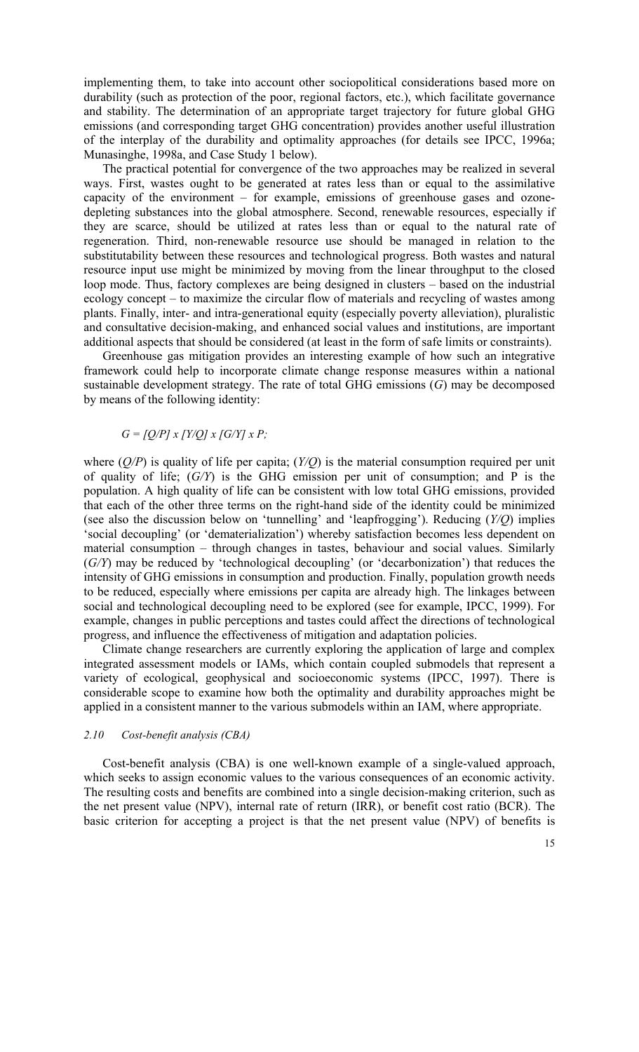implementing them, to take into account other sociopolitical considerations based more on durability (such as protection of the poor, regional factors, etc.), which facilitate governance and stability. The determination of an appropriate target trajectory for future global GHG emissions (and corresponding target GHG concentration) provides another useful illustration of the interplay of the durability and optimality approaches (for details see IPCC, 1996a; Munasinghe, 1998a, and Case Study 1 below).

The practical potential for convergence of the two approaches may be realized in several ways. First, wastes ought to be generated at rates less than or equal to the assimilative capacity of the environment – for example, emissions of greenhouse gases and ozone-depleting substances into the global atmosphere. Second, renewable resources, especially if they are scarce, should be utilized at rates less than or equal to the natural rate of regeneration. Third, non-renewable resource use should be managed in relation to the substitutability between these resources and technological progress. Both wastes and natural resource input use might be minimized by moving from the linear throughput to the closed loop mode. Thus, factory complexes are being designed in clusters – based on the industrial ecology concept – to maximize the circular flow of materials and recycling of wastes among plants. Finally, inter- and intra-generational equity (especially poverty alleviation), pluralistic and consultative decision-making, and enhanced social values and institutions, are important additional aspects that should be considered (at least in the form of safe limits or constraints).

Greenhouse gas mitigation provides an interesting example of how such an integrative framework could help to incorporate climate change response measures within a national sustainable development strategy. The rate of total GHG emissions ($G$) may be decomposed by means of the following identity:

$$G = [Q/P] \times [Y/Q] \times [G/Y] \times P;$$

where ($Q/P$) is quality of life per capita; ($Y/Q$) is the material consumption required per unit of quality of life; ($G/Y$) is the GHG emission per unit of consumption; and P is the population. A high quality of life can be consistent with low total GHG emissions, provided that each of the other three terms on the right-hand side of the identity could be minimized (see also the discussion below on 'tunnelling' and 'leapfrogging'). Reducing ($Y/Q$) implies 'social decoupling' (or 'dematerialization') whereby satisfaction becomes less dependent on material consumption – through changes in tastes, behaviour and social values. Similarly ($G/Y$) may be reduced by 'technological decoupling' (or 'decarbonization') that reduces the intensity of GHG emissions in consumption and production. Finally, population growth needs to be reduced, especially where emissions per capita are already high. The linkages between social and technological decoupling need to be explored (see for example, IPCC, 1999). For example, changes in public perceptions and tastes could affect the directions of technological progress, and influence the effectiveness of mitigation and adaptation policies.

Climate change researchers are currently exploring the application of large and complex integrated assessment models or IAMs, which contain coupled submodels that represent a variety of ecological, geophysical and socioeconomic systems (IPCC, 1997). There is considerable scope to examine how both the optimality and durability approaches might be applied in a consistent manner to the various submodels within an IAM, where appropriate.

### *2.10 Cost-benefit analysis (CBA)*

Cost-benefit analysis (CBA) is one well-known example of a single-valued approach, which seeks to assign economic values to the various consequences of an economic activity. The resulting costs and benefits are combined into a single decision-making criterion, such as the net present value (NPV), internal rate of return (IRR), or benefit cost ratio (BCR). The basic criterion for accepting a project is that the net present value (NPV) of benefits is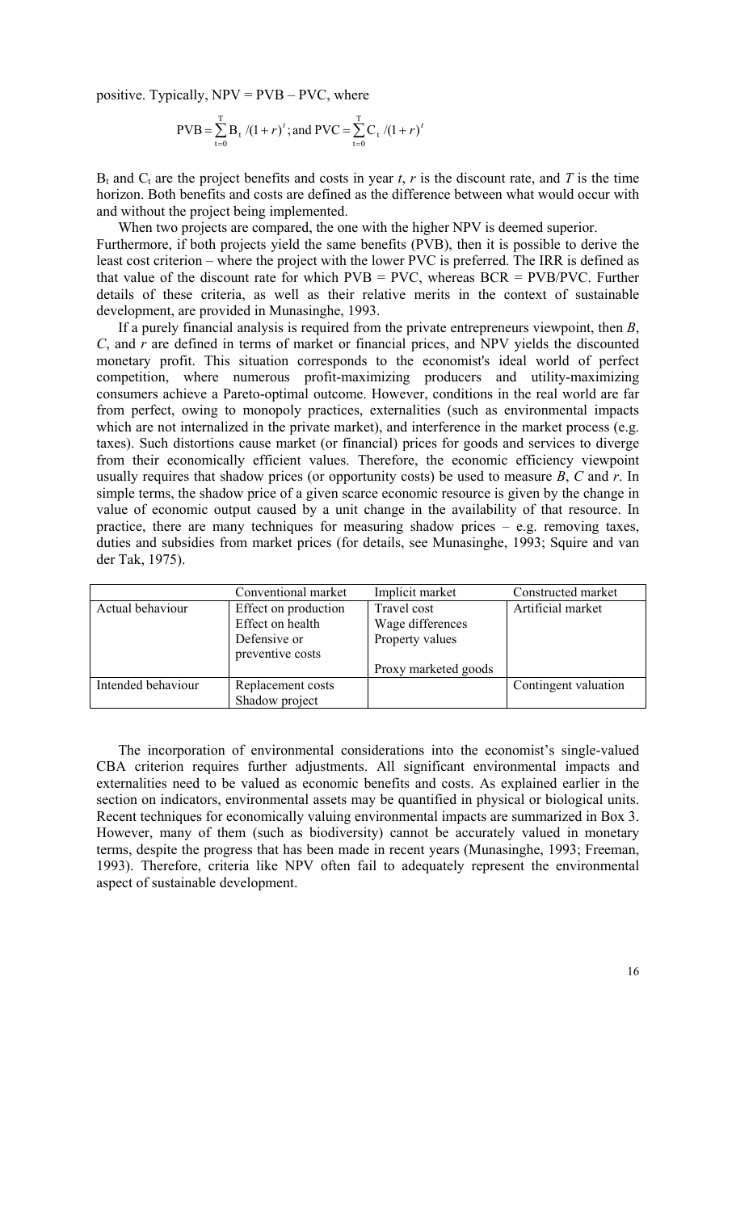positive. Typically, NPV = PVB – PVC, where

$$\text{PVB} = \sum_{t=0}^{T} B_t / (1+r)^t \text{; and PVC} = \sum_{t=0}^{T} C_t / (1+r)^t$$

$B_t$ and $C_t$ are the project benefits and costs in year *t*, *r* is the discount rate, and *T* is the time horizon. Both benefits and costs are defined as the difference between what would occur with and without the project being implemented.

When two projects are compared, the one with the higher NPV is deemed superior. Furthermore, if both projects yield the same benefits (PVB), then it is possible to derive the least cost criterion – where the project with the lower PVC is preferred. The IRR is defined as that value of the discount rate for which PVB = PVC, whereas BCR = PVB/PVC. Further details of these criteria, as well as their relative merits in the context of sustainable development, are provided in Munasinghe, 1993.

If a purely financial analysis is required from the private entrepreneurs viewpoint, then *B*, *C*, and *r* are defined in terms of market or financial prices, and NPV yields the discounted monetary profit. This situation corresponds to the economist's ideal world of perfect competition, where numerous profit-maximizing producers and utility-maximizing consumers achieve a Pareto-optimal outcome. However, conditions in the real world are far from perfect, owing to monopoly practices, externalities (such as environmental impacts which are not internalized in the private market), and interference in the market process (e.g. taxes). Such distortions cause market (or financial) prices for goods and services to diverge from their economically efficient values. Therefore, the economic efficiency viewpoint usually requires that shadow prices (or opportunity costs) be used to measure *B*, *C* and *r*. In simple terms, the shadow price of a given scarce economic resource is given by the change in value of economic output caused by a unit change in the availability of that resource. In practice, there are many techniques for measuring shadow prices – e.g. removing taxes, duties and subsidies from market prices (for details, see Munasinghe, 1993; Squire and van der Tak, 1975).

| | Conventional market | Implicit market | Constructed market |
|---|---|---|---|
| Actual behaviour | Effect on production<br>Effect on health<br>Defensive or preventive costs | Travel cost<br>Wage differences<br>Property values<br><br>Proxy marketed goods | Artificial market |
| Intended behaviour | Replacement costs<br>Shadow project | | Contingent valuation |

The incorporation of environmental considerations into the economist's single-valued CBA criterion requires further adjustments. All significant environmental impacts and externalities need to be valued as economic benefits and costs. As explained earlier in the section on indicators, environmental assets may be quantified in physical or biological units. Recent techniques for economically valuing environmental impacts are summarized in Box 3. However, many of them (such as biodiversity) cannot be accurately valued in monetary terms, despite the progress that has been made in recent years (Munasinghe, 1993; Freeman, 1993). Therefore, criteria like NPV often fail to adequately represent the environmental aspect of sustainable development.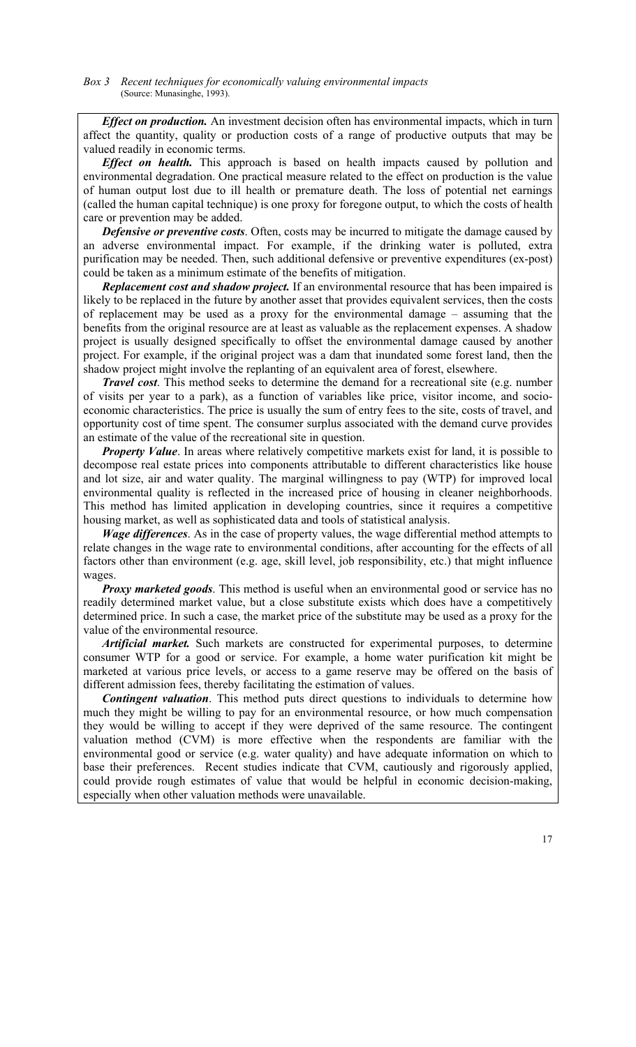*Box 3 Recent techniques for economically valuing environmental impacts*
(Source: Munasinghe, 1993).

***Effect on production.*** An investment decision often has environmental impacts, which in turn affect the quantity, quality or production costs of a range of productive outputs that may be valued readily in economic terms.

***Effect on health.*** This approach is based on health impacts caused by pollution and environmental degradation. One practical measure related to the effect on production is the value of human output lost due to ill health or premature death. The loss of potential net earnings (called the human capital technique) is one proxy for foregone output, to which the costs of health care or prevention may be added.

***Defensive or preventive costs***. Often, costs may be incurred to mitigate the damage caused by an adverse environmental impact. For example, if the drinking water is polluted, extra purification may be needed. Then, such additional defensive or preventive expenditures (ex-post) could be taken as a minimum estimate of the benefits of mitigation.

***Replacement cost and shadow project.*** If an environmental resource that has been impaired is likely to be replaced in the future by another asset that provides equivalent services, then the costs of replacement may be used as a proxy for the environmental damage – assuming that the benefits from the original resource are at least as valuable as the replacement expenses. A shadow project is usually designed specifically to offset the environmental damage caused by another project. For example, if the original project was a dam that inundated some forest land, then the shadow project might involve the replanting of an equivalent area of forest, elsewhere.

***Travel cost***. This method seeks to determine the demand for a recreational site (e.g. number of visits per year to a park), as a function of variables like price, visitor income, and socio-economic characteristics. The price is usually the sum of entry fees to the site, costs of travel, and opportunity cost of time spent. The consumer surplus associated with the demand curve provides an estimate of the value of the recreational site in question.

***Property Value***. In areas where relatively competitive markets exist for land, it is possible to decompose real estate prices into components attributable to different characteristics like house and lot size, air and water quality. The marginal willingness to pay (WTP) for improved local environmental quality is reflected in the increased price of housing in cleaner neighborhoods. This method has limited application in developing countries, since it requires a competitive housing market, as well as sophisticated data and tools of statistical analysis.

***Wage differences***. As in the case of property values, the wage differential method attempts to relate changes in the wage rate to environmental conditions, after accounting for the effects of all factors other than environment (e.g. age, skill level, job responsibility, etc.) that might influence wages.

***Proxy marketed goods***. This method is useful when an environmental good or service has no readily determined market value, but a close substitute exists which does have a competitively determined price. In such a case, the market price of the substitute may be used as a proxy for the value of the environmental resource.

***Artificial market.*** Such markets are constructed for experimental purposes, to determine consumer WTP for a good or service. For example, a home water purification kit might be marketed at various price levels, or access to a game reserve may be offered on the basis of different admission fees, thereby facilitating the estimation of values.

***Contingent valuation***. This method puts direct questions to individuals to determine how much they might be willing to pay for an environmental resource, or how much compensation they would be willing to accept if they were deprived of the same resource. The contingent valuation method (CVM) is more effective when the respondents are familiar with the environmental good or service (e.g. water quality) and have adequate information on which to base their preferences. Recent studies indicate that CVM, cautiously and rigorously applied, could provide rough estimates of value that would be helpful in economic decision-making, especially when other valuation methods were unavailable.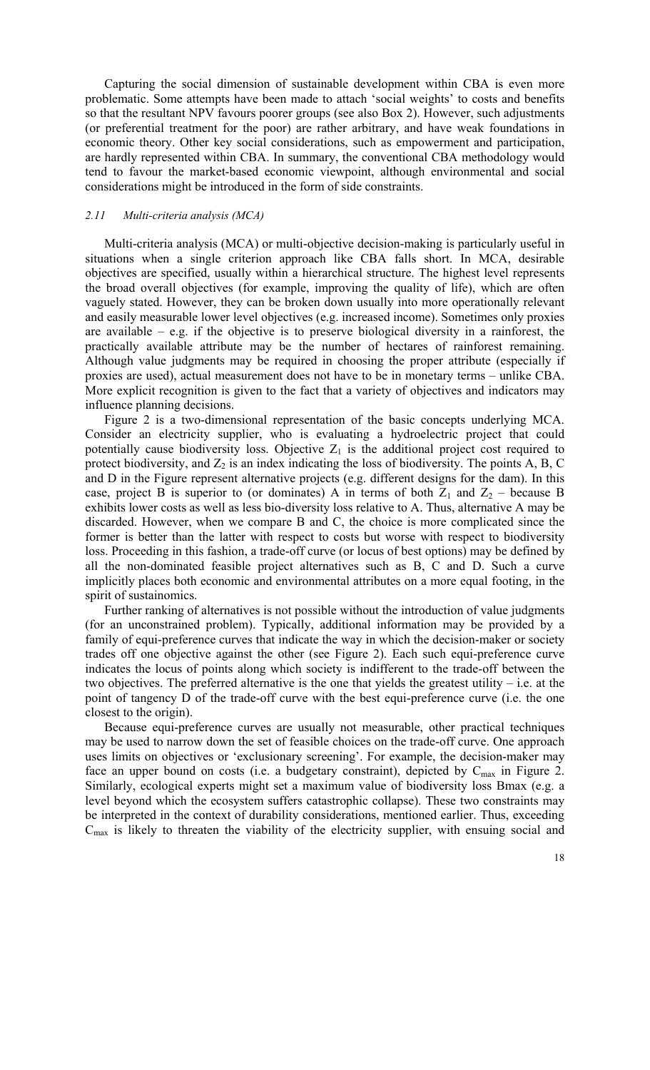Capturing the social dimension of sustainable development within CBA is even more problematic. Some attempts have been made to attach 'social weights' to costs and benefits so that the resultant NPV favours poorer groups (see also Box 2). However, such adjustments (or preferential treatment for the poor) are rather arbitrary, and have weak foundations in economic theory. Other key social considerations, such as empowerment and participation, are hardly represented within CBA. In summary, the conventional CBA methodology would tend to favour the market-based economic viewpoint, although environmental and social considerations might be introduced in the form of side constraints.

### *2.11 Multi-criteria analysis (MCA)*

Multi-criteria analysis (MCA) or multi-objective decision-making is particularly useful in situations when a single criterion approach like CBA falls short. In MCA, desirable objectives are specified, usually within a hierarchical structure. The highest level represents the broad overall objectives (for example, improving the quality of life), which are often vaguely stated. However, they can be broken down usually into more operationally relevant and easily measurable lower level objectives (e.g. increased income). Sometimes only proxies are available – e.g. if the objective is to preserve biological diversity in a rainforest, the practically available attribute may be the number of hectares of rainforest remaining. Although value judgments may be required in choosing the proper attribute (especially if proxies are used), actual measurement does not have to be in monetary terms – unlike CBA. More explicit recognition is given to the fact that a variety of objectives and indicators may influence planning decisions.

Figure 2 is a two-dimensional representation of the basic concepts underlying MCA. Consider an electricity supplier, who is evaluating a hydroelectric project that could potentially cause biodiversity loss. Objective $Z_1$ is the additional project cost required to protect biodiversity, and $Z_2$ is an index indicating the loss of biodiversity. The points A, B, C and D in the Figure represent alternative projects (e.g. different designs for the dam). In this case, project B is superior to (or dominates) A in terms of both $Z_1$ and $Z_2$ – because B exhibits lower costs as well as less bio-diversity loss relative to A. Thus, alternative A may be discarded. However, when we compare B and C, the choice is more complicated since the former is better than the latter with respect to costs but worse with respect to biodiversity loss. Proceeding in this fashion, a trade-off curve (or locus of best options) may be defined by all the non-dominated feasible project alternatives such as B, C and D. Such a curve implicitly places both economic and environmental attributes on a more equal footing, in the spirit of sustainomics.

Further ranking of alternatives is not possible without the introduction of value judgments (for an unconstrained problem). Typically, additional information may be provided by a family of equi-preference curves that indicate the way in which the decision-maker or society trades off one objective against the other (see Figure 2). Each such equi-preference curve indicates the locus of points along which society is indifferent to the trade-off between the two objectives. The preferred alternative is the one that yields the greatest utility – i.e. at the point of tangency D of the trade-off curve with the best equi-preference curve (i.e. the one closest to the origin).

Because equi-preference curves are usually not measurable, other practical techniques may be used to narrow down the set of feasible choices on the trade-off curve. One approach uses limits on objectives or 'exclusionary screening'. For example, the decision-maker may face an upper bound on costs (i.e. a budgetary constraint), depicted by $C_{max}$ in Figure 2. Similarly, ecological experts might set a maximum value of biodiversity loss Bmax (e.g. a level beyond which the ecosystem suffers catastrophic collapse). These two constraints may be interpreted in the context of durability considerations, mentioned earlier. Thus, exceeding $C_{max}$ is likely to threaten the viability of the electricity supplier, with ensuing social and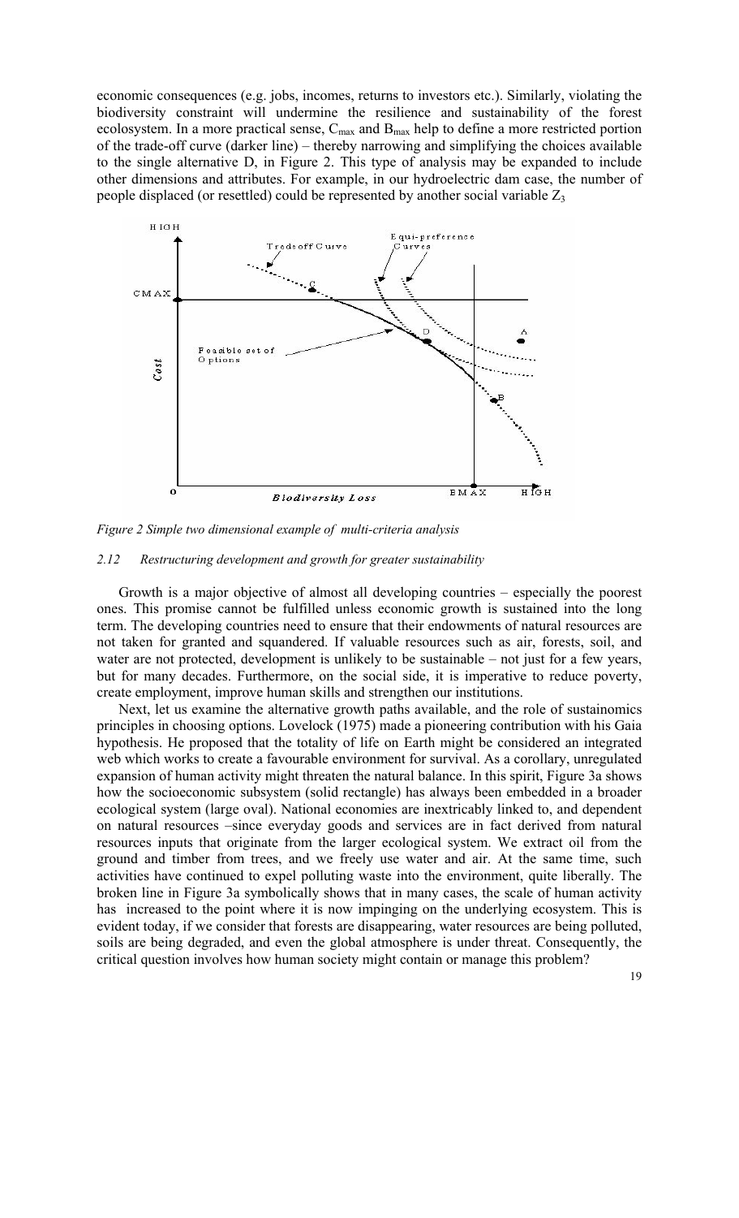economic consequences (e.g. jobs, incomes, returns to investors etc.). Similarly, violating the biodiversity constraint will undermine the resilience and sustainability of the forest ecolosystem. In a more practical sense, $C_{max}$ and $B_{max}$ help to define a more restricted portion of the trade-off curve (darker line) – thereby narrowing and simplifying the choices available to the single alternative D, in Figure 2. This type of analysis may be expanded to include other dimensions and attributes. For example, in our hydroelectric dam case, the number of people displaced (or resettled) could be represented by another social variable $Z_3$

HIGH
Tradeoff Curve
Equi-preference Curves
CMAX
C
D
A
Feasible set of Options
Cost
B
O
Biodiversity Loss
BMAX
HIGH

*Figure 2 Simple two dimensional example of multi-criteria analysis*

### *2.12 Restructuring development and growth for greater sustainability*

Growth is a major objective of almost all developing countries – especially the poorest ones. This promise cannot be fulfilled unless economic growth is sustained into the long term. The developing countries need to ensure that their endowments of natural resources are not taken for granted and squandered. If valuable resources such as air, forests, soil, and water are not protected, development is unlikely to be sustainable – not just for a few years, but for many decades. Furthermore, on the social side, it is imperative to reduce poverty, create employment, improve human skills and strengthen our institutions.

Next, let us examine the alternative growth paths available, and the role of sustainomics principles in choosing options. Lovelock (1975) made a pioneering contribution with his Gaia hypothesis. He proposed that the totality of life on Earth might be considered an integrated web which works to create a favourable environment for survival. As a corollary, unregulated expansion of human activity might threaten the natural balance. In this spirit, Figure 3a shows how the socioeconomic subsystem (solid rectangle) has always been embedded in a broader ecological system (large oval). National economies are inextricably linked to, and dependent on natural resources –since everyday goods and services are in fact derived from natural resources inputs that originate from the larger ecological system. We extract oil from the ground and timber from trees, and we freely use water and air. At the same time, such activities have continued to expel polluting waste into the environment, quite liberally. The broken line in Figure 3a symbolically shows that in many cases, the scale of human activity has increased to the point where it is now impinging on the underlying ecosystem. This is evident today, if we consider that forests are disappearing, water resources are being polluted, soils are being degraded, and even the global atmosphere is under threat. Consequently, the critical question involves how human society might contain or manage this problem?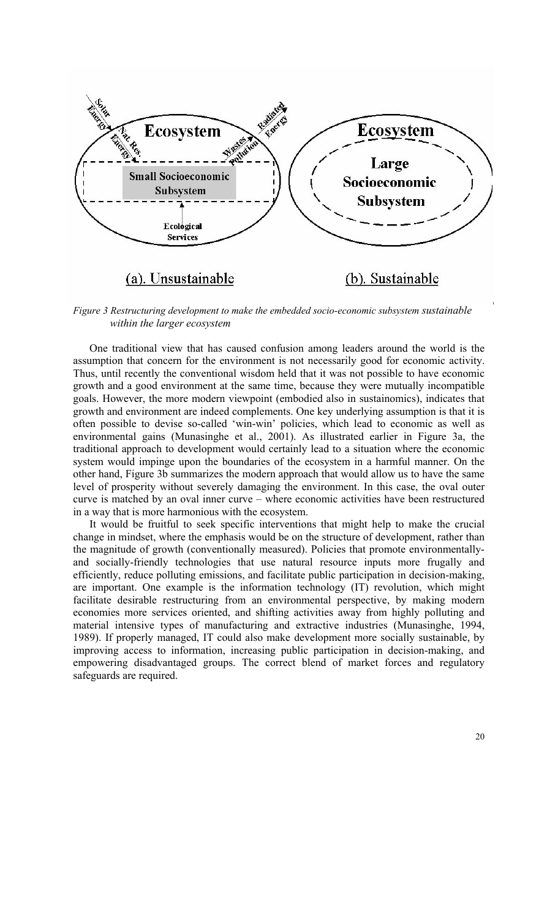Ecosystem

Solar Energy

Nat. Res. Energy

Radiated Energy

Wastes Pollution

Small Socioeconomic Subsystem

Ecological Services

(a). Unsustainable

Ecosystem

Large Socioeconomic Subsystem

(b). Sustainable

*Figure 3 Restructuring development to make the embedded socio-economic subsystem sustainable within the larger ecosystem*

One traditional view that has caused confusion among leaders around the world is the assumption that concern for the environment is not necessarily good for economic activity. Thus, until recently the conventional wisdom held that it was not possible to have economic growth and a good environment at the same time, because they were mutually incompatible goals. However, the more modern viewpoint (embodied also in sustainomics), indicates that growth and environment are indeed complements. One key underlying assumption is that it is often possible to devise so-called 'win-win' policies, which lead to economic as well as environmental gains (Munasinghe et al., 2001). As illustrated earlier in Figure 3a, the traditional approach to development would certainly lead to a situation where the economic system would impinge upon the boundaries of the ecosystem in a harmful manner. On the other hand, Figure 3b summarizes the modern approach that would allow us to have the same level of prosperity without severely damaging the environment. In this case, the oval outer curve is matched by an oval inner curve – where economic activities have been restructured in a way that is more harmonious with the ecosystem.

It would be fruitful to seek specific interventions that might help to make the crucial change in mindset, where the emphasis would be on the structure of development, rather than the magnitude of growth (conventionally measured). Policies that promote environmentally- and socially-friendly technologies that use natural resource inputs more frugally and efficiently, reduce polluting emissions, and facilitate public participation in decision-making, are important. One example is the information technology (IT) revolution, which might facilitate desirable restructuring from an environmental perspective, by making modern economies more services oriented, and shifting activities away from highly polluting and material intensive types of manufacturing and extractive industries (Munasinghe, 1994, 1989). If properly managed, IT could also make development more socially sustainable, by improving access to information, increasing public participation in decision-making, and empowering disadvantaged groups. The correct blend of market forces and regulatory safeguards are required.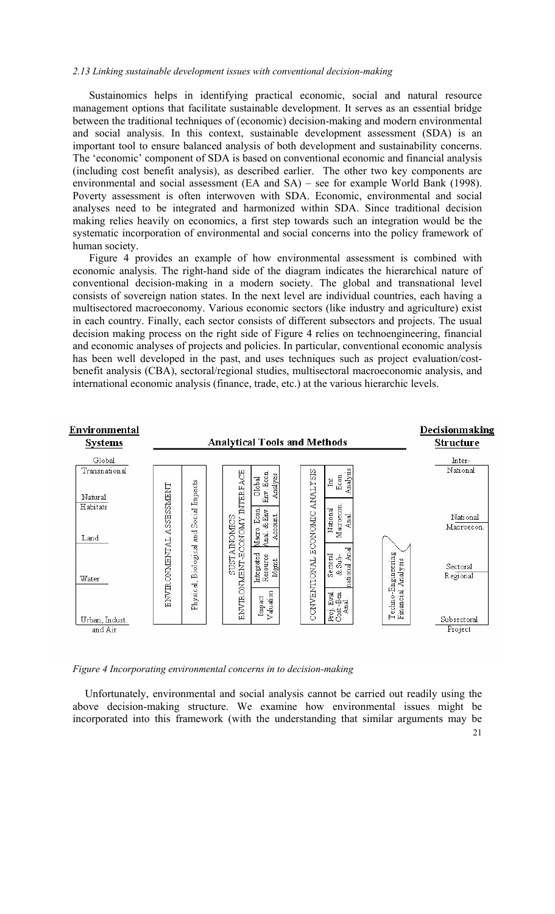*2.13 Linking sustainable development issues with conventional decision-making*

Sustainomics helps in identifying practical economic, social and natural resource management options that facilitate sustainable development. It serves as an essential bridge between the traditional techniques of (economic) decision-making and modern environmental and social analysis. In this context, sustainable development assessment (SDA) is an important tool to ensure balanced analysis of both development and sustainability concerns. The 'economic' component of SDA is based on conventional economic and financial analysis (including cost benefit analysis), as described earlier. The other two key components are environmental and social assessment (EA and SA) – see for example World Bank (1998). Poverty assessment is often interwoven with SDA. Economic, environmental and social analyses need to be integrated and harmonized within SDA. Since traditional decision making relies heavily on economics, a first step towards such an integration would be the systematic incorporation of environmental and social concerns into the policy framework of human society.

Figure 4 provides an example of how environmental assessment is combined with economic analysis. The right-hand side of the diagram indicates the hierarchical nature of conventional decision-making in a modern society. The global and transnational level consists of sovereign nation states. In the next level are individual countries, each having a multisectored macroeconomy. Various economic sectors (like industry and agriculture) exist in each country. Finally, each sector consists of different subsectors and projects. The usual decision making process on the right side of Figure 4 relies on technoengineering, financial and economic analyses of projects and policies. In particular, conventional economic analysis has been well developed in the past, and uses techniques such as project evaluation/cost-benefit analysis (CBA), sectoral/regional studies, multisectoral macroeconomic analysis, and international economic analysis (finance, trade, etc.) at the various hierarchic levels.

| Environmental Systems | Analytical Tools and Methods | | | | | | | | Decisionmaking Structure |
|---|---|---|---|---|---|---|---|---|---|
| Global / Transnational | ENVIRONMENTAL ASSESSMENT | Physical, Biological and Social Impacts | SUSTAINOMICS ENVIRONMENT-ECONOMY INTERFACE | Global Env. Econ. Analysis | CONVENTIONAL ECONOMIC ANALYSIS | Int. Econ. Analysis | Techno-Engineering Financial Analysis | | Inter-National |
| Natural Habitats | | | | Macro Econ. Anal. & Env Account. | | National Macroecon. Anal. | | | National Macroecon. |
| Land / Water | | | | Integrated Resource Mgmt. | | Sectoral & Sub-national Anal. | | | Sectoral Regional |
| Urban, Indust. and Air | | | | Impact Valuation | | Proj. Eval Cost-Ben. Anal. | | | Subsectoral Project |

*Figure 4 Incorporating environmental concerns in to decision-making*

Unfortunately, environmental and social analysis cannot be carried out readily using the above decision-making structure. We examine how environmental issues might be incorporated into this framework (with the understanding that similar arguments may be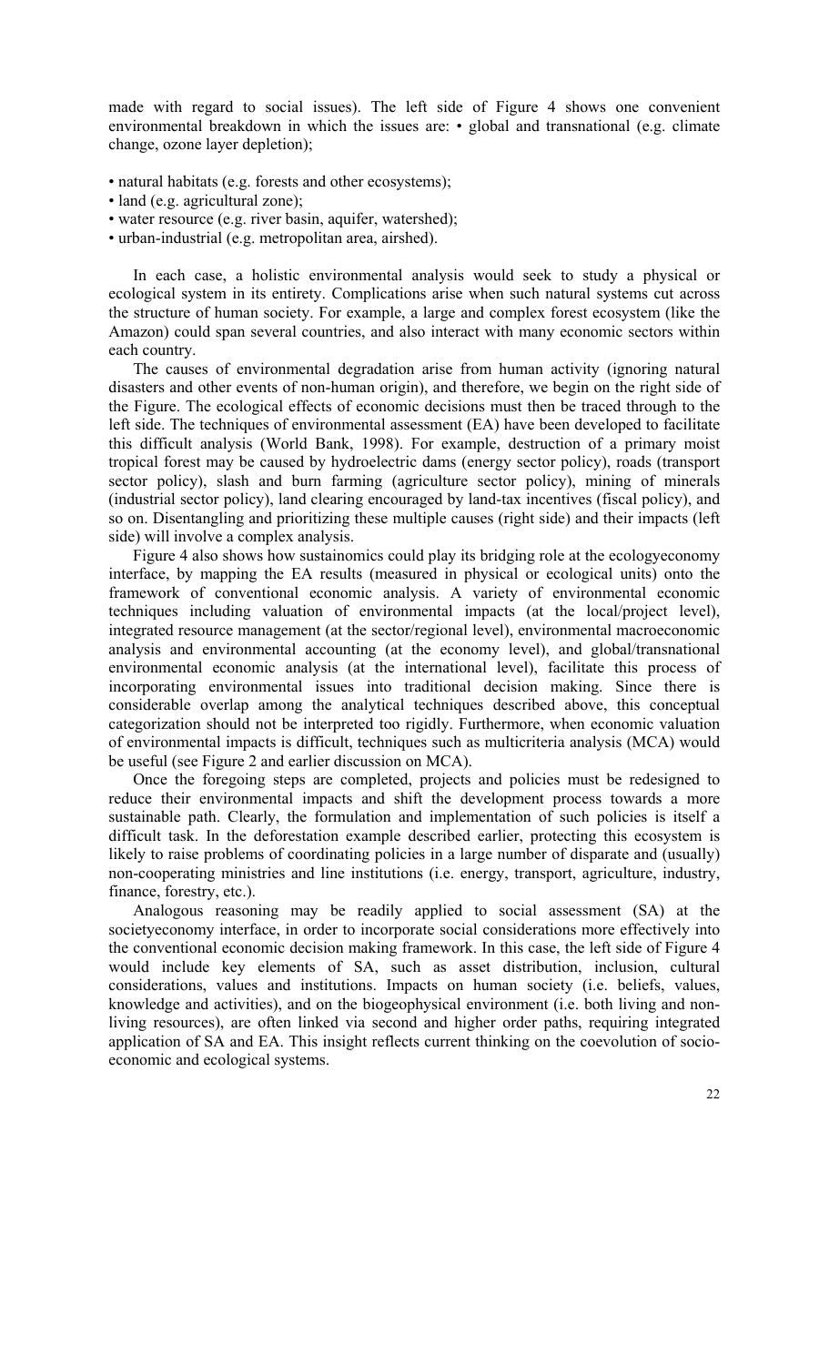made with regard to social issues). The left side of Figure 4 shows one convenient environmental breakdown in which the issues are: • global and transnational (e.g. climate change, ozone layer depletion);

- natural habitats (e.g. forests and other ecosystems);
- land (e.g. agricultural zone);
- water resource (e.g. river basin, aquifer, watershed);
- urban-industrial (e.g. metropolitan area, airshed).

In each case, a holistic environmental analysis would seek to study a physical or ecological system in its entirety. Complications arise when such natural systems cut across the structure of human society. For example, a large and complex forest ecosystem (like the Amazon) could span several countries, and also interact with many economic sectors within each country.

The causes of environmental degradation arise from human activity (ignoring natural disasters and other events of non-human origin), and therefore, we begin on the right side of the Figure. The ecological effects of economic decisions must then be traced through to the left side. The techniques of environmental assessment (EA) have been developed to facilitate this difficult analysis (World Bank, 1998). For example, destruction of a primary moist tropical forest may be caused by hydroelectric dams (energy sector policy), roads (transport sector policy), slash and burn farming (agriculture sector policy), mining of minerals (industrial sector policy), land clearing encouraged by land-tax incentives (fiscal policy), and so on. Disentangling and prioritizing these multiple causes (right side) and their impacts (left side) will involve a complex analysis.

Figure 4 also shows how sustainomics could play its bridging role at the ecologyeconomy interface, by mapping the EA results (measured in physical or ecological units) onto the framework of conventional economic analysis. A variety of environmental economic techniques including valuation of environmental impacts (at the local/project level), integrated resource management (at the sector/regional level), environmental macroeconomic analysis and environmental accounting (at the economy level), and global/transnational environmental economic analysis (at the international level), facilitate this process of incorporating environmental issues into traditional decision making. Since there is considerable overlap among the analytical techniques described above, this conceptual categorization should not be interpreted too rigidly. Furthermore, when economic valuation of environmental impacts is difficult, techniques such as multicriteria analysis (MCA) would be useful (see Figure 2 and earlier discussion on MCA).

Once the foregoing steps are completed, projects and policies must be redesigned to reduce their environmental impacts and shift the development process towards a more sustainable path. Clearly, the formulation and implementation of such policies is itself a difficult task. In the deforestation example described earlier, protecting this ecosystem is likely to raise problems of coordinating policies in a large number of disparate and (usually) non-cooperating ministries and line institutions (i.e. energy, transport, agriculture, industry, finance, forestry, etc.).

Analogous reasoning may be readily applied to social assessment (SA) at the societyeconomy interface, in order to incorporate social considerations more effectively into the conventional economic decision making framework. In this case, the left side of Figure 4 would include key elements of SA, such as asset distribution, inclusion, cultural considerations, values and institutions. Impacts on human society (i.e. beliefs, values, knowledge and activities), and on the biogeophysical environment (i.e. both living and non-living resources), are often linked via second and higher order paths, requiring integrated application of SA and EA. This insight reflects current thinking on the coevolution of socio-economic and ecological systems.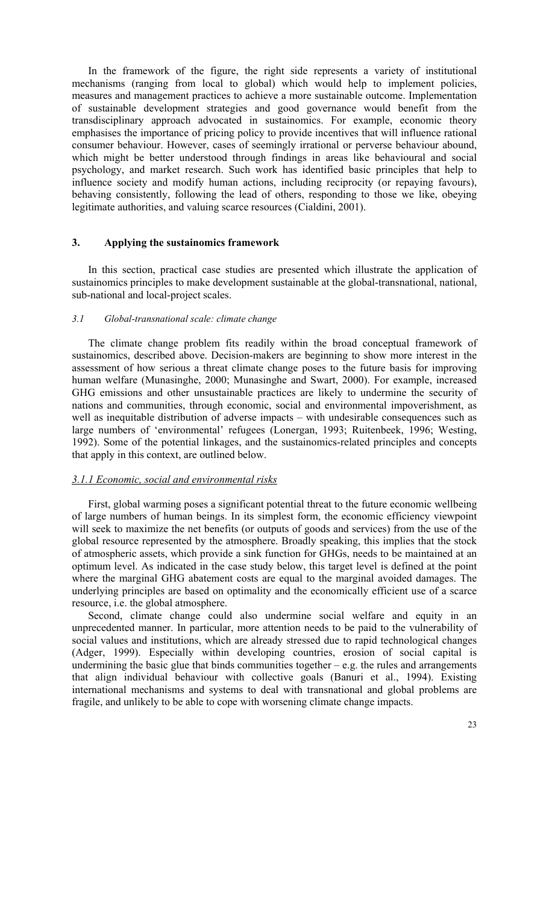In the framework of the figure, the right side represents a variety of institutional mechanisms (ranging from local to global) which would help to implement policies, measures and management practices to achieve a more sustainable outcome. Implementation of sustainable development strategies and good governance would benefit from the transdisciplinary approach advocated in sustainomics. For example, economic theory emphasises the importance of pricing policy to provide incentives that will influence rational consumer behaviour. However, cases of seemingly irrational or perverse behaviour abound, which might be better understood through findings in areas like behavioural and social psychology, and market research. Such work has identified basic principles that help to influence society and modify human actions, including reciprocity (or repaying favours), behaving consistently, following the lead of others, responding to those we like, obeying legitimate authorities, and valuing scarce resources (Cialdini, 2001).

## 3. Applying the sustainomics framework

In this section, practical case studies are presented which illustrate the application of sustainomics principles to make development sustainable at the global-transnational, national, sub-national and local-project scales.

### *3.1 Global-transnational scale: climate change*

The climate change problem fits readily within the broad conceptual framework of sustainomics, described above. Decision-makers are beginning to show more interest in the assessment of how serious a threat climate change poses to the future basis for improving human welfare (Munasinghe, 2000; Munasinghe and Swart, 2000). For example, increased GHG emissions and other unsustainable practices are likely to undermine the security of nations and communities, through economic, social and environmental impoverishment, as well as inequitable distribution of adverse impacts – with undesirable consequences such as large numbers of 'environmental' refugees (Lonergan, 1993; Ruitenbeek, 1996; Westing, 1992). Some of the potential linkages, and the sustainomics-related principles and concepts that apply in this context, are outlined below.

#### 3.1.1 Economic, social and environmental risks

First, global warming poses a significant potential threat to the future economic wellbeing of large numbers of human beings. In its simplest form, the economic efficiency viewpoint will seek to maximize the net benefits (or outputs of goods and services) from the use of the global resource represented by the atmosphere. Broadly speaking, this implies that the stock of atmospheric assets, which provide a sink function for GHGs, needs to be maintained at an optimum level. As indicated in the case study below, this target level is defined at the point where the marginal GHG abatement costs are equal to the marginal avoided damages. The underlying principles are based on optimality and the economically efficient use of a scarce resource, i.e. the global atmosphere.

Second, climate change could also undermine social welfare and equity in an unprecedented manner. In particular, more attention needs to be paid to the vulnerability of social values and institutions, which are already stressed due to rapid technological changes (Adger, 1999). Especially within developing countries, erosion of social capital is undermining the basic glue that binds communities together – e.g. the rules and arrangements that align individual behaviour with collective goals (Banuri et al., 1994). Existing international mechanisms and systems to deal with transnational and global problems are fragile, and unlikely to be able to cope with worsening climate change impacts.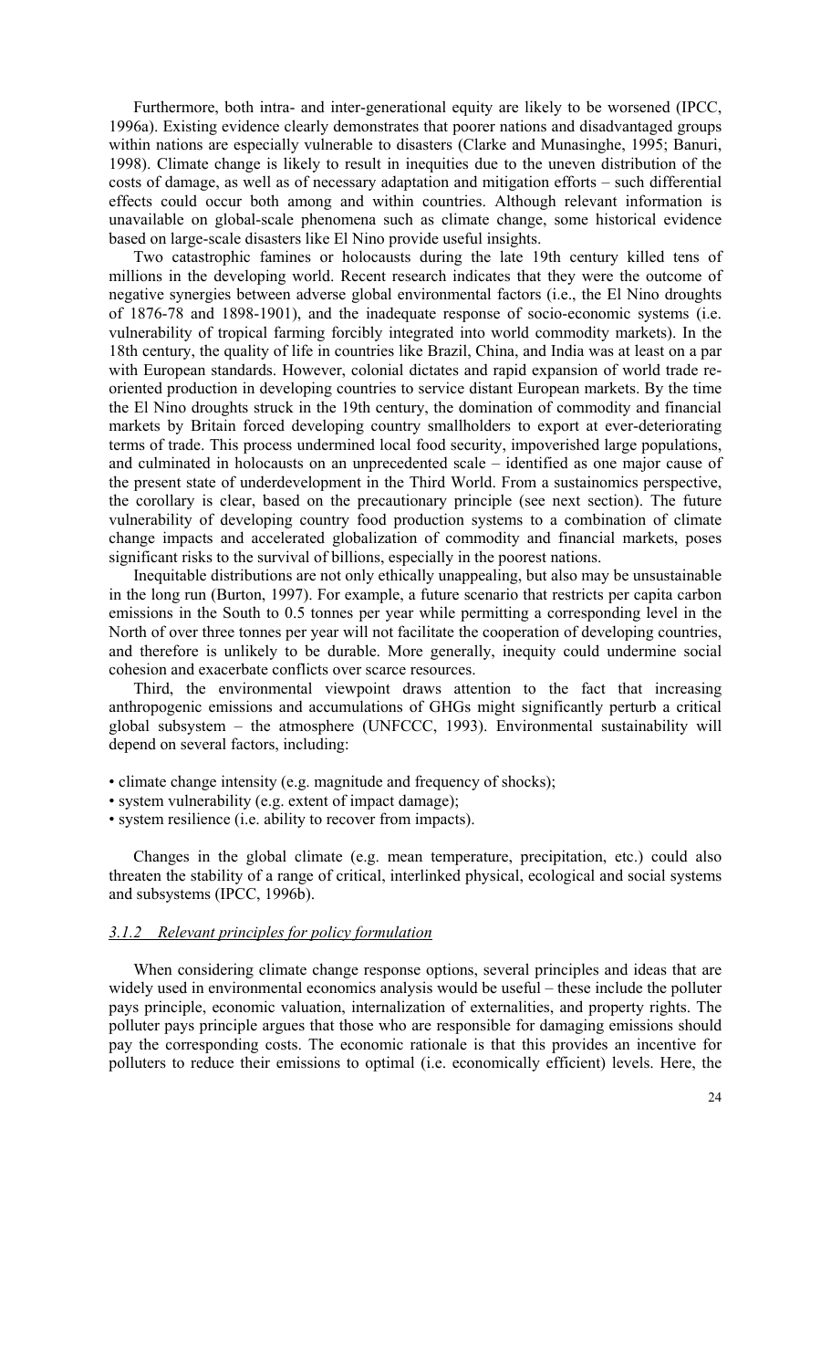Furthermore, both intra- and inter-generational equity are likely to be worsened (IPCC, 1996a). Existing evidence clearly demonstrates that poorer nations and disadvantaged groups within nations are especially vulnerable to disasters (Clarke and Munasinghe, 1995; Banuri, 1998). Climate change is likely to result in inequities due to the uneven distribution of the costs of damage, as well as of necessary adaptation and mitigation efforts – such differential effects could occur both among and within countries. Although relevant information is unavailable on global-scale phenomena such as climate change, some historical evidence based on large-scale disasters like El Nino provide useful insights.

Two catastrophic famines or holocausts during the late 19th century killed tens of millions in the developing world. Recent research indicates that they were the outcome of negative synergies between adverse global environmental factors (i.e., the El Nino droughts of 1876-78 and 1898-1901), and the inadequate response of socio-economic systems (i.e. vulnerability of tropical farming forcibly integrated into world commodity markets). In the 18th century, the quality of life in countries like Brazil, China, and India was at least on a par with European standards. However, colonial dictates and rapid expansion of world trade re-oriented production in developing countries to service distant European markets. By the time the El Nino droughts struck in the 19th century, the domination of commodity and financial markets by Britain forced developing country smallholders to export at ever-deteriorating terms of trade. This process undermined local food security, impoverished large populations, and culminated in holocausts on an unprecedented scale – identified as one major cause of the present state of underdevelopment in the Third World. From a sustainomics perspective, the corollary is clear, based on the precautionary principle (see next section). The future vulnerability of developing country food production systems to a combination of climate change impacts and accelerated globalization of commodity and financial markets, poses significant risks to the survival of billions, especially in the poorest nations.

Inequitable distributions are not only ethically unappealing, but also may be unsustainable in the long run (Burton, 1997). For example, a future scenario that restricts per capita carbon emissions in the South to 0.5 tonnes per year while permitting a corresponding level in the North of over three tonnes per year will not facilitate the cooperation of developing countries, and therefore is unlikely to be durable. More generally, inequity could undermine social cohesion and exacerbate conflicts over scarce resources.

Third, the environmental viewpoint draws attention to the fact that increasing anthropogenic emissions and accumulations of GHGs might significantly perturb a critical global subsystem – the atmosphere (UNFCCC, 1993). Environmental sustainability will depend on several factors, including:

- climate change intensity (e.g. magnitude and frequency of shocks);
- system vulnerability (e.g. extent of impact damage);
- system resilience (i.e. ability to recover from impacts).

Changes in the global climate (e.g. mean temperature, precipitation, etc.) could also threaten the stability of a range of critical, interlinked physical, ecological and social systems and subsystems (IPCC, 1996b).

### *3.1.2 Relevant principles for policy formulation*

When considering climate change response options, several principles and ideas that are widely used in environmental economics analysis would be useful – these include the polluter pays principle, economic valuation, internalization of externalities, and property rights. The polluter pays principle argues that those who are responsible for damaging emissions should pay the corresponding costs. The economic rationale is that this provides an incentive for polluters to reduce their emissions to optimal (i.e. economically efficient) levels. Here, the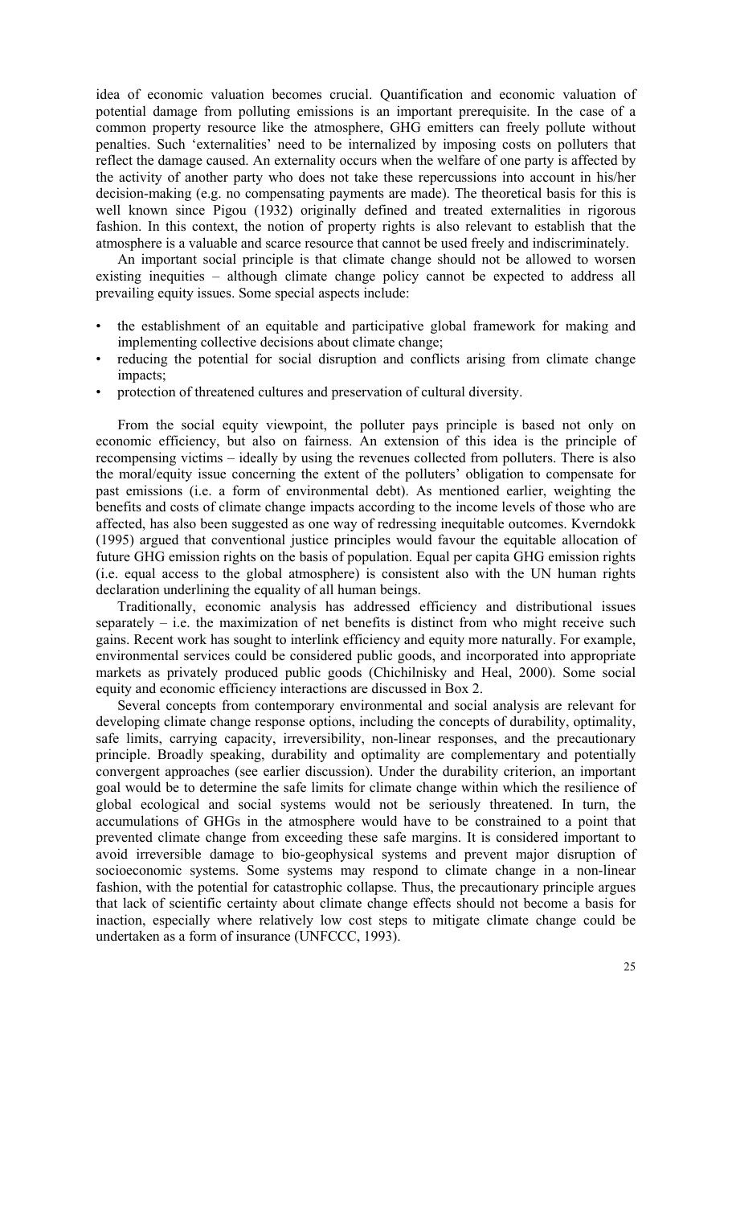idea of economic valuation becomes crucial. Quantification and economic valuation of potential damage from polluting emissions is an important prerequisite. In the case of a common property resource like the atmosphere, GHG emitters can freely pollute without penalties. Such 'externalities' need to be internalized by imposing costs on polluters that reflect the damage caused. An externality occurs when the welfare of one party is affected by the activity of another party who does not take these repercussions into account in his/her decision-making (e.g. no compensating payments are made). The theoretical basis for this is well known since Pigou (1932) originally defined and treated externalities in rigorous fashion. In this context, the notion of property rights is also relevant to establish that the atmosphere is a valuable and scarce resource that cannot be used freely and indiscriminately.

An important social principle is that climate change should not be allowed to worsen existing inequities – although climate change policy cannot be expected to address all prevailing equity issues. Some special aspects include:

- the establishment of an equitable and participative global framework for making and implementing collective decisions about climate change;
- reducing the potential for social disruption and conflicts arising from climate change impacts;
- protection of threatened cultures and preservation of cultural diversity.

From the social equity viewpoint, the polluter pays principle is based not only on economic efficiency, but also on fairness. An extension of this idea is the principle of recompensing victims – ideally by using the revenues collected from polluters. There is also the moral/equity issue concerning the extent of the polluters' obligation to compensate for past emissions (i.e. a form of environmental debt). As mentioned earlier, weighting the benefits and costs of climate change impacts according to the income levels of those who are affected, has also been suggested as one way of redressing inequitable outcomes. Kverndokk (1995) argued that conventional justice principles would favour the equitable allocation of future GHG emission rights on the basis of population. Equal per capita GHG emission rights (i.e. equal access to the global atmosphere) is consistent also with the UN human rights declaration underlining the equality of all human beings.

Traditionally, economic analysis has addressed efficiency and distributional issues separately – i.e. the maximization of net benefits is distinct from who might receive such gains. Recent work has sought to interlink efficiency and equity more naturally. For example, environmental services could be considered public goods, and incorporated into appropriate markets as privately produced public goods (Chichilnisky and Heal, 2000). Some social equity and economic efficiency interactions are discussed in Box 2.

Several concepts from contemporary environmental and social analysis are relevant for developing climate change response options, including the concepts of durability, optimality, safe limits, carrying capacity, irreversibility, non-linear responses, and the precautionary principle. Broadly speaking, durability and optimality are complementary and potentially convergent approaches (see earlier discussion). Under the durability criterion, an important goal would be to determine the safe limits for climate change within which the resilience of global ecological and social systems would not be seriously threatened. In turn, the accumulations of GHGs in the atmosphere would have to be constrained to a point that prevented climate change from exceeding these safe margins. It is considered important to avoid irreversible damage to bio-geophysical systems and prevent major disruption of socioeconomic systems. Some systems may respond to climate change in a non-linear fashion, with the potential for catastrophic collapse. Thus, the precautionary principle argues that lack of scientific certainty about climate change effects should not become a basis for inaction, especially where relatively low cost steps to mitigate climate change could be undertaken as a form of insurance (UNFCCC, 1993).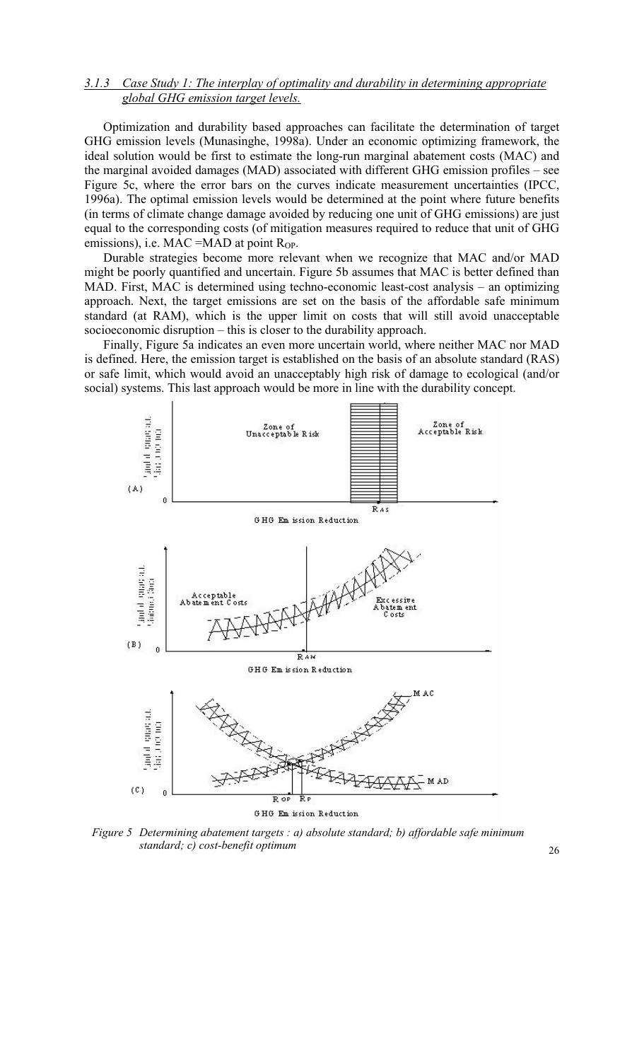### *3.1.3 Case Study 1: The interplay of optimality and durability in determining appropriate global GHG emission target levels.*

Optimization and durability based approaches can facilitate the determination of target GHG emission levels (Munasinghe, 1998a). Under an economic optimizing framework, the ideal solution would be first to estimate the long-run marginal abatement costs (MAC) and the marginal avoided damages (MAD) associated with different GHG emission profiles – see Figure 5c, where the error bars on the curves indicate measurement uncertainties (IPCC, 1996a). The optimal emission levels would be determined at the point where future benefits (in terms of climate change damage avoided by reducing one unit of GHG emissions) are just equal to the corresponding costs (of mitigation measures required to reduce that unit of GHG emissions), i.e. MAC =MAD at point $R_{OP}$.

Durable strategies become more relevant when we recognize that MAC and/or MAD might be poorly quantified and uncertain. Figure 5b assumes that MAC is better defined than MAD. First, MAC is determined using techno-economic least-cost analysis – an optimizing approach. Next, the target emissions are set on the basis of the affordable safe minimum standard (at RAM), which is the upper limit on costs that will still avoid unacceptable socioeconomic disruption – this is closer to the durability approach.

Finally, Figure 5a indicates an even more uncertain world, where neither MAC nor MAD is defined. Here, the emission target is established on the basis of an absolute standard (RAS) or safe limit, which would avoid an unacceptably high risk of damage to ecological (and/or social) systems. This last approach would be more in line with the durability concept.

*Figure 5 Determining abatement targets : a) absolute standard; b) affordable safe minimum standard; c) cost-benefit optimum*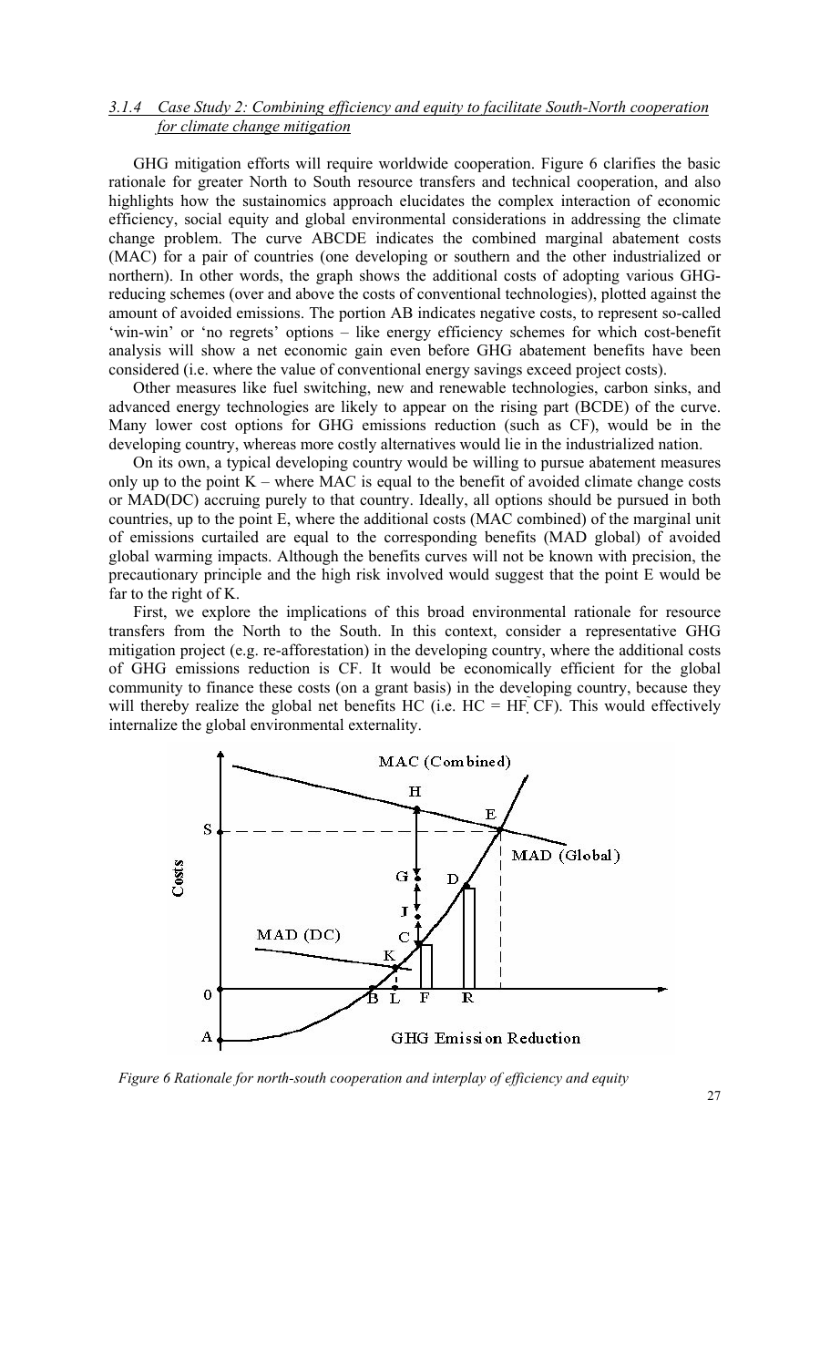### 3.1.4 *Case Study 2: Combining efficiency and equity to facilitate South-North cooperation for climate change mitigation*

GHG mitigation efforts will require worldwide cooperation. Figure 6 clarifies the basic rationale for greater North to South resource transfers and technical cooperation, and also highlights how the sustainomics approach elucidates the complex interaction of economic efficiency, social equity and global environmental considerations in addressing the climate change problem. The curve ABCDE indicates the combined marginal abatement costs (MAC) for a pair of countries (one developing or southern and the other industrialized or northern). In other words, the graph shows the additional costs of adopting various GHG-reducing schemes (over and above the costs of conventional technologies), plotted against the amount of avoided emissions. The portion AB indicates negative costs, to represent so-called 'win-win' or 'no regrets' options – like energy efficiency schemes for which cost-benefit analysis will show a net economic gain even before GHG abatement benefits have been considered (i.e. where the value of conventional energy savings exceed project costs).

Other measures like fuel switching, new and renewable technologies, carbon sinks, and advanced energy technologies are likely to appear on the rising part (BCDE) of the curve. Many lower cost options for GHG emissions reduction (such as CF), would be in the developing country, whereas more costly alternatives would lie in the industrialized nation.

On its own, a typical developing country would be willing to pursue abatement measures only up to the point K – where MAC is equal to the benefit of avoided climate change costs or MAD(DC) accruing purely to that country. Ideally, all options should be pursued in both countries, up to the point E, where the additional costs (MAC combined) of the marginal unit of emissions curtailed are equal to the corresponding benefits (MAD global) of avoided global warming impacts. Although the benefits curves will not be known with precision, the precautionary principle and the high risk involved would suggest that the point E would be far to the right of K.

First, we explore the implications of this broad environmental rationale for resource transfers from the North to the South. In this context, consider a representative GHG mitigation project (e.g. re-afforestation) in the developing country, where the additional costs of GHG emissions reduction is CF. It would be economically efficient for the global community to finance these costs (on a grant basis) in the developing country, because they will thereby realize the global net benefits HC (i.e. HC = HF‑CF). This would effectively internalize the global environmental externality.

*Figure 6 Rationale for north-south cooperation and interplay of efficiency and equity*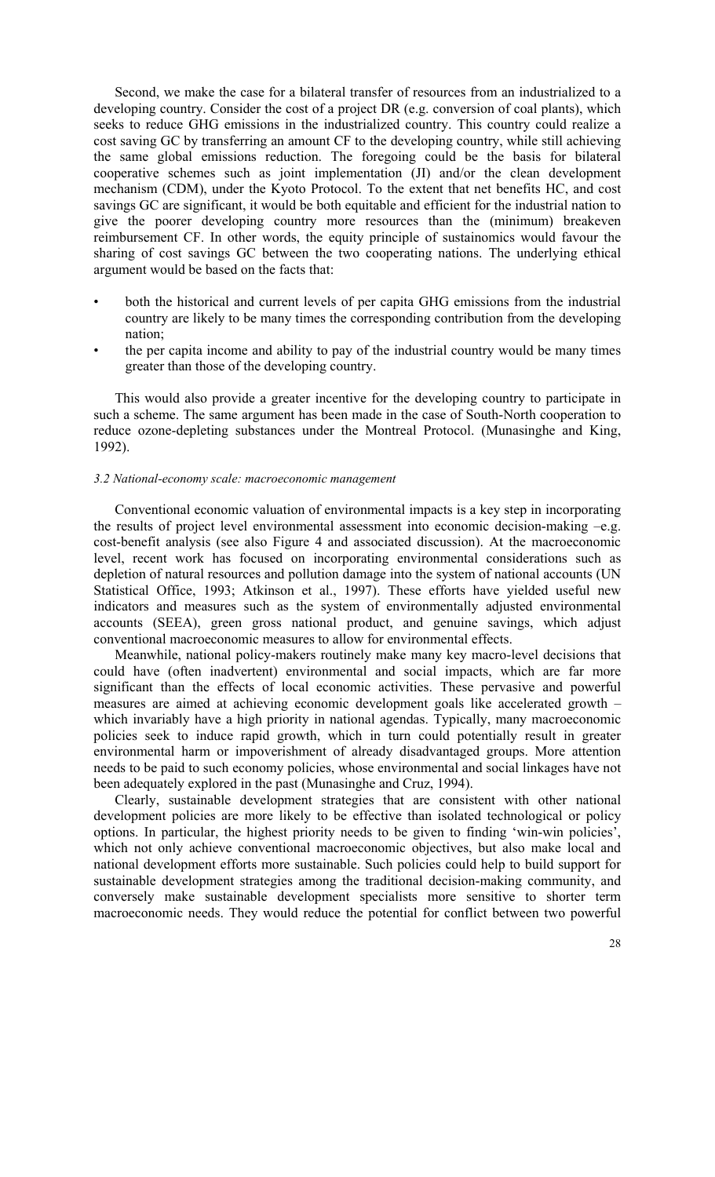Second, we make the case for a bilateral transfer of resources from an industrialized to a developing country. Consider the cost of a project DR (e.g. conversion of coal plants), which seeks to reduce GHG emissions in the industrialized country. This country could realize a cost saving GC by transferring an amount CF to the developing country, while still achieving the same global emissions reduction. The foregoing could be the basis for bilateral cooperative schemes such as joint implementation (JI) and/or the clean development mechanism (CDM), under the Kyoto Protocol. To the extent that net benefits HC, and cost savings GC are significant, it would be both equitable and efficient for the industrial nation to give the poorer developing country more resources than the (minimum) breakeven reimbursement CF. In other words, the equity principle of sustainomics would favour the sharing of cost savings GC between the two cooperating nations. The underlying ethical argument would be based on the facts that:

- both the historical and current levels of per capita GHG emissions from the industrial country are likely to be many times the corresponding contribution from the developing nation;
- the per capita income and ability to pay of the industrial country would be many times greater than those of the developing country.

This would also provide a greater incentive for the developing country to participate in such a scheme. The same argument has been made in the case of South-North cooperation to reduce ozone-depleting substances under the Montreal Protocol. (Munasinghe and King, 1992).

### *3.2 National-economy scale: macroeconomic management*

Conventional economic valuation of environmental impacts is a key step in incorporating the results of project level environmental assessment into economic decision-making –e.g. cost-benefit analysis (see also Figure 4 and associated discussion). At the macroeconomic level, recent work has focused on incorporating environmental considerations such as depletion of natural resources and pollution damage into the system of national accounts (UN Statistical Office, 1993; Atkinson et al., 1997). These efforts have yielded useful new indicators and measures such as the system of environmentally adjusted environmental accounts (SEEA), green gross national product, and genuine savings, which adjust conventional macroeconomic measures to allow for environmental effects.

Meanwhile, national policy-makers routinely make many key macro-level decisions that could have (often inadvertent) environmental and social impacts, which are far more significant than the effects of local economic activities. These pervasive and powerful measures are aimed at achieving economic development goals like accelerated growth – which invariably have a high priority in national agendas. Typically, many macroeconomic policies seek to induce rapid growth, which in turn could potentially result in greater environmental harm or impoverishment of already disadvantaged groups. More attention needs to be paid to such economy policies, whose environmental and social linkages have not been adequately explored in the past (Munasinghe and Cruz, 1994).

Clearly, sustainable development strategies that are consistent with other national development policies are more likely to be effective than isolated technological or policy options. In particular, the highest priority needs to be given to finding 'win-win policies', which not only achieve conventional macroeconomic objectives, but also make local and national development efforts more sustainable. Such policies could help to build support for sustainable development strategies among the traditional decision-making community, and conversely make sustainable development specialists more sensitive to shorter term macroeconomic needs. They would reduce the potential for conflict between two powerful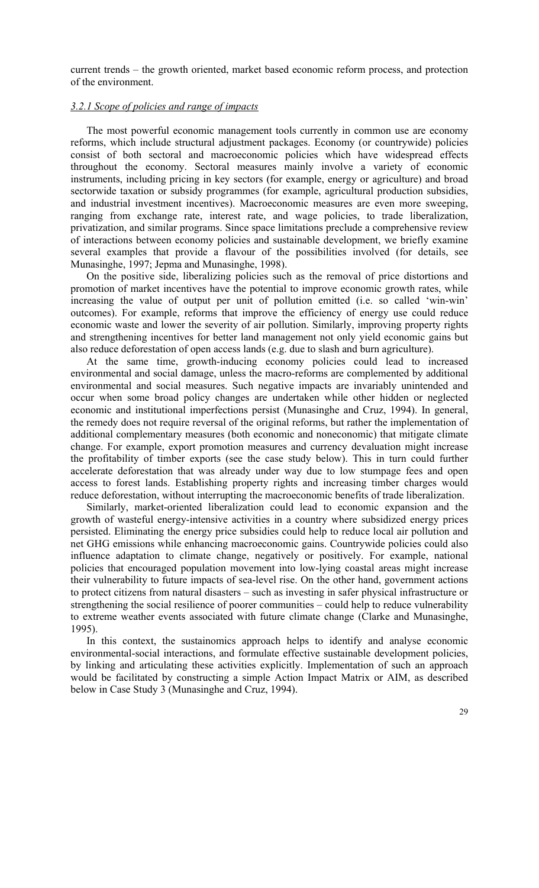current trends – the growth oriented, market based economic reform process, and protection of the environment.

### *3.2.1 Scope of policies and range of impacts*

The most powerful economic management tools currently in common use are economy reforms, which include structural adjustment packages. Economy (or countrywide) policies consist of both sectoral and macroeconomic policies which have widespread effects throughout the economy. Sectoral measures mainly involve a variety of economic instruments, including pricing in key sectors (for example, energy or agriculture) and broad sectorwide taxation or subsidy programmes (for example, agricultural production subsidies, and industrial investment incentives). Macroeconomic measures are even more sweeping, ranging from exchange rate, interest rate, and wage policies, to trade liberalization, privatization, and similar programs. Since space limitations preclude a comprehensive review of interactions between economy policies and sustainable development, we briefly examine several examples that provide a flavour of the possibilities involved (for details, see Munasinghe, 1997; Jepma and Munasinghe, 1998).

On the positive side, liberalizing policies such as the removal of price distortions and promotion of market incentives have the potential to improve economic growth rates, while increasing the value of output per unit of pollution emitted (i.e. so called 'win-win' outcomes). For example, reforms that improve the efficiency of energy use could reduce economic waste and lower the severity of air pollution. Similarly, improving property rights and strengthening incentives for better land management not only yield economic gains but also reduce deforestation of open access lands (e.g. due to slash and burn agriculture).

At the same time, growth-inducing economy policies could lead to increased environmental and social damage, unless the macro-reforms are complemented by additional environmental and social measures. Such negative impacts are invariably unintended and occur when some broad policy changes are undertaken while other hidden or neglected economic and institutional imperfections persist (Munasinghe and Cruz, 1994). In general, the remedy does not require reversal of the original reforms, but rather the implementation of additional complementary measures (both economic and noneconomic) that mitigate climate change. For example, export promotion measures and currency devaluation might increase the profitability of timber exports (see the case study below). This in turn could further accelerate deforestation that was already under way due to low stumpage fees and open access to forest lands. Establishing property rights and increasing timber charges would reduce deforestation, without interrupting the macroeconomic benefits of trade liberalization.

Similarly, market-oriented liberalization could lead to economic expansion and the growth of wasteful energy-intensive activities in a country where subsidized energy prices persisted. Eliminating the energy price subsidies could help to reduce local air pollution and net GHG emissions while enhancing macroeconomic gains. Countrywide policies could also influence adaptation to climate change, negatively or positively. For example, national policies that encouraged population movement into low-lying coastal areas might increase their vulnerability to future impacts of sea-level rise. On the other hand, government actions to protect citizens from natural disasters – such as investing in safer physical infrastructure or strengthening the social resilience of poorer communities – could help to reduce vulnerability to extreme weather events associated with future climate change (Clarke and Munasinghe, 1995).

In this context, the sustainomics approach helps to identify and analyse economic environmental-social interactions, and formulate effective sustainable development policies, by linking and articulating these activities explicitly. Implementation of such an approach would be facilitated by constructing a simple Action Impact Matrix or AIM, as described below in Case Study 3 (Munasinghe and Cruz, 1994).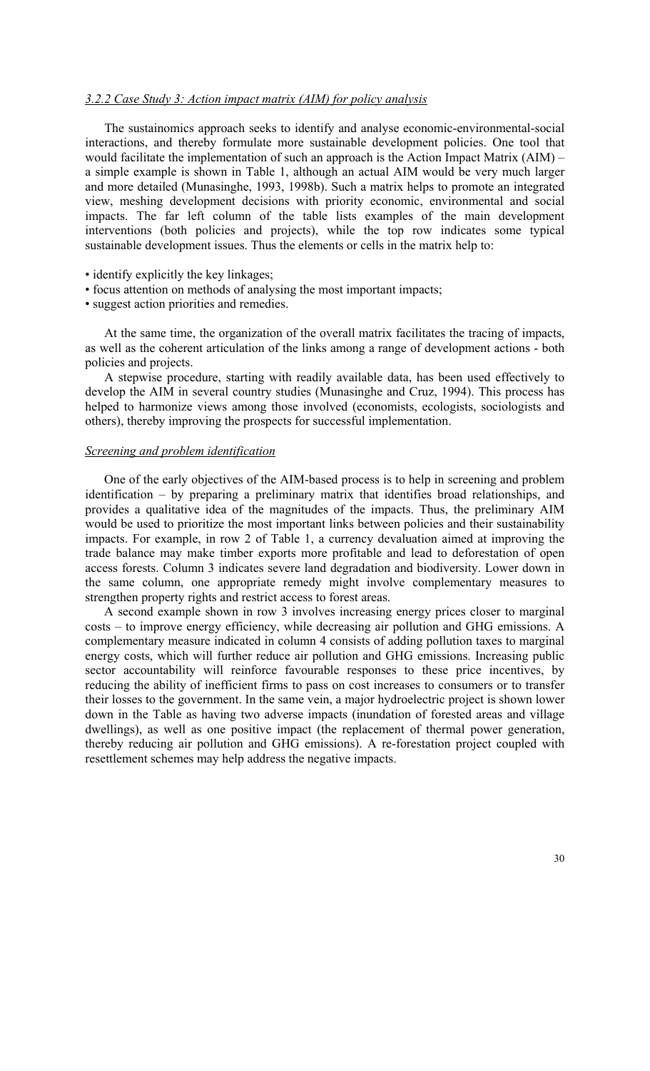### *3.2.2 Case Study 3: Action impact matrix (AIM) for policy analysis*

The sustainomics approach seeks to identify and analyse economic-environmental-social interactions, and thereby formulate more sustainable development policies. One tool that would facilitate the implementation of such an approach is the Action Impact Matrix (AIM) – a simple example is shown in Table 1, although an actual AIM would be very much larger and more detailed (Munasinghe, 1993, 1998b). Such a matrix helps to promote an integrated view, meshing development decisions with priority economic, environmental and social impacts. The far left column of the table lists examples of the main development interventions (both policies and projects), while the top row indicates some typical sustainable development issues. Thus the elements or cells in the matrix help to:

- identify explicitly the key linkages;
- focus attention on methods of analysing the most important impacts;
- suggest action priorities and remedies.

At the same time, the organization of the overall matrix facilitates the tracing of impacts, as well as the coherent articulation of the links among a range of development actions - both policies and projects.

A stepwise procedure, starting with readily available data, has been used effectively to develop the AIM in several country studies (Munasinghe and Cruz, 1994). This process has helped to harmonize views among those involved (economists, ecologists, sociologists and others), thereby improving the prospects for successful implementation.

#### *Screening and problem identification*

One of the early objectives of the AIM-based process is to help in screening and problem identification – by preparing a preliminary matrix that identifies broad relationships, and provides a qualitative idea of the magnitudes of the impacts. Thus, the preliminary AIM would be used to prioritize the most important links between policies and their sustainability impacts. For example, in row 2 of Table 1, a currency devaluation aimed at improving the trade balance may make timber exports more profitable and lead to deforestation of open access forests. Column 3 indicates severe land degradation and biodiversity. Lower down in the same column, one appropriate remedy might involve complementary measures to strengthen property rights and restrict access to forest areas.

A second example shown in row 3 involves increasing energy prices closer to marginal costs – to improve energy efficiency, while decreasing air pollution and GHG emissions. A complementary measure indicated in column 4 consists of adding pollution taxes to marginal energy costs, which will further reduce air pollution and GHG emissions. Increasing public sector accountability will reinforce favourable responses to these price incentives, by reducing the ability of inefficient firms to pass on cost increases to consumers or to transfer their losses to the government. In the same vein, a major hydroelectric project is shown lower down in the Table as having two adverse impacts (inundation of forested areas and village dwellings), as well as one positive impact (the replacement of thermal power generation, thereby reducing air pollution and GHG emissions). A re-forestation project coupled with resettlement schemes may help address the negative impacts.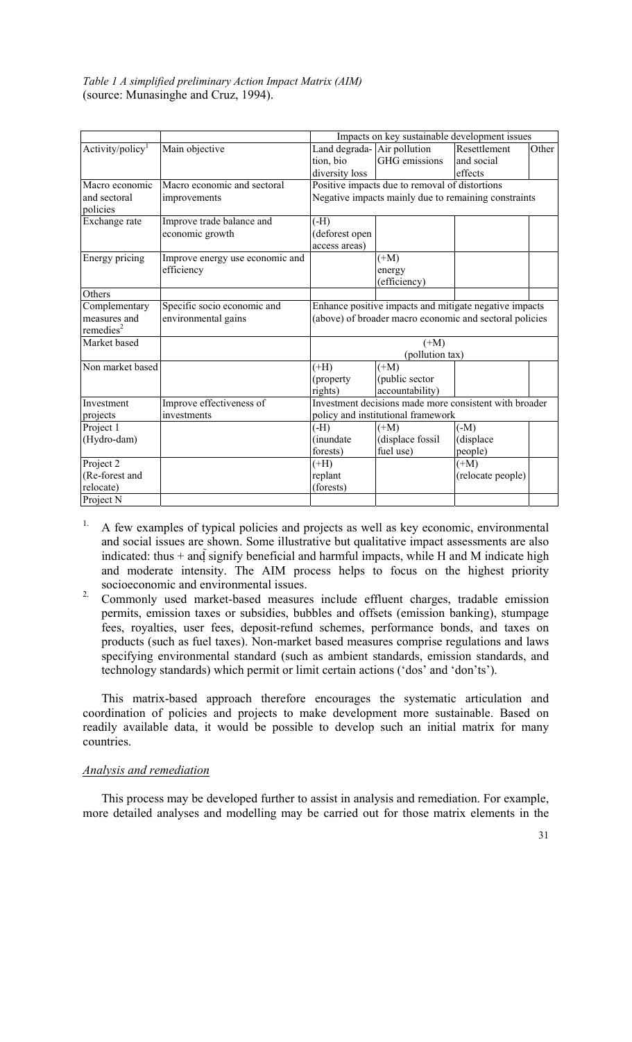*Table 1 A simplified preliminary Action Impact Matrix (AIM)*
(source: Munasinghe and Cruz, 1994).

| | | Impacts on key sustainable development issues | | | |
|---|---|---|---|---|---|
| Activity/policy[1] | Main objective | Land degradation, bio diversity loss | Air pollution GHG emissions | Resettlement and social effects | Other |
| Macro economic and sectoral policies | Macro economic and sectoral improvements | Positive impacts due to removal of distortions Negative impacts mainly due to remaining constraints | | | |
| Exchange rate | Improve trade balance and economic growth | (-H) (deforest open access areas) | | | |
| Energy pricing | Improve energy use economic and efficiency | | (+M) energy (efficiency) | | |
| Others | | | | | |
| Complementary measures and remedies[2] | Specific socio economic and environmental gains | Enhance positive impacts and mitigate negative impacts (above) of broader macro economic and sectoral policies | | | |
| Market based | | (+M) (pollution tax) | | | |
| Non market based | | (+H) (property rights) | (+M) (public sector accountability) | | |
| Investment projects | Improve effectiveness of investments | Investment decisions made more consistent with broader policy and institutional framework | | | |
| Project 1 (Hydro-dam) | | (-H) (inundate forests) | (+M) (displace fossil fuel use) | (-M) (displace people) | |
| Project 2 (Re-forest and relocate) | | (+H) replant (forests) | | (+M) (relocate people) | |
| Project N | | | | | |

1. A few examples of typical policies and projects as well as key economic, environmental and social issues are shown. Some illustrative but qualitative impact assessments are also indicated: thus + and ̃ signify beneficial and harmful impacts, while H and M indicate high and moderate intensity. The AIM process helps to focus on the highest priority socioeconomic and environmental issues.
2. Commonly used market-based measures include effluent charges, tradable emission permits, emission taxes or subsidies, bubbles and offsets (emission banking), stumpage fees, royalties, user fees, deposit-refund schemes, performance bonds, and taxes on products (such as fuel taxes). Non-market based measures comprise regulations and laws specifying environmental standard (such as ambient standards, emission standards, and technology standards) which permit or limit certain actions ('dos' and 'don'ts').

This matrix-based approach therefore encourages the systematic articulation and coordination of policies and projects to make development more sustainable. Based on readily available data, it would be possible to develop such an initial matrix for many countries.

*Analysis and remediation*

This process may be developed further to assist in analysis and remediation. For example, more detailed analyses and modelling may be carried out for those matrix elements in the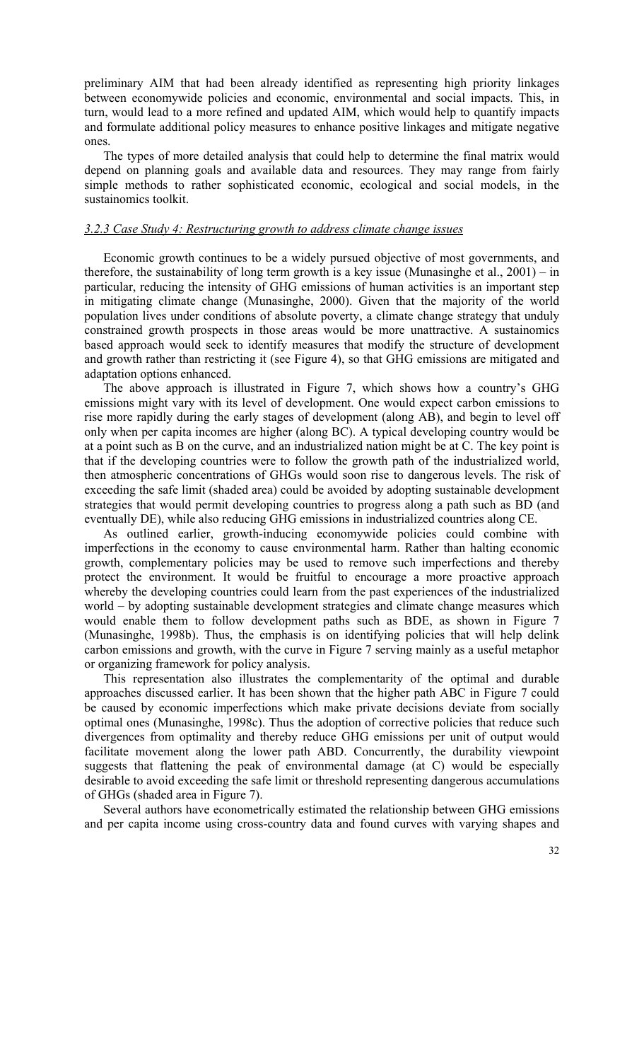preliminary AIM that had been already identified as representing high priority linkages between economywide policies and economic, environmental and social impacts. This, in turn, would lead to a more refined and updated AIM, which would help to quantify impacts and formulate additional policy measures to enhance positive linkages and mitigate negative ones.

The types of more detailed analysis that could help to determine the final matrix would depend on planning goals and available data and resources. They may range from fairly simple methods to rather sophisticated economic, ecological and social models, in the sustainomics toolkit.

### *3.2.3 Case Study 4: Restructuring growth to address climate change issues*

Economic growth continues to be a widely pursued objective of most governments, and therefore, the sustainability of long term growth is a key issue (Munasinghe et al., 2001) – in particular, reducing the intensity of GHG emissions of human activities is an important step in mitigating climate change (Munasinghe, 2000). Given that the majority of the world population lives under conditions of absolute poverty, a climate change strategy that unduly constrained growth prospects in those areas would be more unattractive. A sustainomics based approach would seek to identify measures that modify the structure of development and growth rather than restricting it (see Figure 4), so that GHG emissions are mitigated and adaptation options enhanced.

The above approach is illustrated in Figure 7, which shows how a country's GHG emissions might vary with its level of development. One would expect carbon emissions to rise more rapidly during the early stages of development (along AB), and begin to level off only when per capita incomes are higher (along BC). A typical developing country would be at a point such as B on the curve, and an industrialized nation might be at C. The key point is that if the developing countries were to follow the growth path of the industrialized world, then atmospheric concentrations of GHGs would soon rise to dangerous levels. The risk of exceeding the safe limit (shaded area) could be avoided by adopting sustainable development strategies that would permit developing countries to progress along a path such as BD (and eventually DE), while also reducing GHG emissions in industrialized countries along CE.

As outlined earlier, growth-inducing economywide policies could combine with imperfections in the economy to cause environmental harm. Rather than halting economic growth, complementary policies may be used to remove such imperfections and thereby protect the environment. It would be fruitful to encourage a more proactive approach whereby the developing countries could learn from the past experiences of the industrialized world – by adopting sustainable development strategies and climate change measures which would enable them to follow development paths such as BDE, as shown in Figure 7 (Munasinghe, 1998b). Thus, the emphasis is on identifying policies that will help delink carbon emissions and growth, with the curve in Figure 7 serving mainly as a useful metaphor or organizing framework for policy analysis.

This representation also illustrates the complementarity of the optimal and durable approaches discussed earlier. It has been shown that the higher path ABC in Figure 7 could be caused by economic imperfections which make private decisions deviate from socially optimal ones (Munasinghe, 1998c). Thus the adoption of corrective policies that reduce such divergences from optimality and thereby reduce GHG emissions per unit of output would facilitate movement along the lower path ABD. Concurrently, the durability viewpoint suggests that flattening the peak of environmental damage (at C) would be especially desirable to avoid exceeding the safe limit or threshold representing dangerous accumulations of GHGs (shaded area in Figure 7).

Several authors have econometrically estimated the relationship between GHG emissions and per capita income using cross-country data and found curves with varying shapes and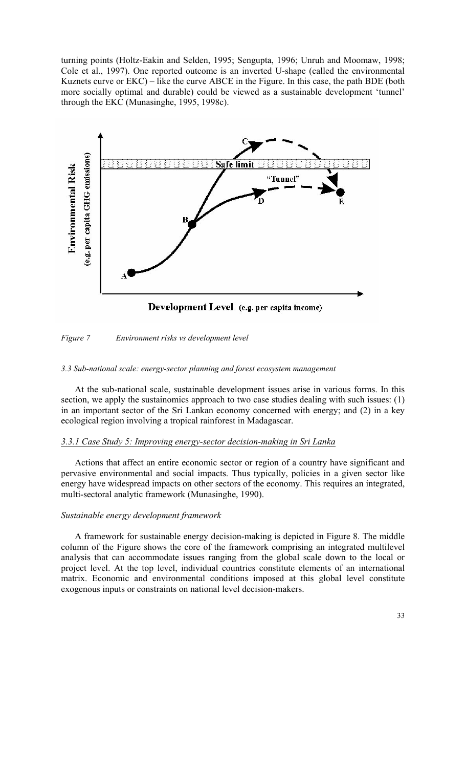turning points (Holtz-Eakin and Selden, 1995; Sengupta, 1996; Unruh and Moomaw, 1998; Cole et al., 1997). One reported outcome is an inverted U-shape (called the environmental Kuznets curve or EKC) – like the curve ABCE in the Figure. In this case, the path BDE (both more socially optimal and durable) could be viewed as a sustainable development 'tunnel' through the EKC (Munasinghe, 1995, 1998c).

*Figure 7 Environment risks vs development level*

*3.3 Sub-national scale: energy-sector planning and forest ecosystem management*

At the sub-national scale, sustainable development issues arise in various forms. In this section, we apply the sustainomics approach to two case studies dealing with such issues: (1) in an important sector of the Sri Lankan economy concerned with energy; and (2) in a key ecological region involving a tropical rainforest in Madagascar.

*3.3.1 Case Study 5: Improving energy-sector decision-making in Sri Lanka*

Actions that affect an entire economic sector or region of a country have significant and pervasive environmental and social impacts. Thus typically, policies in a given sector like energy have widespread impacts on other sectors of the economy. This requires an integrated, multi-sectoral analytic framework (Munasinghe, 1990).

*Sustainable energy development framework*

A framework for sustainable energy decision-making is depicted in Figure 8. The middle column of the Figure shows the core of the framework comprising an integrated multilevel analysis that can accommodate issues ranging from the global scale down to the local or project level. At the top level, individual countries constitute elements of an international matrix. Economic and environmental conditions imposed at this global level constitute exogenous inputs or constraints on national level decision-makers.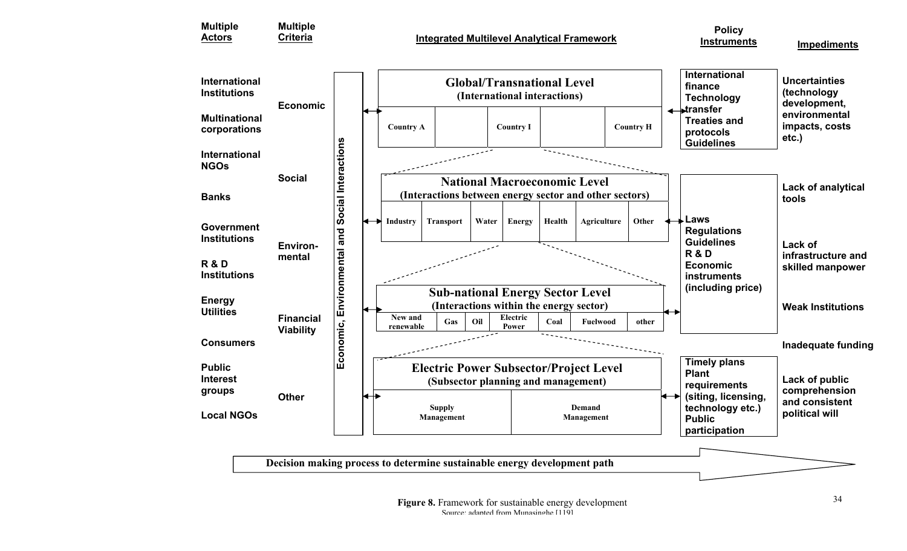| Multiple Actors | Multiple Criteria | Integrated Multilevel Analytical Framework | Policy Instruments | Impediments |
|---|---|---|---|---|
| International Institutions; Multinational corporations; International NGOs | Economic | **Global/Transnational Level** (International interactions): Country A, Country I, Country H | International finance; Technology transfer; Treaties and protocols; Guidelines | Uncertainties (technology development, environmental impacts, costs etc.) |
| Banks; Government Institutions | Social | **National Macroeconomic Level** (Interactions between energy sector and other sectors): Industry, Transport, Water, Energy, Health, Agriculture, Other | Laws; Regulations; Guidelines; R & D; Economic instruments (including price) | Lack of analytical tools; Lack of infrastructure and skilled manpower |
| R & D Institutions; Energy Utilities | Environmental; Financial Viability | **Sub-national Energy Sector Level** (Interactions within the energy sector): New and renewable, Gas, Oil, Electric Power, Coal, Fuelwood, other | | Weak Institutions; Inadequate funding |
| Consumers; Public Interest groups; Local NGOs | Other | **Electric Power Subsector/Project Level** (Subsector planning and management): Supply Management, Demand Management | Timely plans; Plant requirements (siting, licensing, technology etc.); Public participation | Lack of public comprehension and consistent political will |

Economic, Environmental and Social Interactions

Decision making process to determine sustainable energy development path

**Figure 8.** Framework for sustainable energy development
Source: adapted from Munasinghe [119]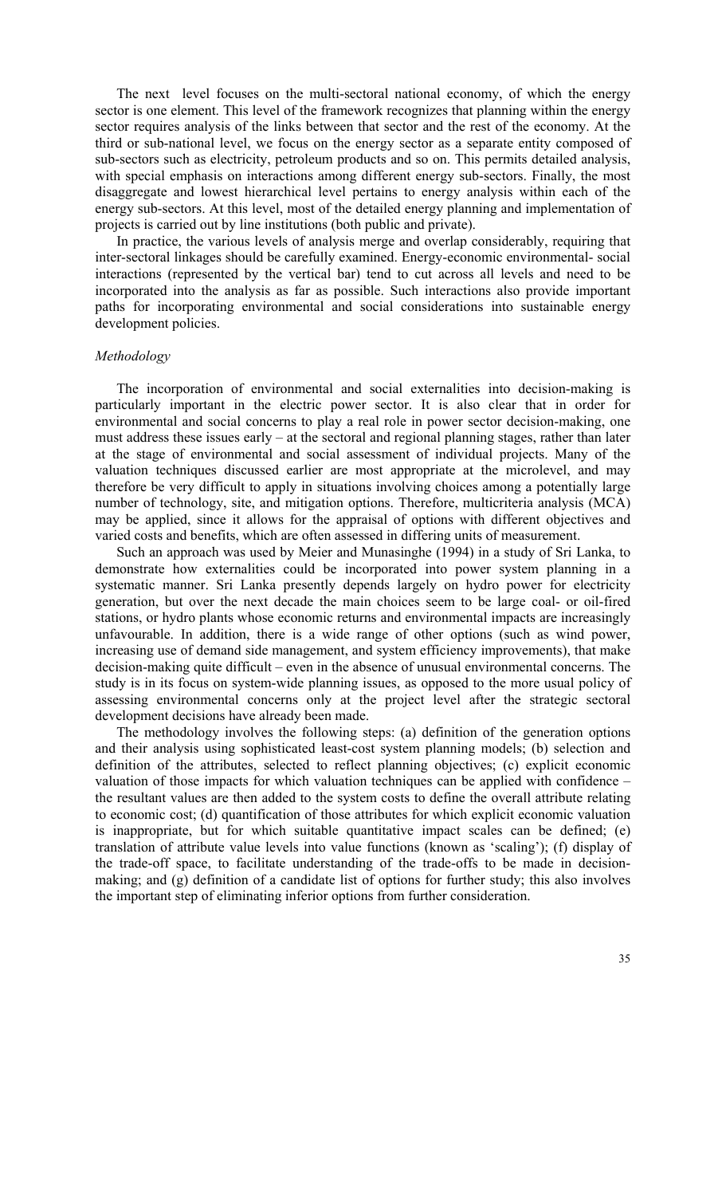The next level focuses on the multi-sectoral national economy, of which the energy sector is one element. This level of the framework recognizes that planning within the energy sector requires analysis of the links between that sector and the rest of the economy. At the third or sub-national level, we focus on the energy sector as a separate entity composed of sub-sectors such as electricity, petroleum products and so on. This permits detailed analysis, with special emphasis on interactions among different energy sub-sectors. Finally, the most disaggregate and lowest hierarchical level pertains to energy analysis within each of the energy sub-sectors. At this level, most of the detailed energy planning and implementation of projects is carried out by line institutions (both public and private).

In practice, the various levels of analysis merge and overlap considerably, requiring that inter-sectoral linkages should be carefully examined. Energy-economic environmental- social interactions (represented by the vertical bar) tend to cut across all levels and need to be incorporated into the analysis as far as possible. Such interactions also provide important paths for incorporating environmental and social considerations into sustainable energy development policies.

*Methodology*

The incorporation of environmental and social externalities into decision-making is particularly important in the electric power sector. It is also clear that in order for environmental and social concerns to play a real role in power sector decision-making, one must address these issues early – at the sectoral and regional planning stages, rather than later at the stage of environmental and social assessment of individual projects. Many of the valuation techniques discussed earlier are most appropriate at the microlevel, and may therefore be very difficult to apply in situations involving choices among a potentially large number of technology, site, and mitigation options. Therefore, multicriteria analysis (MCA) may be applied, since it allows for the appraisal of options with different objectives and varied costs and benefits, which are often assessed in differing units of measurement.

Such an approach was used by Meier and Munasinghe (1994) in a study of Sri Lanka, to demonstrate how externalities could be incorporated into power system planning in a systematic manner. Sri Lanka presently depends largely on hydro power for electricity generation, but over the next decade the main choices seem to be large coal- or oil-fired stations, or hydro plants whose economic returns and environmental impacts are increasingly unfavourable. In addition, there is a wide range of other options (such as wind power, increasing use of demand side management, and system efficiency improvements), that make decision-making quite difficult – even in the absence of unusual environmental concerns. The study is in its focus on system-wide planning issues, as opposed to the more usual policy of assessing environmental concerns only at the project level after the strategic sectoral development decisions have already been made.

The methodology involves the following steps: (a) definition of the generation options and their analysis using sophisticated least-cost system planning models; (b) selection and definition of the attributes, selected to reflect planning objectives; (c) explicit economic valuation of those impacts for which valuation techniques can be applied with confidence – the resultant values are then added to the system costs to define the overall attribute relating to economic cost; (d) quantification of those attributes for which explicit economic valuation is inappropriate, but for which suitable quantitative impact scales can be defined; (e) translation of attribute value levels into value functions (known as 'scaling'); (f) display of the trade-off space, to facilitate understanding of the trade-offs to be made in decision-making; and (g) definition of a candidate list of options for further study; this also involves the important step of eliminating inferior options from further consideration.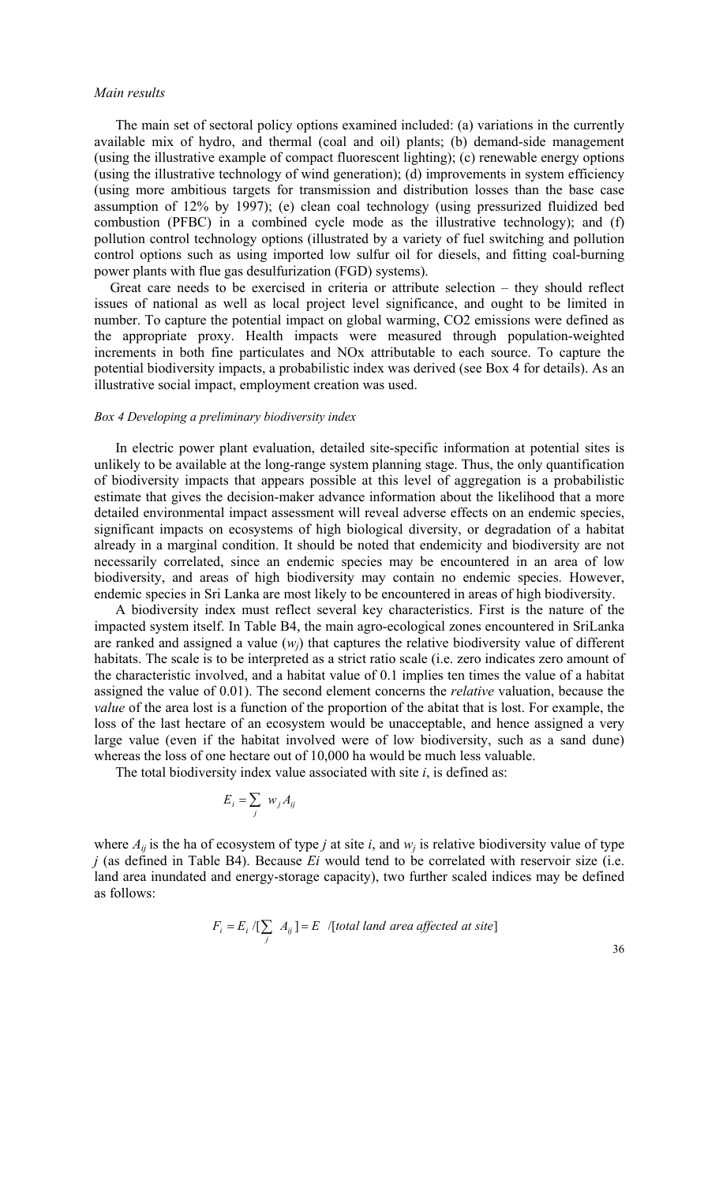*Main results*

The main set of sectoral policy options examined included: (a) variations in the currently available mix of hydro, and thermal (coal and oil) plants; (b) demand-side management (using the illustrative example of compact fluorescent lighting); (c) renewable energy options (using the illustrative technology of wind generation); (d) improvements in system efficiency (using more ambitious targets for transmission and distribution losses than the base case assumption of 12% by 1997); (e) clean coal technology (using pressurized fluidized bed combustion (PFBC) in a combined cycle mode as the illustrative technology); and (f) pollution control technology options (illustrated by a variety of fuel switching and pollution control options such as using imported low sulfur oil for diesels, and fitting coal-burning power plants with flue gas desulfurization (FGD) systems).

Great care needs to be exercised in criteria or attribute selection – they should reflect issues of national as well as local project level significance, and ought to be limited in number. To capture the potential impact on global warming, CO2 emissions were defined as the appropriate proxy. Health impacts were measured through population-weighted increments in both fine particulates and NOx attributable to each source. To capture the potential biodiversity impacts, a probabilistic index was derived (see Box 4 for details). As an illustrative social impact, employment creation was used.

*Box 4 Developing a preliminary biodiversity index*

In electric power plant evaluation, detailed site-specific information at potential sites is unlikely to be available at the long-range system planning stage. Thus, the only quantification of biodiversity impacts that appears possible at this level of aggregation is a probabilistic estimate that gives the decision-maker advance information about the likelihood that a more detailed environmental impact assessment will reveal adverse effects on an endemic species, significant impacts on ecosystems of high biological diversity, or degradation of a habitat already in a marginal condition. It should be noted that endemicity and biodiversity are not necessarily correlated, since an endemic species may be encountered in an area of low biodiversity, and areas of high biodiversity may contain no endemic species. However, endemic species in Sri Lanka are most likely to be encountered in areas of high biodiversity.

A biodiversity index must reflect several key characteristics. First is the nature of the impacted system itself. In Table B4, the main agro-ecological zones encountered in SriLanka are ranked and assigned a value ($w_j$) that captures the relative biodiversity value of different habitats. The scale is to be interpreted as a strict ratio scale (i.e. zero indicates zero amount of the characteristic involved, and a habitat value of 0.1 implies ten times the value of a habitat assigned the value of 0.01). The second element concerns the *relative* valuation, because the *value* of the area lost is a function of the proportion of the abitat that is lost. For example, the loss of the last hectare of an ecosystem would be unacceptable, and hence assigned a very large value (even if the habitat involved were of low biodiversity, such as a sand dune) whereas the loss of one hectare out of 10,000 ha would be much less valuable.

The total biodiversity index value associated with site *i*, is defined as:

$$E_i = \sum_j w_j A_{ij}$$

where $A_{ij}$ is the ha of ecosystem of type *j* at site *i*, and $w_j$ is relative biodiversity value of type *j* (as defined in Table B4). Because *Ei* would tend to be correlated with reservoir size (i.e. land area inundated and energy-storage capacity), two further scaled indices may be defined as follows:

$$F_i = E_i / [\sum_j A_{ij}] = E \; / [\textit{total land area affected at site}]$$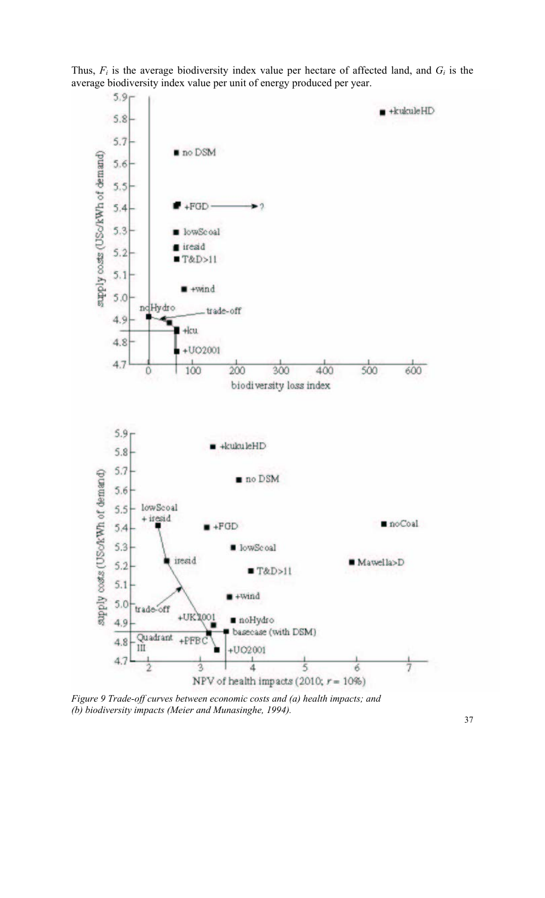Thus, $F_i$ is the average biodiversity index value per hectare of affected land, and $G_i$ is the average biodiversity index value per unit of energy produced per year.

*Figure 9 Trade-off curves between economic costs and (a) health impacts; and (b) biodiversity impacts (Meier and Munasinghe, 1994).*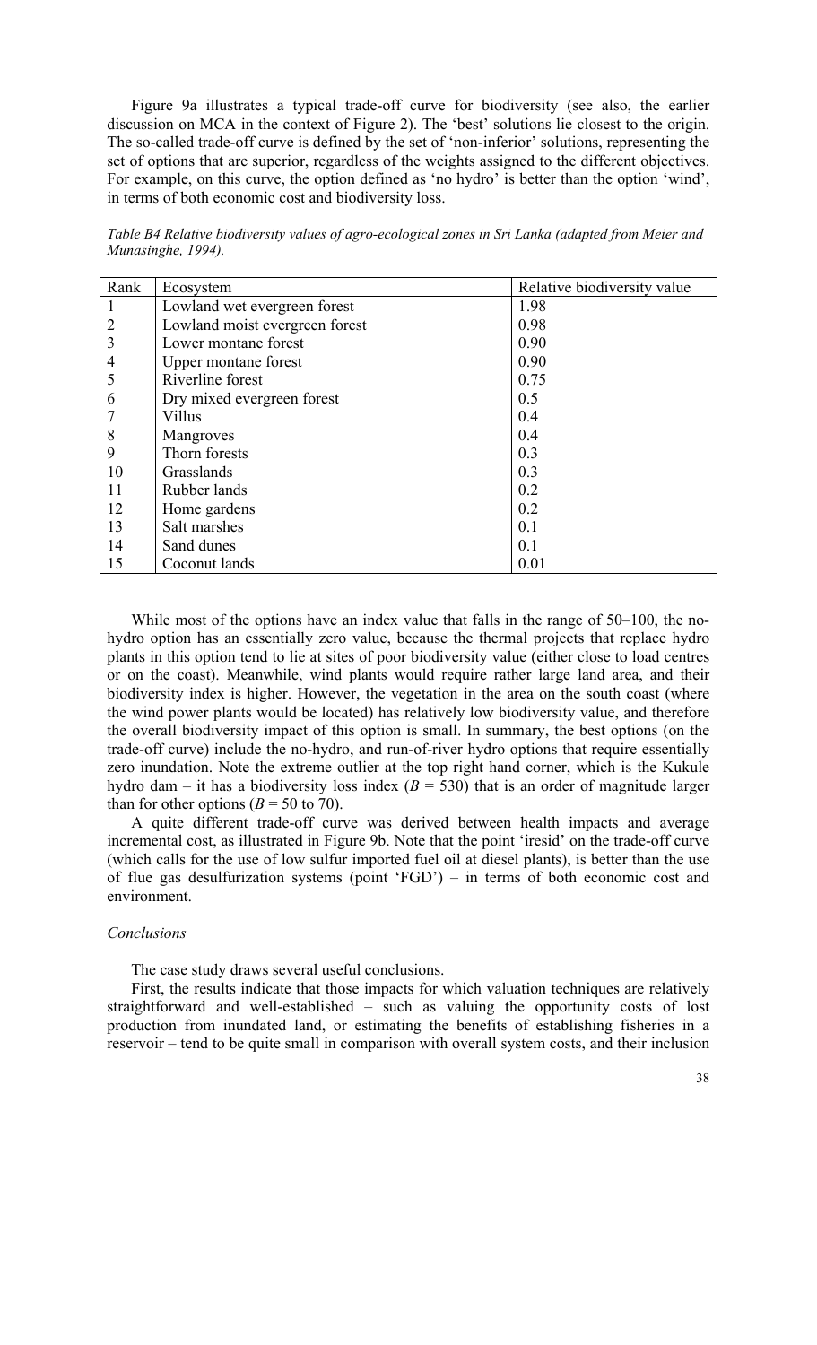Figure 9a illustrates a typical trade-off curve for biodiversity (see also, the earlier discussion on MCA in the context of Figure 2). The 'best' solutions lie closest to the origin. The so-called trade-off curve is defined by the set of 'non-inferior' solutions, representing the set of options that are superior, regardless of the weights assigned to the different objectives. For example, on this curve, the option defined as 'no hydro' is better than the option 'wind', in terms of both economic cost and biodiversity loss.

*Table B4 Relative biodiversity values of agro-ecological zones in Sri Lanka (adapted from Meier and Munasinghe, 1994).*

| Rank | Ecosystem | Relative biodiversity value |
|---|---|---|
| 1 | Lowland wet evergreen forest | 1.98 |
| 2 | Lowland moist evergreen forest | 0.98 |
| 3 | Lower montane forest | 0.90 |
| 4 | Upper montane forest | 0.90 |
| 5 | Riverline forest | 0.75 |
| 6 | Dry mixed evergreen forest | 0.5 |
| 7 | Villus | 0.4 |
| 8 | Mangroves | 0.4 |
| 9 | Thorn forests | 0.3 |
| 10 | Grasslands | 0.3 |
| 11 | Rubber lands | 0.2 |
| 12 | Home gardens | 0.2 |
| 13 | Salt marshes | 0.1 |
| 14 | Sand dunes | 0.1 |
| 15 | Coconut lands | 0.01 |

While most of the options have an index value that falls in the range of 50–100, the no-hydro option has an essentially zero value, because the thermal projects that replace hydro plants in this option tend to lie at sites of poor biodiversity value (either close to load centres or on the coast). Meanwhile, wind plants would require rather large land area, and their biodiversity index is higher. However, the vegetation in the area on the south coast (where the wind power plants would be located) has relatively low biodiversity value, and therefore the overall biodiversity impact of this option is small. In summary, the best options (on the trade-off curve) include the no-hydro, and run-of-river hydro options that require essentially zero inundation. Note the extreme outlier at the top right hand corner, which is the Kukule hydro dam – it has a biodiversity loss index ($B = 530$) that is an order of magnitude larger than for other options ($B = 50$ to 70).

A quite different trade-off curve was derived between health impacts and average incremental cost, as illustrated in Figure 9b. Note that the point 'iresid' on the trade-off curve (which calls for the use of low sulfur imported fuel oil at diesel plants), is better than the use of flue gas desulfurization systems (point 'FGD') – in terms of both economic cost and environment.

*Conclusions*

The case study draws several useful conclusions.

First, the results indicate that those impacts for which valuation techniques are relatively straightforward and well-established – such as valuing the opportunity costs of lost production from inundated land, or estimating the benefits of establishing fisheries in a reservoir – tend to be quite small in comparison with overall system costs, and their inclusion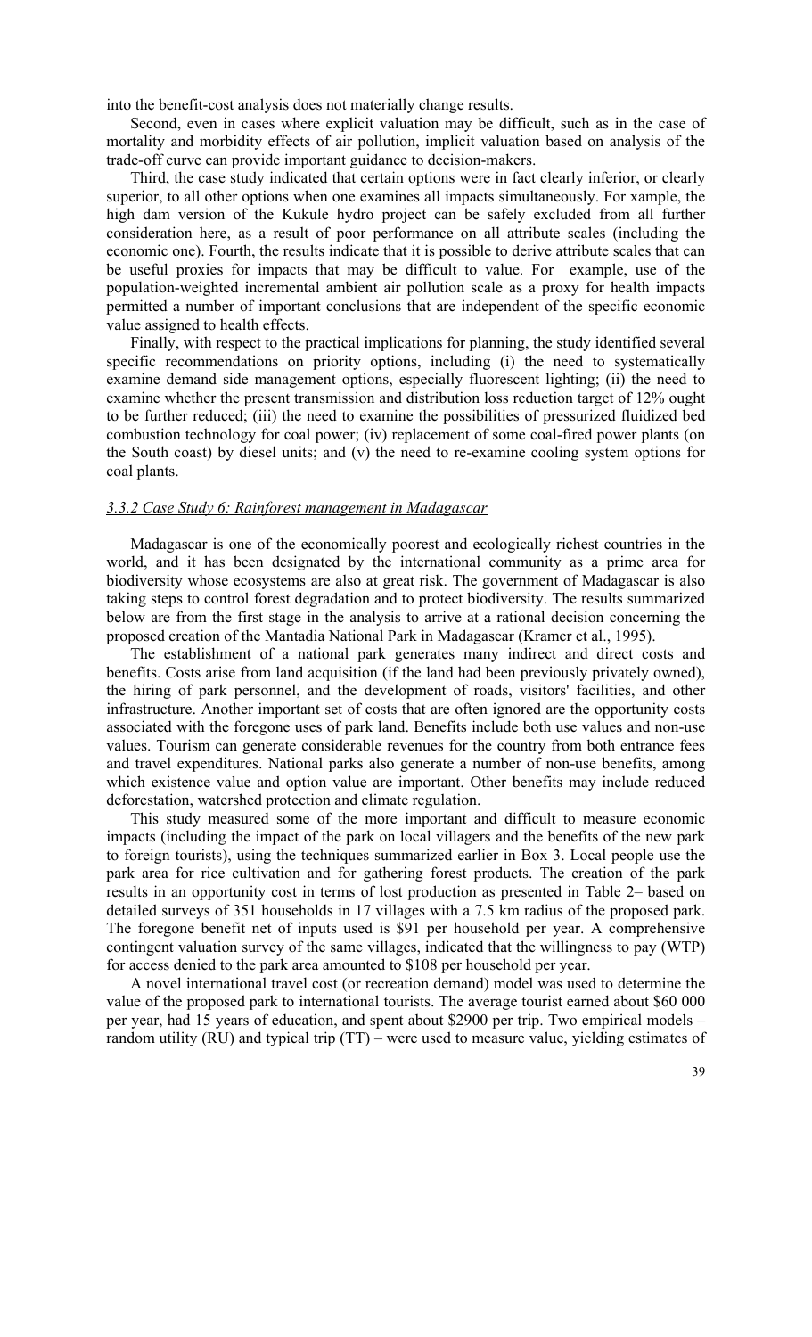into the benefit-cost analysis does not materially change results.

Second, even in cases where explicit valuation may be difficult, such as in the case of mortality and morbidity effects of air pollution, implicit valuation based on analysis of the trade-off curve can provide important guidance to decision-makers.

Third, the case study indicated that certain options were in fact clearly inferior, or clearly superior, to all other options when one examines all impacts simultaneously. For xample, the high dam version of the Kukule hydro project can be safely excluded from all further consideration here, as a result of poor performance on all attribute scales (including the economic one). Fourth, the results indicate that it is possible to derive attribute scales that can be useful proxies for impacts that may be difficult to value. For example, use of the population-weighted incremental ambient air pollution scale as a proxy for health impacts permitted a number of important conclusions that are independent of the specific economic value assigned to health effects.

Finally, with respect to the practical implications for planning, the study identified several specific recommendations on priority options, including (i) the need to systematically examine demand side management options, especially fluorescent lighting; (ii) the need to examine whether the present transmission and distribution loss reduction target of 12% ought to be further reduced; (iii) the need to examine the possibilities of pressurized fluidized bed combustion technology for coal power; (iv) replacement of some coal-fired power plants (on the South coast) by diesel units; and (v) the need to re-examine cooling system options for coal plants.

### *3.3.2 Case Study 6: Rainforest management in Madagascar*

Madagascar is one of the economically poorest and ecologically richest countries in the world, and it has been designated by the international community as a prime area for biodiversity whose ecosystems are also at great risk. The government of Madagascar is also taking steps to control forest degradation and to protect biodiversity. The results summarized below are from the first stage in the analysis to arrive at a rational decision concerning the proposed creation of the Mantadia National Park in Madagascar (Kramer et al., 1995).

The establishment of a national park generates many indirect and direct costs and benefits. Costs arise from land acquisition (if the land had been previously privately owned), the hiring of park personnel, and the development of roads, visitors' facilities, and other infrastructure. Another important set of costs that are often ignored are the opportunity costs associated with the foregone uses of park land. Benefits include both use values and non-use values. Tourism can generate considerable revenues for the country from both entrance fees and travel expenditures. National parks also generate a number of non-use benefits, among which existence value and option value are important. Other benefits may include reduced deforestation, watershed protection and climate regulation.

This study measured some of the more important and difficult to measure economic impacts (including the impact of the park on local villagers and the benefits of the new park to foreign tourists), using the techniques summarized earlier in Box 3. Local people use the park area for rice cultivation and for gathering forest products. The creation of the park results in an opportunity cost in terms of lost production as presented in Table 2– based on detailed surveys of 351 households in 17 villages with a 7.5 km radius of the proposed park. The foregone benefit net of inputs used is \$91 per household per year. A comprehensive contingent valuation survey of the same villages, indicated that the willingness to pay (WTP) for access denied to the park area amounted to \$108 per household per year.

A novel international travel cost (or recreation demand) model was used to determine the value of the proposed park to international tourists. The average tourist earned about \$60 000 per year, had 15 years of education, and spent about \$2900 per trip. Two empirical models – random utility (RU) and typical trip (TT) – were used to measure value, yielding estimates of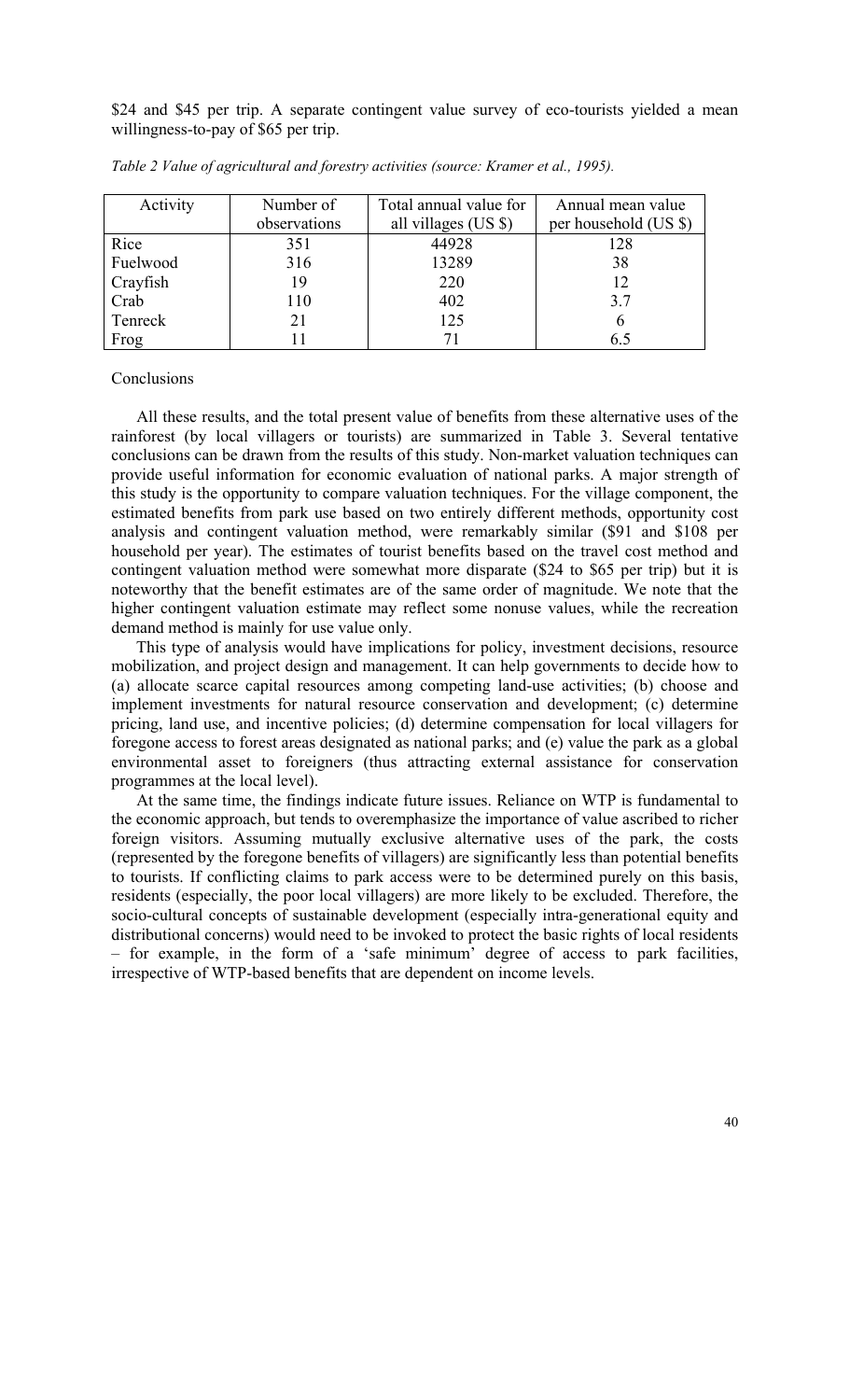$24 and $45 per trip. A separate contingent value survey of eco-tourists yielded a mean willingness-to-pay of $65 per trip.

*Table 2 Value of agricultural and forestry activities (source: Kramer et al., 1995).*

| Activity | Number of observations | Total annual value for all villages (US $) | Annual mean value per household (US $) |
|---|---|---|---|
| Rice | 351 | 44928 | 128 |
| Fuelwood | 316 | 13289 | 38 |
| Crayfish | 19 | 220 | 12 |
| Crab | 110 | 402 | 3.7 |
| Tenreck | 21 | 125 | 6 |
| Frog | 11 | 71 | 6.5 |

Conclusions

All these results, and the total present value of benefits from these alternative uses of the rainforest (by local villagers or tourists) are summarized in Table 3. Several tentative conclusions can be drawn from the results of this study. Non-market valuation techniques can provide useful information for economic evaluation of national parks. A major strength of this study is the opportunity to compare valuation techniques. For the village component, the estimated benefits from park use based on two entirely different methods, opportunity cost analysis and contingent valuation method, were remarkably similar ($91 and $108 per household per year). The estimates of tourist benefits based on the travel cost method and contingent valuation method were somewhat more disparate ($24 to $65 per trip) but it is noteworthy that the benefit estimates are of the same order of magnitude. We note that the higher contingent valuation estimate may reflect some nonuse values, while the recreation demand method is mainly for use value only.

This type of analysis would have implications for policy, investment decisions, resource mobilization, and project design and management. It can help governments to decide how to (a) allocate scarce capital resources among competing land-use activities; (b) choose and implement investments for natural resource conservation and development; (c) determine pricing, land use, and incentive policies; (d) determine compensation for local villagers for foregone access to forest areas designated as national parks; and (e) value the park as a global environmental asset to foreigners (thus attracting external assistance for conservation programmes at the local level).

At the same time, the findings indicate future issues. Reliance on WTP is fundamental to the economic approach, but tends to overemphasize the importance of value ascribed to richer foreign visitors. Assuming mutually exclusive alternative uses of the park, the costs (represented by the foregone benefits of villagers) are significantly less than potential benefits to tourists. If conflicting claims to park access were to be determined purely on this basis, residents (especially, the poor local villagers) are more likely to be excluded. Therefore, the socio-cultural concepts of sustainable development (especially intra-generational equity and distributional concerns) would need to be invoked to protect the basic rights of local residents – for example, in the form of a 'safe minimum' degree of access to park facilities, irrespective of WTP-based benefits that are dependent on income levels.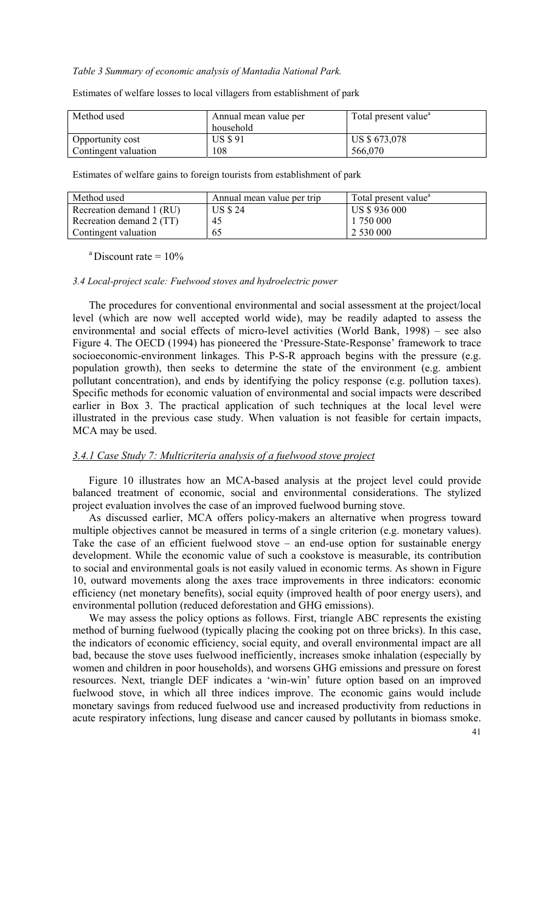*Table 3 Summary of economic analysis of Mantadia National Park.*

Estimates of welfare losses to local villagers from establishment of park

| Method used | Annual mean value per household | Total present value[a] |
|---|---|---|
| Opportunity cost | US $ 91 | US $ 673,078 |
| Contingent valuation | 108 | 566,070 |

Estimates of welfare gains to foreign tourists from establishment of park

| Method used | Annual mean value per trip | Total present value[a] |
|---|---|---|
| Recreation demand 1 (RU) | US $ 24 | US $ 936 000 |
| Recreation demand 2 (TT) | 45 | 1 750 000 |
| Contingent valuation | 65 | 2 530 000 |

[a] Discount rate = 10%

*3.4 Local-project scale: Fuelwood stoves and hydroelectric power*

The procedures for conventional environmental and social assessment at the project/local level (which are now well accepted world wide), may be readily adapted to assess the environmental and social effects of micro-level activities (World Bank, 1998) – see also Figure 4. The OECD (1994) has pioneered the 'Pressure-State-Response' framework to trace socioeconomic-environment linkages. This P-S-R approach begins with the pressure (e.g. population growth), then seeks to determine the state of the environment (e.g. ambient pollutant concentration), and ends by identifying the policy response (e.g. pollution taxes). Specific methods for economic valuation of environmental and social impacts were described earlier in Box 3. The practical application of such techniques at the local level were illustrated in the previous case study. When valuation is not feasible for certain impacts, MCA may be used.

*3.4.1 Case Study 7: Multicriteria analysis of a fuelwood stove project*

Figure 10 illustrates how an MCA-based analysis at the project level could provide balanced treatment of economic, social and environmental considerations. The stylized project evaluation involves the case of an improved fuelwood burning stove.

As discussed earlier, MCA offers policy-makers an alternative when progress toward multiple objectives cannot be measured in terms of a single criterion (e.g. monetary values). Take the case of an efficient fuelwood stove – an end-use option for sustainable energy development. While the economic value of such a cookstove is measurable, its contribution to social and environmental goals is not easily valued in economic terms. As shown in Figure 10, outward movements along the axes trace improvements in three indicators: economic efficiency (net monetary benefits), social equity (improved health of poor energy users), and environmental pollution (reduced deforestation and GHG emissions).

We may assess the policy options as follows. First, triangle ABC represents the existing method of burning fuelwood (typically placing the cooking pot on three bricks). In this case, the indicators of economic efficiency, social equity, and overall environmental impact are all bad, because the stove uses fuelwood inefficiently, increases smoke inhalation (especially by women and children in poor households), and worsens GHG emissions and pressure on forest resources. Next, triangle DEF indicates a 'win-win' future option based on an improved fuelwood stove, in which all three indices improve. The economic gains would include monetary savings from reduced fuelwood use and increased productivity from reductions in acute respiratory infections, lung disease and cancer caused by pollutants in biomass smoke.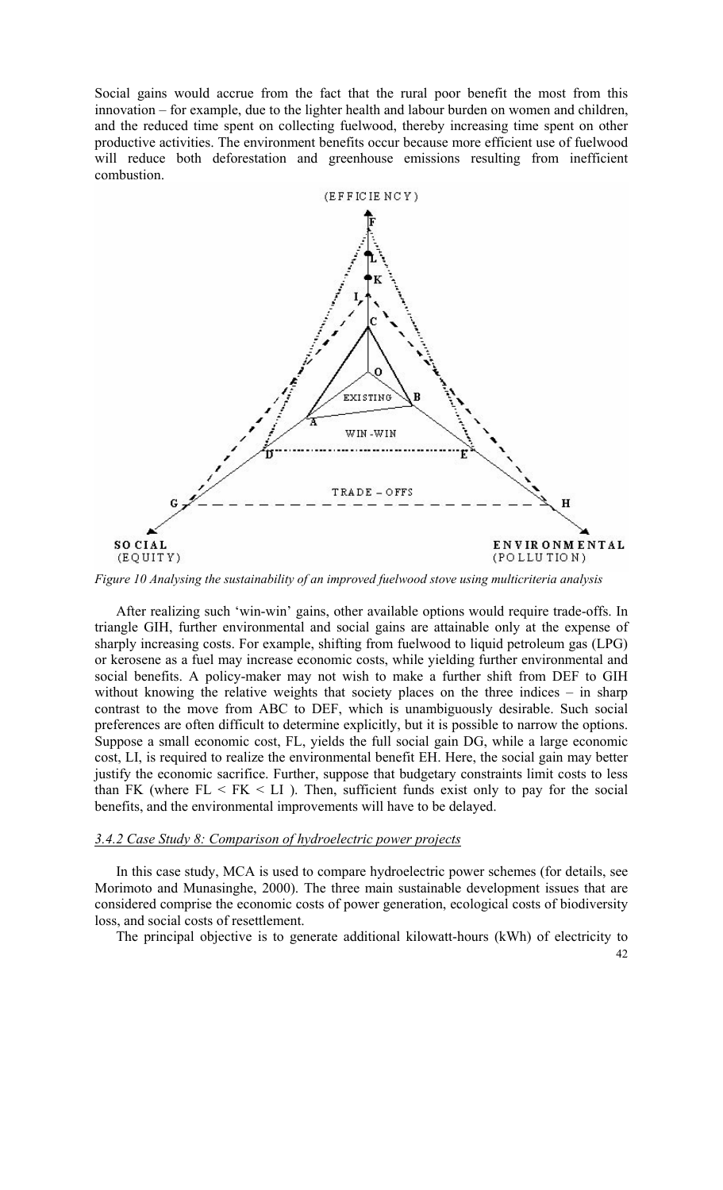Social gains would accrue from the fact that the rural poor benefit the most from this innovation – for example, due to the lighter health and labour burden on women and children, and the reduced time spent on collecting fuelwood, thereby increasing time spent on other productive activities. The environment benefits occur because more efficient use of fuelwood will reduce both deforestation and greenhouse emissions resulting from inefficient combustion.

(EFFICIENCY)

F

L

K

I

C

O

EXISTING

B

A

WIN-WIN

D

E

TRADE – OFFS

G

H

SOCIAL
(EQUITY)

ENVIRONMENTAL
(POLLUTION)

*Figure 10 Analysing the sustainability of an improved fuelwood stove using multicriteria analysis*

After realizing such 'win-win' gains, other available options would require trade-offs. In triangle GIH, further environmental and social gains are attainable only at the expense of sharply increasing costs. For example, shifting from fuelwood to liquid petroleum gas (LPG) or kerosene as a fuel may increase economic costs, while yielding further environmental and social benefits. A policy-maker may not wish to make a further shift from DEF to GIH without knowing the relative weights that society places on the three indices – in sharp contrast to the move from ABC to DEF, which is unambiguously desirable. Such social preferences are often difficult to determine explicitly, but it is possible to narrow the options. Suppose a small economic cost, FL, yields the full social gain DG, while a large economic cost, LI, is required to realize the environmental benefit EH. Here, the social gain may better justify the economic sacrifice. Further, suppose that budgetary constraints limit costs to less than FK (where FL < FK < LI ). Then, sufficient funds exist only to pay for the social benefits, and the environmental improvements will have to be delayed.

### 3.4.2 Case Study 8: Comparison of hydroelectric power projects

In this case study, MCA is used to compare hydroelectric power schemes (for details, see Morimoto and Munasinghe, 2000). The three main sustainable development issues that are considered comprise the economic costs of power generation, ecological costs of biodiversity loss, and social costs of resettlement.

The principal objective is to generate additional kilowatt-hours (kWh) of electricity to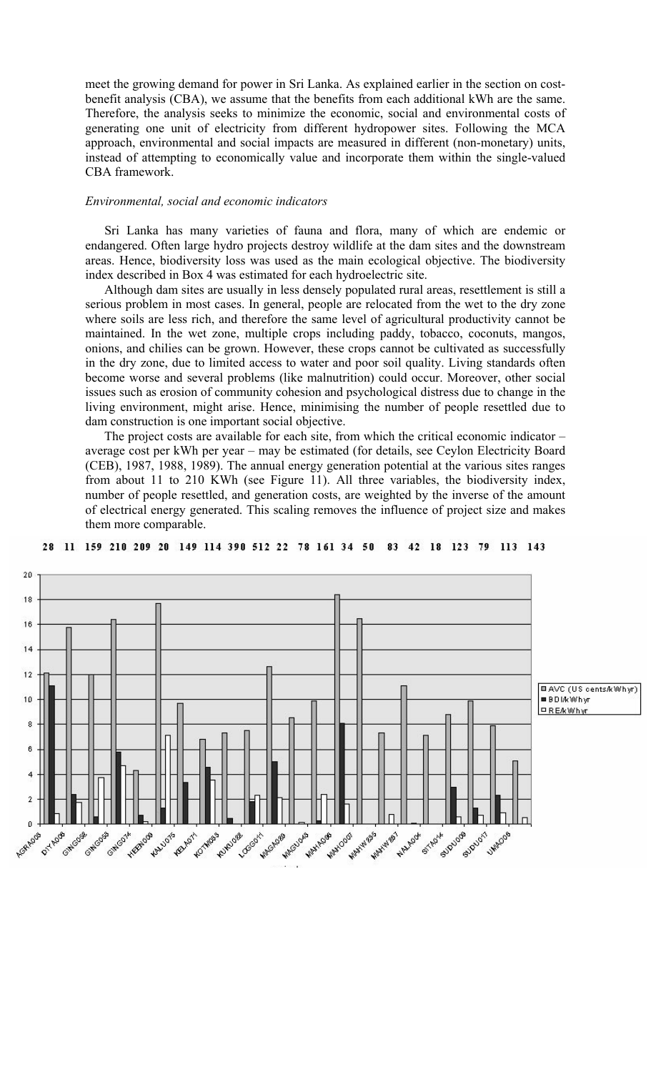meet the growing demand for power in Sri Lanka. As explained earlier in the section on cost-benefit analysis (CBA), we assume that the benefits from each additional kWh are the same. Therefore, the analysis seeks to minimize the economic, social and environmental costs of generating one unit of electricity from different hydropower sites. Following the MCA approach, environmental and social impacts are measured in different (non-monetary) units, instead of attempting to economically value and incorporate them within the single-valued CBA framework.

*Environmental, social and economic indicators*

Sri Lanka has many varieties of fauna and flora, many of which are endemic or endangered. Often large hydro projects destroy wildlife at the dam sites and the downstream areas. Hence, biodiversity loss was used as the main ecological objective. The biodiversity index described in Box 4 was estimated for each hydroelectric site.

Although dam sites are usually in less densely populated rural areas, resettlement is still a serious problem in most cases. In general, people are relocated from the wet to the dry zone where soils are less rich, and therefore the same level of agricultural productivity cannot be maintained. In the wet zone, multiple crops including paddy, tobacco, coconuts, mangos, onions, and chilies can be grown. However, these crops cannot be cultivated as successfully in the dry zone, due to limited access to water and poor soil quality. Living standards often become worse and several problems (like malnutrition) could occur. Moreover, other social issues such as erosion of community cohesion and psychological distress due to change in the living environment, might arise. Hence, minimising the number of people resettled due to dam construction is one important social objective.

The project costs are available for each site, from which the critical economic indicator – average cost per kWh per year – may be estimated (for details, see Ceylon Electricity Board (CEB), 1987, 1988, 1989). The annual energy generation potential at the various sites ranges from about 11 to 210 KWh (see Figure 11). All three variables, the biodiversity index, number of people resettled, and generation costs, are weighted by the inverse of the amount of electrical energy generated. This scaling removes the influence of project size and makes them more comparable.

28 11 159 210 209 20 149 114 390 512 22 78 161 34 50 83 42 18 123 79 113 143

| Site | AVC (US cents/kWhyr) | BDI/kWhyr | RE/kWhyr |
|---|---|---|---|
| AGRA003 | 12.1 | 11.1 | 0.8 |
| DIYA006 | 15.8 | 2.4 | 1.7 |
| GING052 | 12 | 0.6 | 3.7 |
| GING053 | 16.4 | 5.8 | 4.7 |
| GING074 | 4.3 | 0.7 | 0.2 |
| HEEN009 | 17.7 | 1.3 | 7.1 |
| KALU075 | 9.7 | 3.4 | 0 |
| KELA071 | 6.8 | 4.6 | 3.5 |
| KOTM033 | 7.3 | 0.5 | 0 |
| KUKU022 | 7.5 | 1.8 | 2.3 |
| LOGG011 | 12.6 | 5 | 2.1 |
| MAGA029 | 8.5 | 0 | 0.2 |
| MAGU049 | 9.9 | 0.3 | 2.4 |
| MAHA036 | 18.4 | 8.1 | 1.6 |
| MAHO007 | 16.4 | 0 | 0 |
| MAHW255 | 7.3 | 0 | 0.8 |
| MAHW267 | 11.1 | 0 | 0 |
| NALA004 | 7.1 | 0.1 | 0 |
| SITA014 | 8.8 | 3 | 0.6 |
| SUDU009 | 9.9 | 1.3 | 0.7 |
| SUDU017 | 7.9 | 2.3 | 0.9 |
| UMA006 | 5.1 | 0 | 0.5 |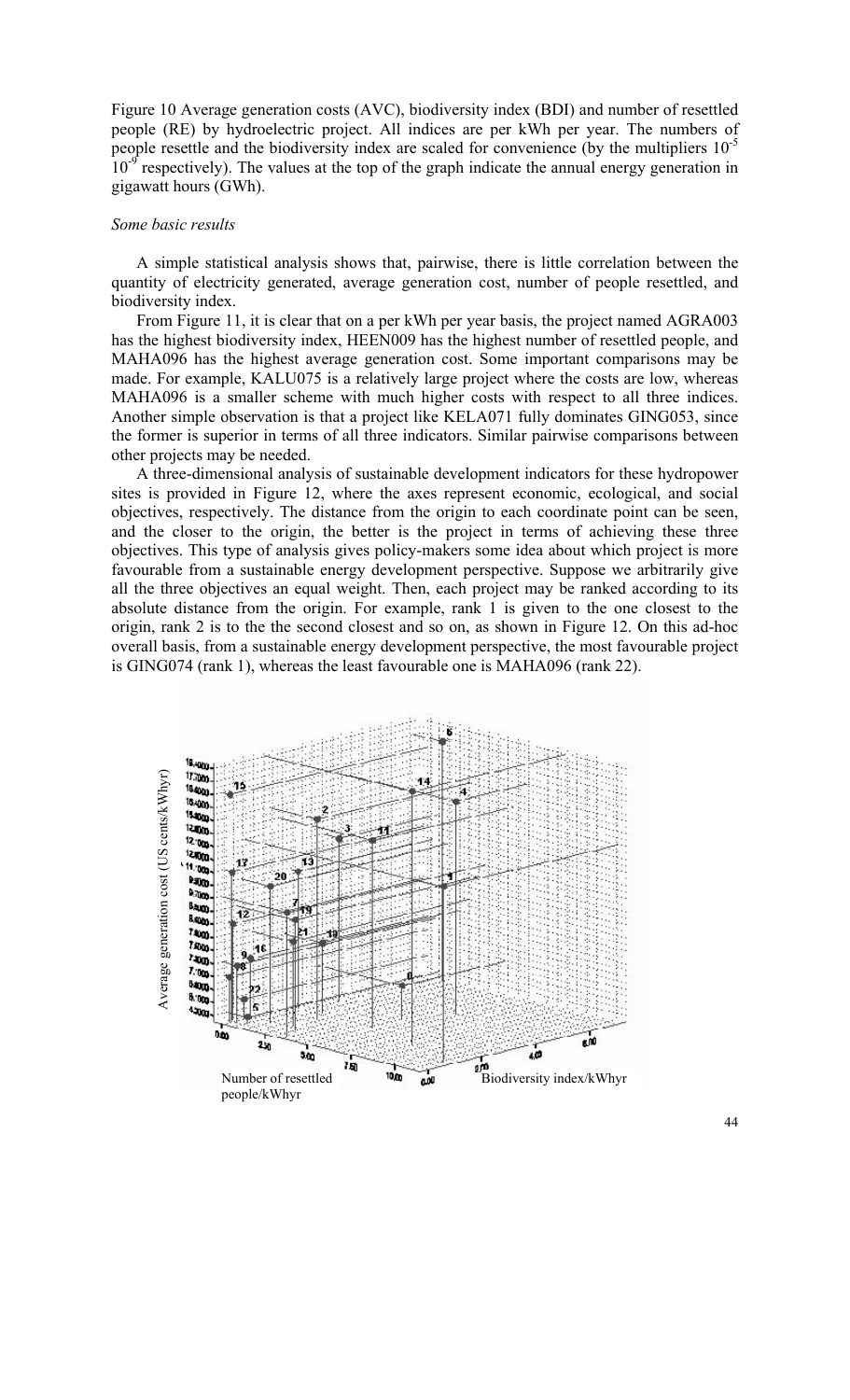Figure 10 Average generation costs (AVC), biodiversity index (BDI) and number of resettled people (RE) by hydroelectric project. All indices are per kWh per year. The numbers of people resettle and the biodiversity index are scaled for convenience (by the multipliers $10^{-5}$ $10^{-9}$ respectively). The values at the top of the graph indicate the annual energy generation in gigawatt hours (GWh).

### *Some basic results*

A simple statistical analysis shows that, pairwise, there is little correlation between the quantity of electricity generated, average generation cost, number of people resettled, and biodiversity index.

From Figure 11, it is clear that on a per kWh per year basis, the project named AGRA003 has the highest biodiversity index, HEEN009 has the highest number of resettled people, and MAHA096 has the highest average generation cost. Some important comparisons may be made. For example, KALU075 is a relatively large project where the costs are low, whereas MAHA096 is a smaller scheme with much higher costs with respect to all three indices. Another simple observation is that a project like KELA071 fully dominates GING053, since the former is superior in terms of all three indicators. Similar pairwise comparisons between other projects may be needed.

A three-dimensional analysis of sustainable development indicators for these hydropower sites is provided in Figure 12, where the axes represent economic, ecological, and social objectives, respectively. The distance from the origin to each coordinate point can be seen, and the closer to the origin, the better is the project in terms of achieving these three objectives. This type of analysis gives policy-makers some idea about which project is more favourable from a sustainable energy development perspective. Suppose we arbitrarily give all the three objectives an equal weight. Then, each project may be ranked according to its absolute distance from the origin. For example, rank 1 is given to the one closest to the origin, rank 2 is to the the second closest and so on, as shown in Figure 12. On this ad-hoc overall basis, from a sustainable energy development perspective, the most favourable project is GING074 (rank 1), whereas the least favourable one is MAHA096 (rank 22).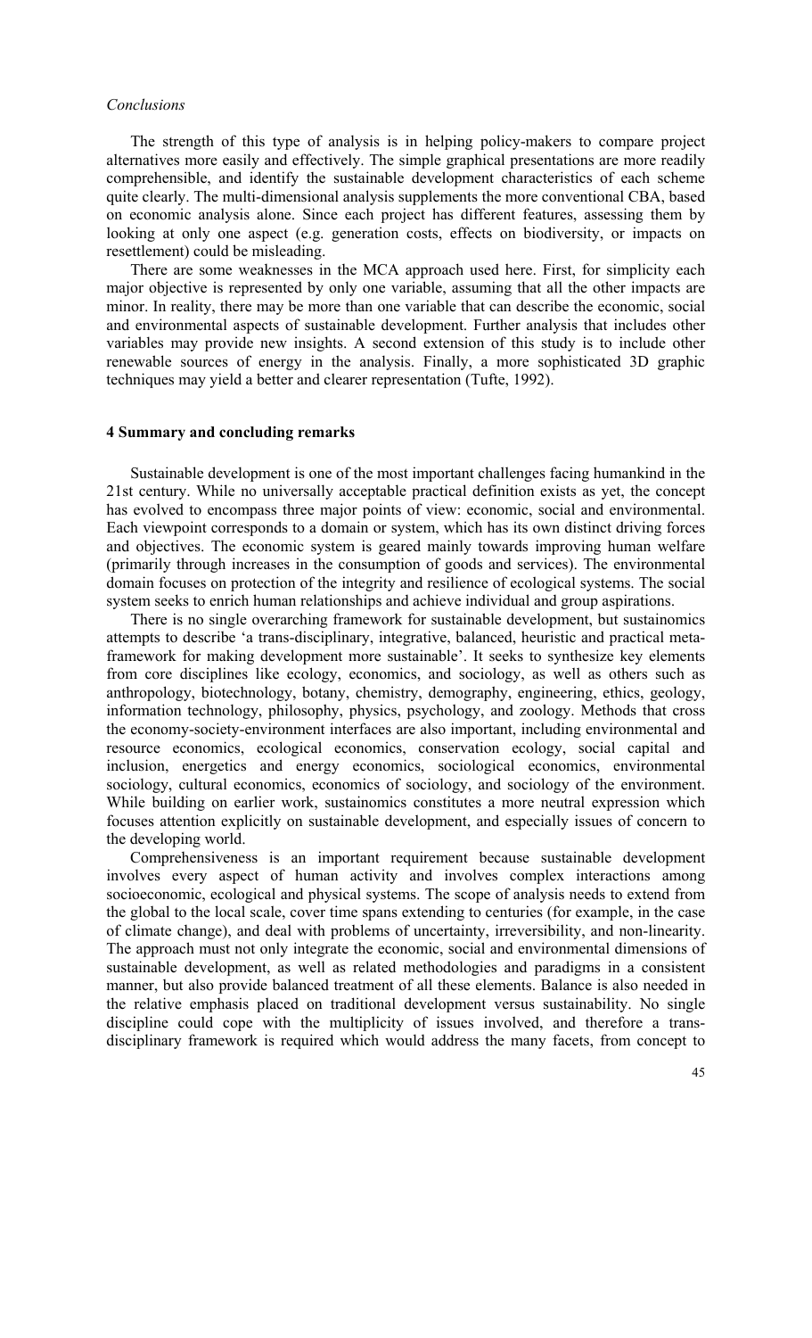*Conclusions*

The strength of this type of analysis is in helping policy-makers to compare project alternatives more easily and effectively. The simple graphical presentations are more readily comprehensible, and identify the sustainable development characteristics of each scheme quite clearly. The multi-dimensional analysis supplements the more conventional CBA, based on economic analysis alone. Since each project has different features, assessing them by looking at only one aspect (e.g. generation costs, effects on biodiversity, or impacts on resettlement) could be misleading.

There are some weaknesses in the MCA approach used here. First, for simplicity each major objective is represented by only one variable, assuming that all the other impacts are minor. In reality, there may be more than one variable that can describe the economic, social and environmental aspects of sustainable development. Further analysis that includes other variables may provide new insights. A second extension of this study is to include other renewable sources of energy in the analysis. Finally, a more sophisticated 3D graphic techniques may yield a better and clearer representation (Tufte, 1992).

## 4 Summary and concluding remarks

Sustainable development is one of the most important challenges facing humankind in the 21st century. While no universally acceptable practical definition exists as yet, the concept has evolved to encompass three major points of view: economic, social and environmental. Each viewpoint corresponds to a domain or system, which has its own distinct driving forces and objectives. The economic system is geared mainly towards improving human welfare (primarily through increases in the consumption of goods and services). The environmental domain focuses on protection of the integrity and resilience of ecological systems. The social system seeks to enrich human relationships and achieve individual and group aspirations.

There is no single overarching framework for sustainable development, but sustainomics attempts to describe 'a trans-disciplinary, integrative, balanced, heuristic and practical meta-framework for making development more sustainable'. It seeks to synthesize key elements from core disciplines like ecology, economics, and sociology, as well as others such as anthropology, biotechnology, botany, chemistry, demography, engineering, ethics, geology, information technology, philosophy, physics, psychology, and zoology. Methods that cross the economy-society-environment interfaces are also important, including environmental and resource economics, ecological economics, conservation ecology, social capital and inclusion, energetics and energy economics, sociological economics, environmental sociology, cultural economics, economics of sociology, and sociology of the environment. While building on earlier work, sustainomics constitutes a more neutral expression which focuses attention explicitly on sustainable development, and especially issues of concern to the developing world.

Comprehensiveness is an important requirement because sustainable development involves every aspect of human activity and involves complex interactions among socioeconomic, ecological and physical systems. The scope of analysis needs to extend from the global to the local scale, cover time spans extending to centuries (for example, in the case of climate change), and deal with problems of uncertainty, irreversibility, and non-linearity. The approach must not only integrate the economic, social and environmental dimensions of sustainable development, as well as related methodologies and paradigms in a consistent manner, but also provide balanced treatment of all these elements. Balance is also needed in the relative emphasis placed on traditional development versus sustainability. No single discipline could cope with the multiplicity of issues involved, and therefore a trans-disciplinary framework is required which would address the many facets, from concept to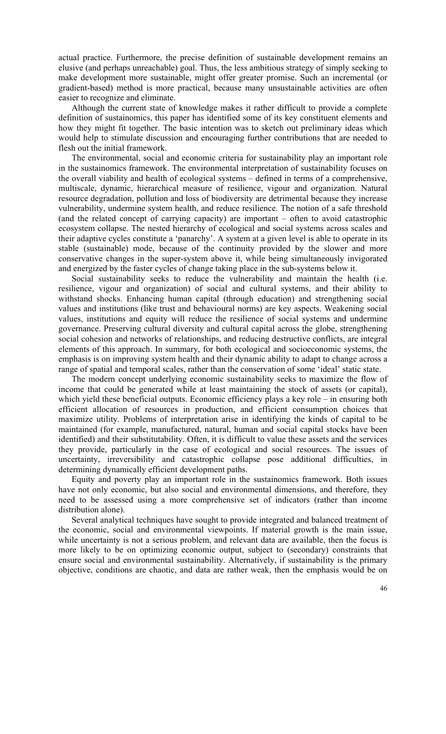actual practice. Furthermore, the precise definition of sustainable development remains an elusive (and perhaps unreachable) goal. Thus, the less ambitious strategy of simply seeking to make development more sustainable, might offer greater promise. Such an incremental (or gradient-based) method is more practical, because many unsustainable activities are often easier to recognize and eliminate.

Although the current state of knowledge makes it rather difficult to provide a complete definition of sustainomics, this paper has identified some of its key constituent elements and how they might fit together. The basic intention was to sketch out preliminary ideas which would help to stimulate discussion and encouraging further contributions that are needed to flesh out the initial framework.

The environmental, social and economic criteria for sustainability play an important role in the sustainomics framework. The environmental interpretation of sustainability focuses on the overall viability and health of ecological systems – defined in terms of a comprehensive, multiscale, dynamic, hierarchical measure of resilience, vigour and organization. Natural resource degradation, pollution and loss of biodiversity are detrimental because they increase vulnerability, undermine system health, and reduce resilience. The notion of a safe threshold (and the related concept of carrying capacity) are important – often to avoid catastrophic ecosystem collapse. The nested hierarchy of ecological and social systems across scales and their adaptive cycles constitute a 'panarchy'. A system at a given level is able to operate in its stable (sustainable) mode, because of the continuity provided by the slower and more conservative changes in the super-system above it, while being simultaneously invigorated and energized by the faster cycles of change taking place in the sub-systems below it.

Social sustainability seeks to reduce the vulnerability and maintain the health (i.e. resilience, vigour and organization) of social and cultural systems, and their ability to withstand shocks. Enhancing human capital (through education) and strengthening social values and institutions (like trust and behavioural norms) are key aspects. Weakening social values, institutions and equity will reduce the resilience of social systems and undermine governance. Preserving cultural diversity and cultural capital across the globe, strengthening social cohesion and networks of relationships, and reducing destructive conflicts, are integral elements of this approach. In summary, for both ecological and socioeconomic systems, the emphasis is on improving system health and their dynamic ability to adapt to change across a range of spatial and temporal scales, rather than the conservation of some 'ideal' static state.

The modern concept underlying economic sustainability seeks to maximize the flow of income that could be generated while at least maintaining the stock of assets (or capital), which yield these beneficial outputs. Economic efficiency plays a key role – in ensuring both efficient allocation of resources in production, and efficient consumption choices that maximize utility. Problems of interpretation arise in identifying the kinds of capital to be maintained (for example, manufactured, natural, human and social capital stocks have been identified) and their substitutability. Often, it is difficult to value these assets and the services they provide, particularly in the case of ecological and social resources. The issues of uncertainty, irreversibility and catastrophic collapse pose additional difficulties, in determining dynamically efficient development paths.

Equity and poverty play an important role in the sustainomics framework. Both issues have not only economic, but also social and environmental dimensions, and therefore, they need to be assessed using a more comprehensive set of indicators (rather than income distribution alone).

Several analytical techniques have sought to provide integrated and balanced treatment of the economic, social and environmental viewpoints. If material growth is the main issue, while uncertainty is not a serious problem, and relevant data are available, then the focus is more likely to be on optimizing economic output, subject to (secondary) constraints that ensure social and environmental sustainability. Alternatively, if sustainability is the primary objective, conditions are chaotic, and data are rather weak, then the emphasis would be on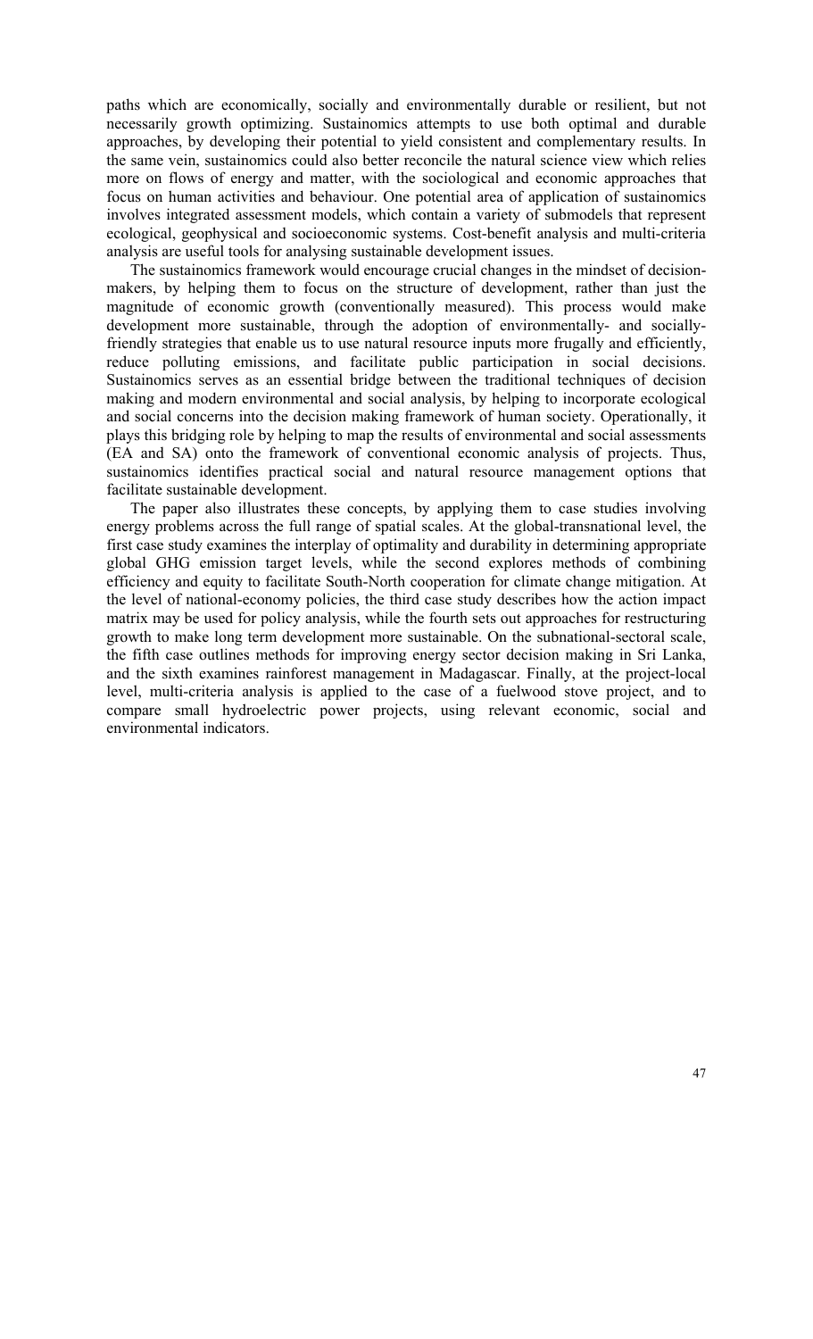paths which are economically, socially and environmentally durable or resilient, but not necessarily growth optimizing. Sustainomics attempts to use both optimal and durable approaches, by developing their potential to yield consistent and complementary results. In the same vein, sustainomics could also better reconcile the natural science view which relies more on flows of energy and matter, with the sociological and economic approaches that focus on human activities and behaviour. One potential area of application of sustainomics involves integrated assessment models, which contain a variety of submodels that represent ecological, geophysical and socioeconomic systems. Cost-benefit analysis and multi-criteria analysis are useful tools for analysing sustainable development issues.

The sustainomics framework would encourage crucial changes in the mindset of decision-makers, by helping them to focus on the structure of development, rather than just the magnitude of economic growth (conventionally measured). This process would make development more sustainable, through the adoption of environmentally- and socially-friendly strategies that enable us to use natural resource inputs more frugally and efficiently, reduce polluting emissions, and facilitate public participation in social decisions. Sustainomics serves as an essential bridge between the traditional techniques of decision making and modern environmental and social analysis, by helping to incorporate ecological and social concerns into the decision making framework of human society. Operationally, it plays this bridging role by helping to map the results of environmental and social assessments (EA and SA) onto the framework of conventional economic analysis of projects. Thus, sustainomics identifies practical social and natural resource management options that facilitate sustainable development.

The paper also illustrates these concepts, by applying them to case studies involving energy problems across the full range of spatial scales. At the global-transnational level, the first case study examines the interplay of optimality and durability in determining appropriate global GHG emission target levels, while the second explores methods of combining efficiency and equity to facilitate South-North cooperation for climate change mitigation. At the level of national-economy policies, the third case study describes how the action impact matrix may be used for policy analysis, while the fourth sets out approaches for restructuring growth to make long term development more sustainable. On the subnational-sectoral scale, the fifth case outlines methods for improving energy sector decision making in Sri Lanka, and the sixth examines rainforest management in Madagascar. Finally, at the project-local level, multi-criteria analysis is applied to the case of a fuelwood stove project, and to compare small hydroelectric power projects, using relevant economic, social and environmental indicators.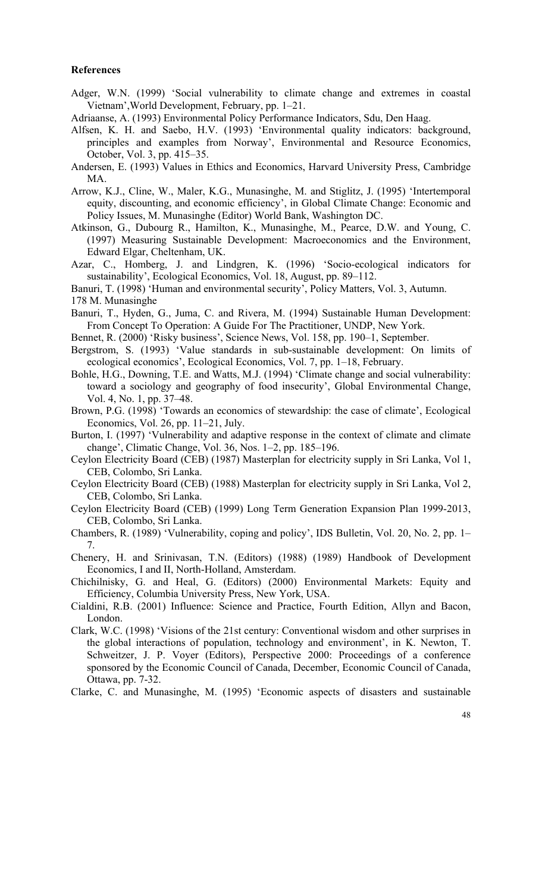**References**

Adger, W.N. (1999) 'Social vulnerability to climate change and extremes in coastal Vietnam',World Development, February, pp. 1–21.

Adriaanse, A. (1993) Environmental Policy Performance Indicators, Sdu, Den Haag.

Alfsen, K. H. and Saebo, H.V. (1993) 'Environmental quality indicators: background, principles and examples from Norway', Environmental and Resource Economics, October, Vol. 3, pp. 415–35.

Andersen, E. (1993) Values in Ethics and Economics, Harvard University Press, Cambridge MA.

Arrow, K.J., Cline, W., Maler, K.G., Munasinghe, M. and Stiglitz, J. (1995) 'Intertemporal equity, discounting, and economic efficiency', in Global Climate Change: Economic and Policy Issues, M. Munasinghe (Editor) World Bank, Washington DC.

Atkinson, G., Dubourg R., Hamilton, K., Munasinghe, M., Pearce, D.W. and Young, C. (1997) Measuring Sustainable Development: Macroeconomics and the Environment, Edward Elgar, Cheltenham, UK.

Azar, C., Homberg, J. and Lindgren, K. (1996) 'Socio-ecological indicators for sustainability', Ecological Economics, Vol. 18, August, pp. 89–112.

Banuri, T. (1998) 'Human and environmental security', Policy Matters, Vol. 3, Autumn.

178 M. Munasinghe

Banuri, T., Hyden, G., Juma, C. and Rivera, M. (1994) Sustainable Human Development: From Concept To Operation: A Guide For The Practitioner, UNDP, New York.

Bennet, R. (2000) 'Risky business', Science News, Vol. 158, pp. 190–1, September.

Bergstrom, S. (1993) 'Value standards in sub-sustainable development: On limits of ecological economics', Ecological Economics, Vol. 7, pp. 1–18, February.

Bohle, H.G., Downing, T.E. and Watts, M.J. (1994) 'Climate change and social vulnerability: toward a sociology and geography of food insecurity', Global Environmental Change, Vol. 4, No. 1, pp. 37–48.

Brown, P.G. (1998) 'Towards an economics of stewardship: the case of climate', Ecological Economics, Vol. 26, pp. 11–21, July.

Burton, I. (1997) 'Vulnerability and adaptive response in the context of climate and climate change', Climatic Change, Vol. 36, Nos. 1–2, pp. 185–196.

Ceylon Electricity Board (CEB) (1987) Masterplan for electricity supply in Sri Lanka, Vol 1, CEB, Colombo, Sri Lanka.

Ceylon Electricity Board (CEB) (1988) Masterplan for electricity supply in Sri Lanka, Vol 2, CEB, Colombo, Sri Lanka.

Ceylon Electricity Board (CEB) (1999) Long Term Generation Expansion Plan 1999-2013, CEB, Colombo, Sri Lanka.

Chambers, R. (1989) 'Vulnerability, coping and policy', IDS Bulletin, Vol. 20, No. 2, pp. 1–7.

Chenery, H. and Srinivasan, T.N. (Editors) (1988) (1989) Handbook of Development Economics, I and II, North-Holland, Amsterdam.

Chichilnisky, G. and Heal, G. (Editors) (2000) Environmental Markets: Equity and Efficiency, Columbia University Press, New York, USA.

Cialdini, R.B. (2001) Influence: Science and Practice, Fourth Edition, Allyn and Bacon, London.

Clark, W.C. (1998) 'Visions of the 21st century: Conventional wisdom and other surprises in the global interactions of population, technology and environment', in K. Newton, T. Schweitzer, J. P. Voyer (Editors), Perspective 2000: Proceedings of a conference sponsored by the Economic Council of Canada, December, Economic Council of Canada, Ottawa, pp. 7-32.

Clarke, C. and Munasinghe, M. (1995) 'Economic aspects of disasters and sustainable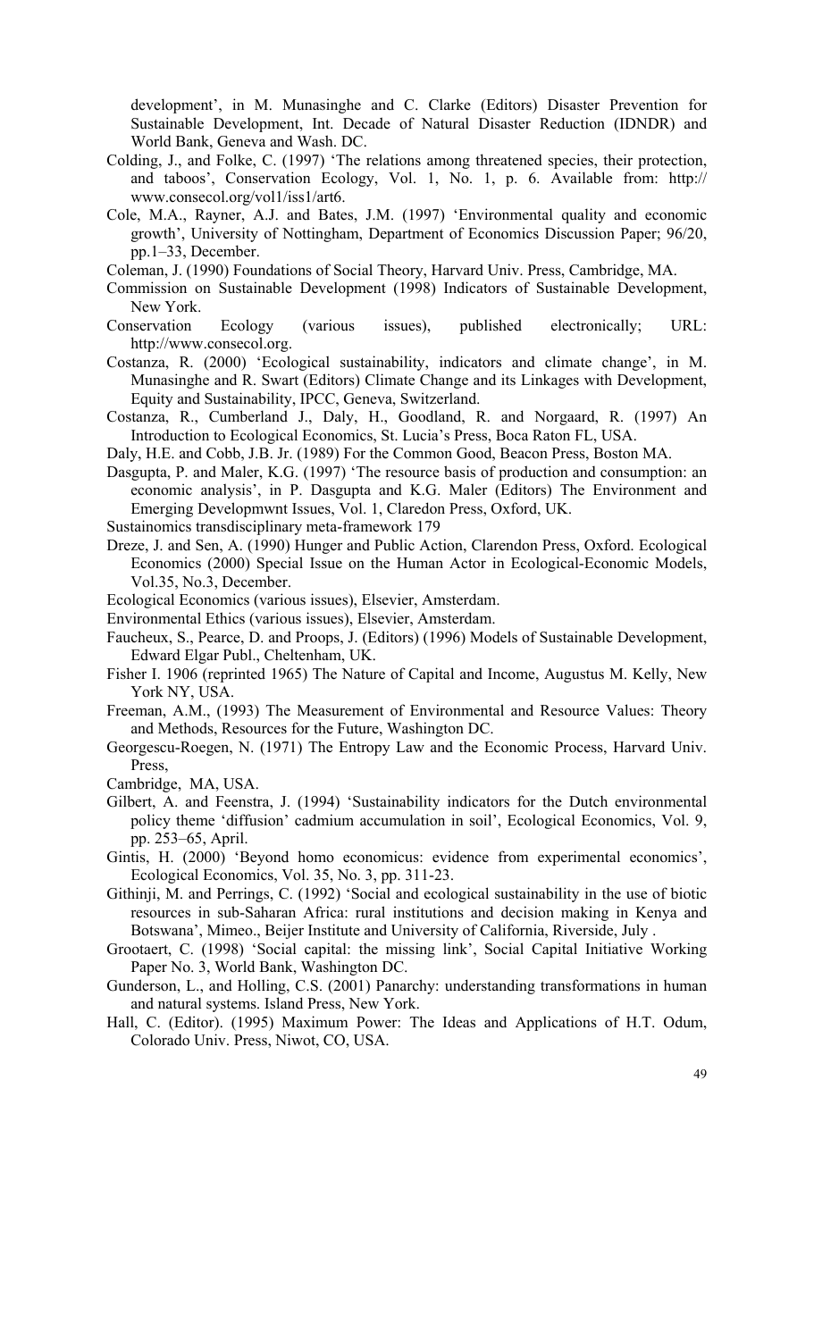development', in M. Munasinghe and C. Clarke (Editors) Disaster Prevention for Sustainable Development, Int. Decade of Natural Disaster Reduction (IDNDR) and World Bank, Geneva and Wash. DC.

Colding, J., and Folke, C. (1997) 'The relations among threatened species, their protection, and taboos', Conservation Ecology, Vol. 1, No. 1, p. 6. Available from: http:// www.consecol.org/vol1/iss1/art6.

Cole, M.A., Rayner, A.J. and Bates, J.M. (1997) 'Environmental quality and economic growth', University of Nottingham, Department of Economics Discussion Paper; 96/20, pp.1–33, December.

Coleman, J. (1990) Foundations of Social Theory, Harvard Univ. Press, Cambridge, MA.

Commission on Sustainable Development (1998) Indicators of Sustainable Development, New York.

Conservation Ecology (various issues), published electronically; URL: http://www.consecol.org.

Costanza, R. (2000) 'Ecological sustainability, indicators and climate change', in M. Munasinghe and R. Swart (Editors) Climate Change and its Linkages with Development, Equity and Sustainability, IPCC, Geneva, Switzerland.

Costanza, R., Cumberland J., Daly, H., Goodland, R. and Norgaard, R. (1997) An Introduction to Ecological Economics, St. Lucia's Press, Boca Raton FL, USA.

Daly, H.E. and Cobb, J.B. Jr. (1989) For the Common Good, Beacon Press, Boston MA.

Dasgupta, P. and Maler, K.G. (1997) 'The resource basis of production and consumption: an economic analysis', in P. Dasgupta and K.G. Maler (Editors) The Environment and Emerging Developmwnt Issues, Vol. 1, Claredon Press, Oxford, UK.

Sustainomics transdisciplinary meta-framework 179

Dreze, J. and Sen, A. (1990) Hunger and Public Action, Clarendon Press, Oxford. Ecological Economics (2000) Special Issue on the Human Actor in Ecological-Economic Models, Vol.35, No.3, December.

Ecological Economics (various issues), Elsevier, Amsterdam.

Environmental Ethics (various issues), Elsevier, Amsterdam.

Faucheux, S., Pearce, D. and Proops, J. (Editors) (1996) Models of Sustainable Development, Edward Elgar Publ., Cheltenham, UK.

Fisher I. 1906 (reprinted 1965) The Nature of Capital and Income, Augustus M. Kelly, New York NY, USA.

Freeman, A.M., (1993) The Measurement of Environmental and Resource Values: Theory and Methods, Resources for the Future, Washington DC.

Georgescu-Roegen, N. (1971) The Entropy Law and the Economic Process, Harvard Univ. Press,

Cambridge, MA, USA.

Gilbert, A. and Feenstra, J. (1994) 'Sustainability indicators for the Dutch environmental policy theme 'diffusion' cadmium accumulation in soil', Ecological Economics, Vol. 9, pp. 253–65, April.

Gintis, H. (2000) 'Beyond homo economicus: evidence from experimental economics', Ecological Economics, Vol. 35, No. 3, pp. 311-23.

Githinji, M. and Perrings, C. (1992) 'Social and ecological sustainability in the use of biotic resources in sub-Saharan Africa: rural institutions and decision making in Kenya and Botswana', Mimeo., Beijer Institute and University of California, Riverside, July .

Grootaert, C. (1998) 'Social capital: the missing link', Social Capital Initiative Working Paper No. 3, World Bank, Washington DC.

Gunderson, L., and Holling, C.S. (2001) Panarchy: understanding transformations in human and natural systems. Island Press, New York.

Hall, C. (Editor). (1995) Maximum Power: The Ideas and Applications of H.T. Odum, Colorado Univ. Press, Niwot, CO, USA.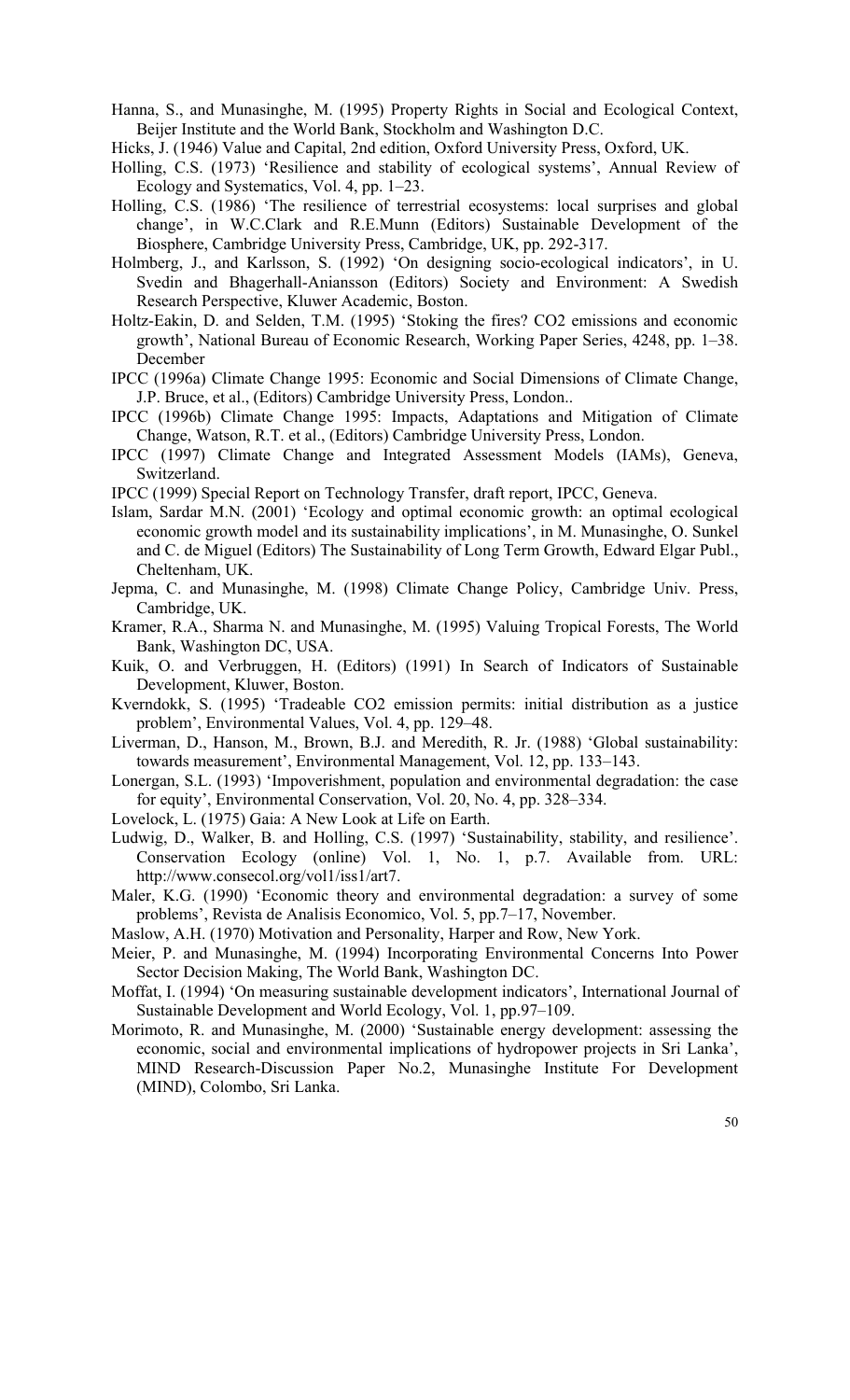Hanna, S., and Munasinghe, M. (1995) Property Rights in Social and Ecological Context, Beijer Institute and the World Bank, Stockholm and Washington D.C.

Hicks, J. (1946) Value and Capital, 2nd edition, Oxford University Press, Oxford, UK.

Holling, C.S. (1973) 'Resilience and stability of ecological systems', Annual Review of Ecology and Systematics, Vol. 4, pp. 1–23.

Holling, C.S. (1986) 'The resilience of terrestrial ecosystems: local surprises and global change', in W.C.Clark and R.E.Munn (Editors) Sustainable Development of the Biosphere, Cambridge University Press, Cambridge, UK, pp. 292-317.

Holmberg, J., and Karlsson, S. (1992) 'On designing socio-ecological indicators', in U. Svedin and Bhagerhall-Aniansson (Editors) Society and Environment: A Swedish Research Perspective, Kluwer Academic, Boston.

Holtz-Eakin, D. and Selden, T.M. (1995) 'Stoking the fires? CO2 emissions and economic growth', National Bureau of Economic Research, Working Paper Series, 4248, pp. 1–38. December

IPCC (1996a) Climate Change 1995: Economic and Social Dimensions of Climate Change, J.P. Bruce, et al., (Editors) Cambridge University Press, London..

IPCC (1996b) Climate Change 1995: Impacts, Adaptations and Mitigation of Climate Change, Watson, R.T. et al., (Editors) Cambridge University Press, London.

IPCC (1997) Climate Change and Integrated Assessment Models (IAMs), Geneva, Switzerland.

IPCC (1999) Special Report on Technology Transfer, draft report, IPCC, Geneva.

Islam, Sardar M.N. (2001) 'Ecology and optimal economic growth: an optimal ecological economic growth model and its sustainability implications', in M. Munasinghe, O. Sunkel and C. de Miguel (Editors) The Sustainability of Long Term Growth, Edward Elgar Publ., Cheltenham, UK.

Jepma, C. and Munasinghe, M. (1998) Climate Change Policy, Cambridge Univ. Press, Cambridge, UK.

Kramer, R.A., Sharma N. and Munasinghe, M. (1995) Valuing Tropical Forests, The World Bank, Washington DC, USA.

Kuik, O. and Verbruggen, H. (Editors) (1991) In Search of Indicators of Sustainable Development, Kluwer, Boston.

Kverndokk, S. (1995) 'Tradeable CO2 emission permits: initial distribution as a justice problem', Environmental Values, Vol. 4, pp. 129–48.

Liverman, D., Hanson, M., Brown, B.J. and Meredith, R. Jr. (1988) 'Global sustainability: towards measurement', Environmental Management, Vol. 12, pp. 133–143.

Lonergan, S.L. (1993) 'Impoverishment, population and environmental degradation: the case for equity', Environmental Conservation, Vol. 20, No. 4, pp. 328–334.

Lovelock, L. (1975) Gaia: A New Look at Life on Earth.

Ludwig, D., Walker, B. and Holling, C.S. (1997) 'Sustainability, stability, and resilience'. Conservation Ecology (online) Vol. 1, No. 1, p.7. Available from. URL: http://www.consecol.org/vol1/iss1/art7.

Maler, K.G. (1990) 'Economic theory and environmental degradation: a survey of some problems', Revista de Analisis Economico, Vol. 5, pp.7–17, November.

Maslow, A.H. (1970) Motivation and Personality, Harper and Row, New York.

Meier, P. and Munasinghe, M. (1994) Incorporating Environmental Concerns Into Power Sector Decision Making, The World Bank, Washington DC.

Moffat, I. (1994) 'On measuring sustainable development indicators', International Journal of Sustainable Development and World Ecology, Vol. 1, pp.97–109.

Morimoto, R. and Munasinghe, M. (2000) 'Sustainable energy development: assessing the economic, social and environmental implications of hydropower projects in Sri Lanka', MIND Research-Discussion Paper No.2, Munasinghe Institute For Development (MIND), Colombo, Sri Lanka.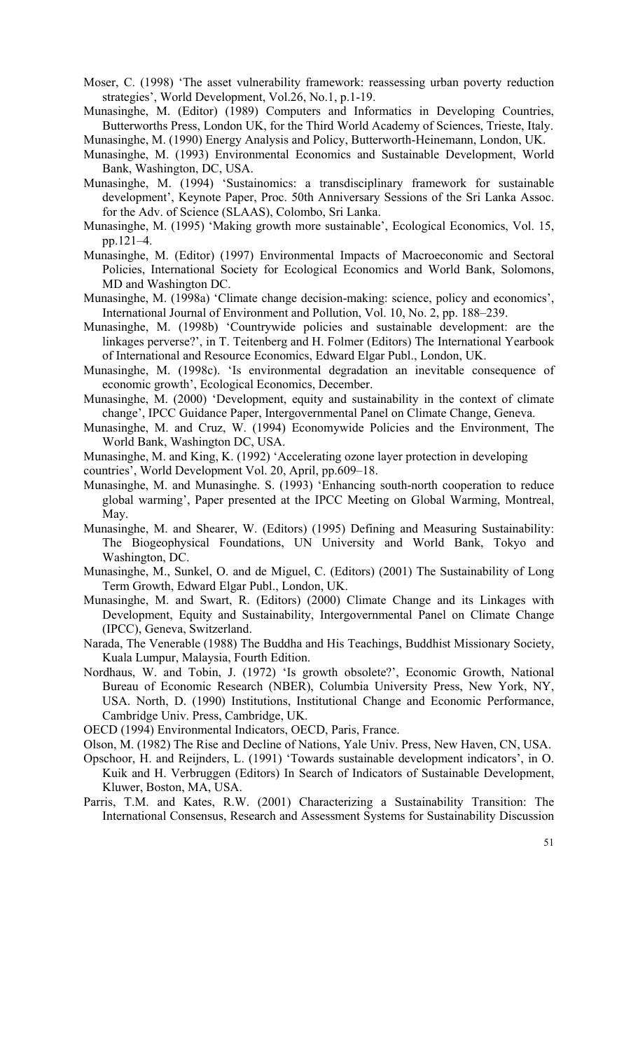Moser, C. (1998) 'The asset vulnerability framework: reassessing urban poverty reduction strategies', World Development, Vol.26, No.1, p.1-19.

Munasinghe, M. (Editor) (1989) Computers and Informatics in Developing Countries, Butterworths Press, London UK, for the Third World Academy of Sciences, Trieste, Italy.

Munasinghe, M. (1990) Energy Analysis and Policy, Butterworth-Heinemann, London, UK.

Munasinghe, M. (1993) Environmental Economics and Sustainable Development, World Bank, Washington, DC, USA.

Munasinghe, M. (1994) 'Sustainomics: a transdisciplinary framework for sustainable development', Keynote Paper, Proc. 50th Anniversary Sessions of the Sri Lanka Assoc. for the Adv. of Science (SLAAS), Colombo, Sri Lanka.

Munasinghe, M. (1995) 'Making growth more sustainable', Ecological Economics, Vol. 15, pp.121–4.

Munasinghe, M. (Editor) (1997) Environmental Impacts of Macroeconomic and Sectoral Policies, International Society for Ecological Economics and World Bank, Solomons, MD and Washington DC.

Munasinghe, M. (1998a) 'Climate change decision-making: science, policy and economics', International Journal of Environment and Pollution, Vol. 10, No. 2, pp. 188–239.

Munasinghe, M. (1998b) 'Countrywide policies and sustainable development: are the linkages perverse?', in T. Teitenberg and H. Folmer (Editors) The International Yearbook of International and Resource Economics, Edward Elgar Publ., London, UK.

Munasinghe, M. (1998c). 'Is environmental degradation an inevitable consequence of economic growth', Ecological Economics, December.

Munasinghe, M. (2000) 'Development, equity and sustainability in the context of climate change', IPCC Guidance Paper, Intergovernmental Panel on Climate Change, Geneva.

Munasinghe, M. and Cruz, W. (1994) Economywide Policies and the Environment, The World Bank, Washington DC, USA.

Munasinghe, M. and King, K. (1992) 'Accelerating ozone layer protection in developing countries', World Development Vol. 20, April, pp.609–18.

Munasinghe, M. and Munasinghe. S. (1993) 'Enhancing south-north cooperation to reduce global warming', Paper presented at the IPCC Meeting on Global Warming, Montreal, May.

Munasinghe, M. and Shearer, W. (Editors) (1995) Defining and Measuring Sustainability: The Biogeophysical Foundations, UN University and World Bank, Tokyo and Washington, DC.

Munasinghe, M., Sunkel, O. and de Miguel, C. (Editors) (2001) The Sustainability of Long Term Growth, Edward Elgar Publ., London, UK.

Munasinghe, M. and Swart, R. (Editors) (2000) Climate Change and its Linkages with Development, Equity and Sustainability, Intergovernmental Panel on Climate Change (IPCC), Geneva, Switzerland.

Narada, The Venerable (1988) The Buddha and His Teachings, Buddhist Missionary Society, Kuala Lumpur, Malaysia, Fourth Edition.

Nordhaus, W. and Tobin, J. (1972) 'Is growth obsolete?', Economic Growth, National Bureau of Economic Research (NBER), Columbia University Press, New York, NY, USA. North, D. (1990) Institutions, Institutional Change and Economic Performance, Cambridge Univ. Press, Cambridge, UK.

OECD (1994) Environmental Indicators, OECD, Paris, France.

Olson, M. (1982) The Rise and Decline of Nations, Yale Univ. Press, New Haven, CN, USA.

Opschoor, H. and Reijnders, L. (1991) 'Towards sustainable development indicators', in O. Kuik and H. Verbruggen (Editors) In Search of Indicators of Sustainable Development, Kluwer, Boston, MA, USA.

Parris, T.M. and Kates, R.W. (2001) Characterizing a Sustainability Transition: The International Consensus, Research and Assessment Systems for Sustainability Discussion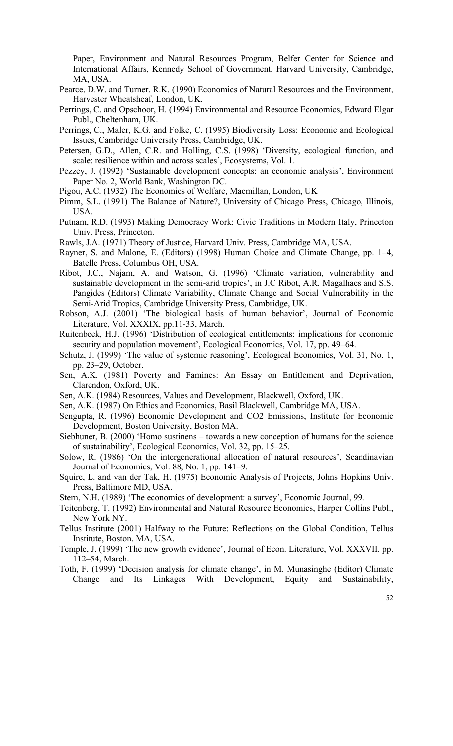Paper, Environment and Natural Resources Program, Belfer Center for Science and International Affairs, Kennedy School of Government, Harvard University, Cambridge, MA, USA.

Pearce, D.W. and Turner, R.K. (1990) Economics of Natural Resources and the Environment, Harvester Wheatsheaf, London, UK.

Perrings, C. and Opschoor, H. (1994) Environmental and Resource Economics, Edward Elgar Publ., Cheltenham, UK.

Perrings, C., Maler, K.G. and Folke, C. (1995) Biodiversity Loss: Economic and Ecological Issues, Cambridge University Press, Cambridge, UK.

Petersen, G.D., Allen, C.R. and Holling, C.S. (1998) 'Diversity, ecological function, and scale: resilience within and across scales', Ecosystems, Vol. 1.

Pezzey, J. (1992) 'Sustainable development concepts: an economic analysis', Environment Paper No. 2, World Bank, Washington DC.

Pigou, A.C. (1932) The Economics of Welfare, Macmillan, London, UK

Pimm, S.L. (1991) The Balance of Nature?, University of Chicago Press, Chicago, Illinois, USA.

Putnam, R.D. (1993) Making Democracy Work: Civic Traditions in Modern Italy, Princeton Univ. Press, Princeton.

Rawls, J.A. (1971) Theory of Justice, Harvard Univ. Press, Cambridge MA, USA.

Rayner, S. and Malone, E. (Editors) (1998) Human Choice and Climate Change, pp. 1–4, Batelle Press, Columbus OH, USA.

Ribot, J.C., Najam, A. and Watson, G. (1996) 'Climate variation, vulnerability and sustainable development in the semi-arid tropics', in J.C Ribot, A.R. Magalhaes and S.S. Pangides (Editors) Climate Variability, Climate Change and Social Vulnerability in the Semi-Arid Tropics, Cambridge University Press, Cambridge, UK.

Robson, A.J. (2001) 'The biological basis of human behavior', Journal of Economic Literature, Vol. XXXIX, pp.11-33, March.

Ruitenbeek, H.J. (1996) 'Distribution of ecological entitlements: implications for economic security and population movement', Ecological Economics, Vol. 17, pp. 49–64.

Schutz, J. (1999) 'The value of systemic reasoning', Ecological Economics, Vol. 31, No. 1, pp. 23–29, October.

Sen, A.K. (1981) Poverty and Famines: An Essay on Entitlement and Deprivation, Clarendon, Oxford, UK.

Sen, A.K. (1984) Resources, Values and Development, Blackwell, Oxford, UK.

Sen, A.K. (1987) On Ethics and Economics, Basil Blackwell, Cambridge MA, USA.

Sengupta, R. (1996) Economic Development and CO2 Emissions, Institute for Economic Development, Boston University, Boston MA.

Siebhuner, B. (2000) 'Homo sustinens – towards a new conception of humans for the science of sustainability', Ecological Economics, Vol. 32, pp. 15–25.

Solow, R. (1986) 'On the intergenerational allocation of natural resources', Scandinavian Journal of Economics, Vol. 88, No. 1, pp. 141–9.

Squire, L. and van der Tak, H. (1975) Economic Analysis of Projects, Johns Hopkins Univ. Press, Baltimore MD, USA.

Stern, N.H. (1989) 'The economics of development: a survey', Economic Journal, 99.

Teitenberg, T. (1992) Environmental and Natural Resource Economics, Harper Collins Publ., New York NY.

Tellus Institute (2001) Halfway to the Future: Reflections on the Global Condition, Tellus Institute, Boston. MA, USA.

Temple, J. (1999) 'The new growth evidence', Journal of Econ. Literature, Vol. XXXVII. pp. 112–54, March.

Toth, F. (1999) 'Decision analysis for climate change', in M. Munasinghe (Editor) Climate Change and Its Linkages With Development, Equity and Sustainability,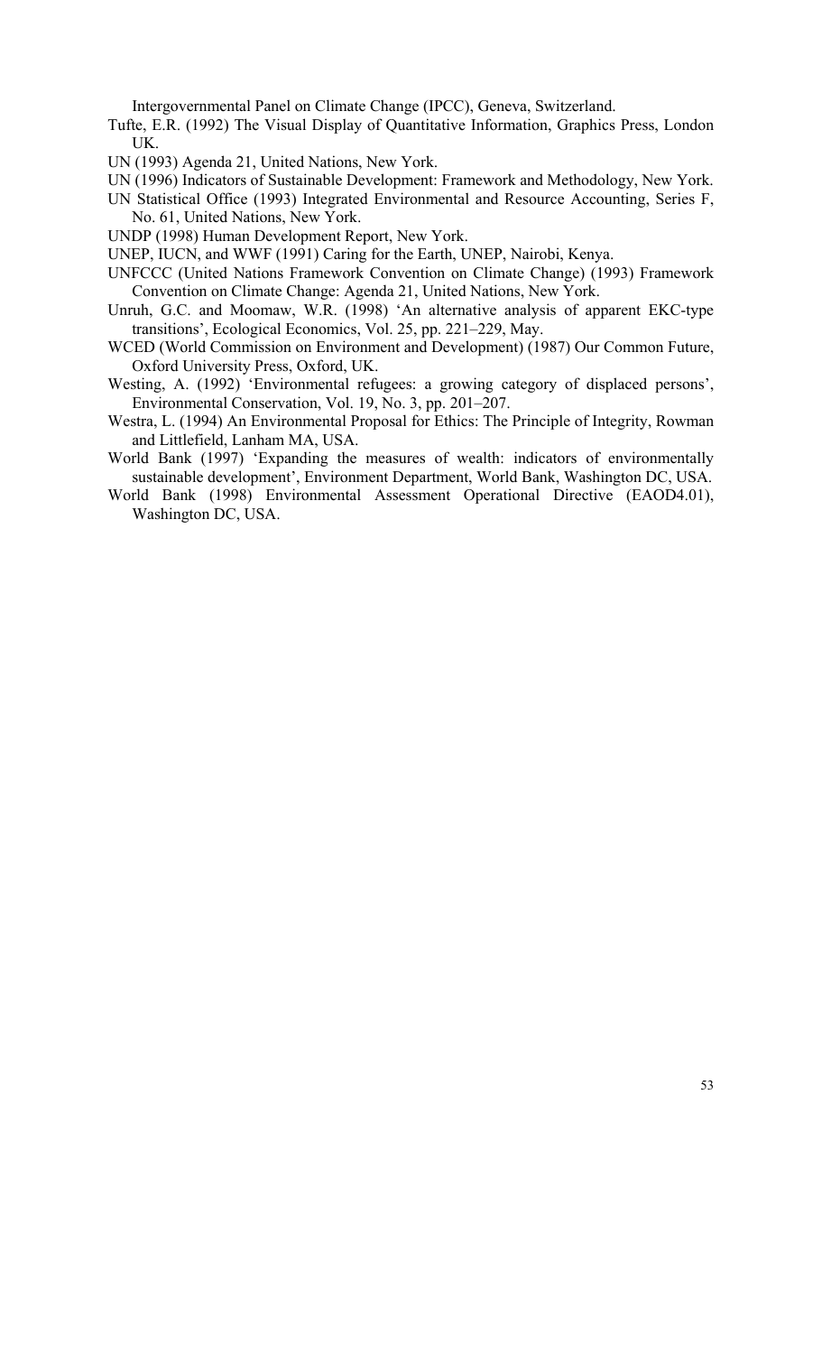Intergovernmental Panel on Climate Change (IPCC), Geneva, Switzerland.

Tufte, E.R. (1992) The Visual Display of Quantitative Information, Graphics Press, London UK.

UN (1993) Agenda 21, United Nations, New York.

UN (1996) Indicators of Sustainable Development: Framework and Methodology, New York.

UN Statistical Office (1993) Integrated Environmental and Resource Accounting, Series F, No. 61, United Nations, New York.

UNDP (1998) Human Development Report, New York.

UNEP, IUCN, and WWF (1991) Caring for the Earth, UNEP, Nairobi, Kenya.

UNFCCC (United Nations Framework Convention on Climate Change) (1993) Framework Convention on Climate Change: Agenda 21, United Nations, New York.

Unruh, G.C. and Moomaw, W.R. (1998) 'An alternative analysis of apparent EKC-type transitions', Ecological Economics, Vol. 25, pp. 221–229, May.

WCED (World Commission on Environment and Development) (1987) Our Common Future, Oxford University Press, Oxford, UK.

Westing, A. (1992) 'Environmental refugees: a growing category of displaced persons', Environmental Conservation, Vol. 19, No. 3, pp. 201–207.

Westra, L. (1994) An Environmental Proposal for Ethics: The Principle of Integrity, Rowman and Littlefield, Lanham MA, USA.

World Bank (1997) 'Expanding the measures of wealth: indicators of environmentally sustainable development', Environment Department, World Bank, Washington DC, USA.

World Bank (1998) Environmental Assessment Operational Directive (EAOD4.01), Washington DC, USA.